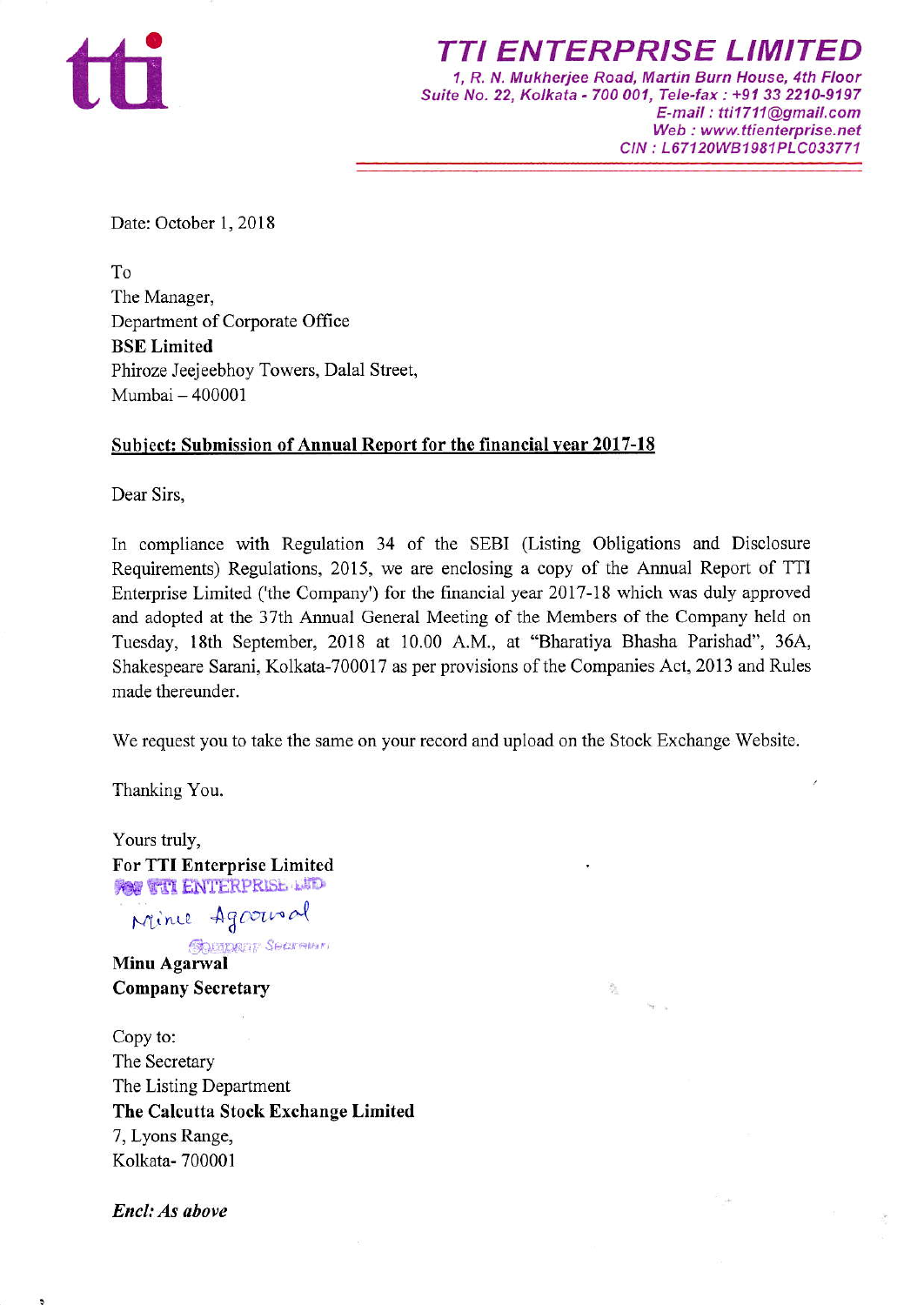# TTI ENTERPRISE LIMITED

1, R. N. Mukherjee Road, Martin Burn House, 4th Floor
Suite No. 22, Kolkata - 700 001, Tele-fax : +91 33 2210-9197
E-mail : tti1711@gmail.com
Web : www.ttienterprise.net
CIN : L67120WB1981PLC033771

Date: October 1, 2018

To
The Manager,
Department of Corporate Office
**BSE Limited**
Phiroze Jeejeebhoy Towers, Dalal Street,
Mumbai – 400001

**Subject: Submission of Annual Report for the financial year 2017-18**

Dear Sirs,

In compliance with Regulation 34 of the SEBI (Listing Obligations and Disclosure Requirements) Regulations, 2015, we are enclosing a copy of the Annual Report of TTI Enterprise Limited ('the Company') for the financial year 2017-18 which was duly approved and adopted at the 37th Annual General Meeting of the Members of the Company held on Tuesday, 18th September, 2018 at 10.00 A.M., at "Bharatiya Bhasha Parishad", 36A, Shakespeare Sarani, Kolkata-700017 as per provisions of the Companies Act, 2013 and Rules made thereunder.

We request you to take the same on your record and upload on the Stock Exchange Website.

Thanking You.

Yours truly,
**For TTI Enterprise Limited**

For TTI ENTERPRISE LTD
Minu Agarwal
Company Secretary

**Minu Agarwal**
**Company Secretary**

Copy to:
The Secretary
The Listing Department
**The Calcutta Stock Exchange Limited**
7, Lyons Range,
Kolkata- 700001

***Encl: As above***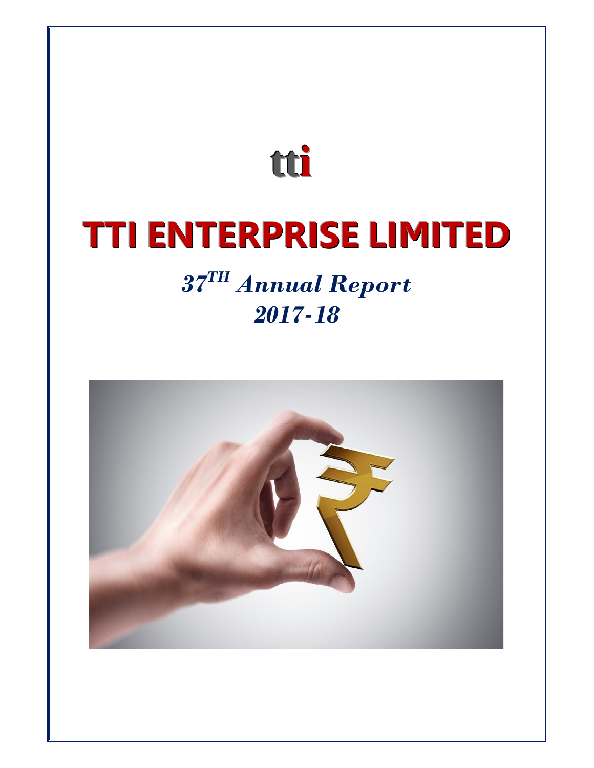tti

# TTI ENTERPRISE LIMITED

## *37$^{TH}$ Annual Report*

## *2017-18*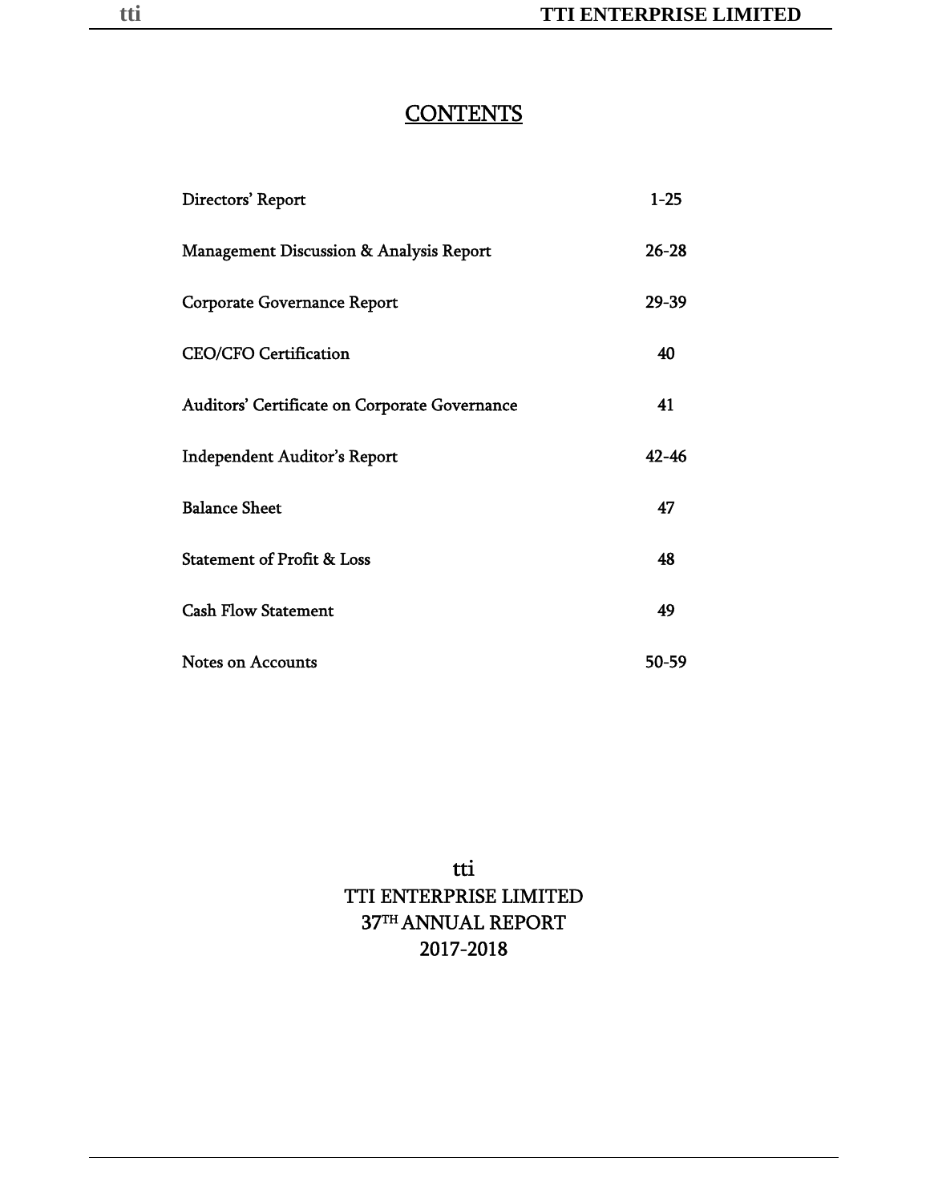# CONTENTS

| | |
|---|---|
| Directors' Report | 1-25 |
| Management Discussion & Analysis Report | 26-28 |
| Corporate Governance Report | 29-39 |
| CEO/CFO Certification | 40 |
| Auditors' Certificate on Corporate Governance | 41 |
| Independent Auditor's Report | 42-46 |
| Balance Sheet | 47 |
| Statement of Profit & Loss | 48 |
| Cash Flow Statement | 49 |
| Notes on Accounts | 50-59 |

tti

TTI ENTERPRISE LIMITED

37TH ANNUAL REPORT

2017-2018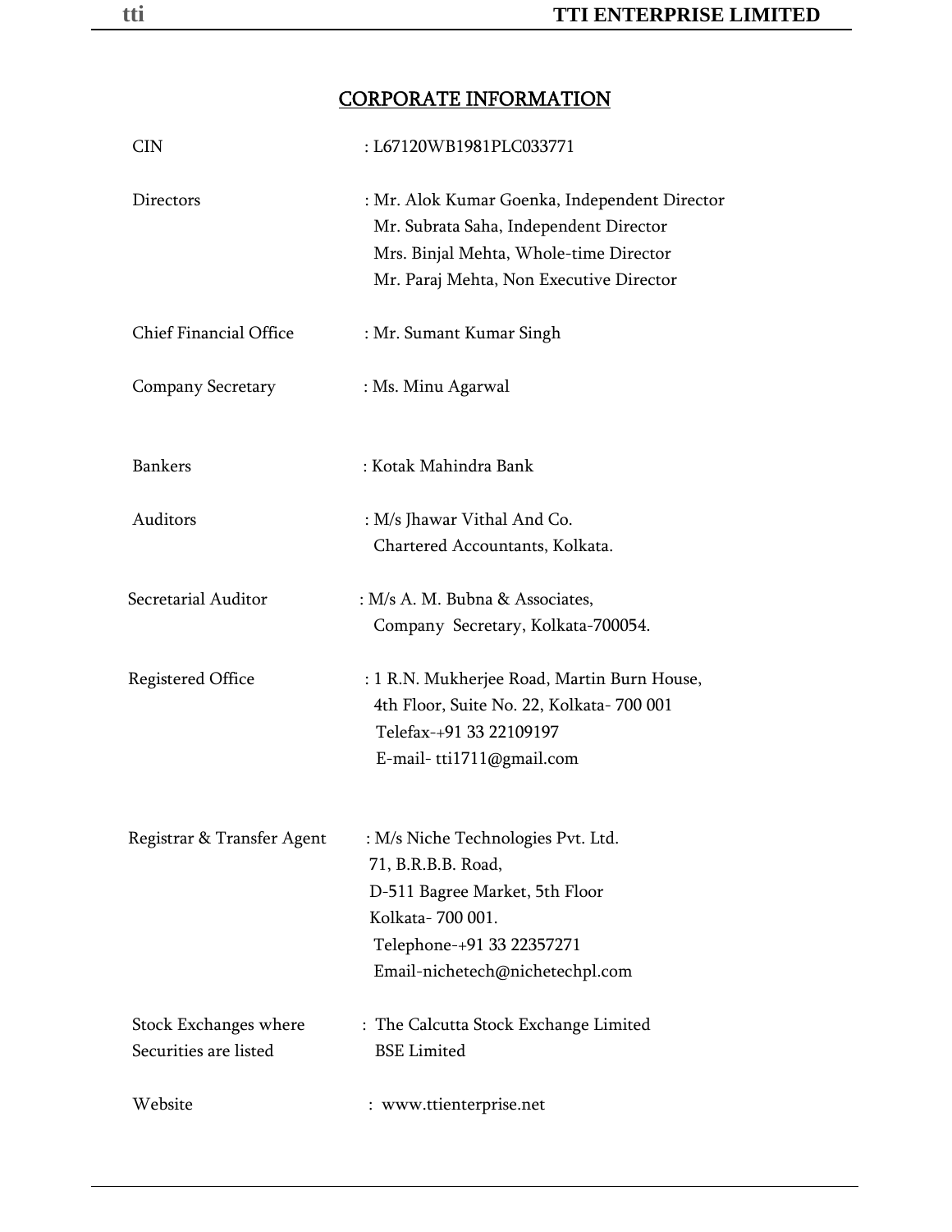# CORPORATE INFORMATION

| | |
|---|---|
| CIN | : L67120WB1981PLC033771 |
| Directors | : Mr. Alok Kumar Goenka, Independent Director<br>Mr. Subrata Saha, Independent Director<br>Mrs. Binjal Mehta, Whole-time Director<br>Mr. Paraj Mehta, Non Executive Director |
| Chief Financial Office | : Mr. Sumant Kumar Singh |
| Company Secretary | : Ms. Minu Agarwal |
| Bankers | : Kotak Mahindra Bank |
| Auditors | : M/s Jhawar Vithal And Co.<br>Chartered Accountants, Kolkata. |
| Secretarial Auditor | : M/s A. M. Bubna & Associates,<br>Company Secretary, Kolkata-700054. |
| Registered Office | : 1 R.N. Mukherjee Road, Martin Burn House,<br>4th Floor, Suite No. 22, Kolkata- 700 001<br>Telefax-+91 33 22109197<br>E-mail- tti1711@gmail.com |
| Registrar & Transfer Agent | : M/s Niche Technologies Pvt. Ltd.<br>71, B.R.B.B. Road,<br>D-511 Bagree Market, 5th Floor<br>Kolkata- 700 001.<br>Telephone-+91 33 22357271<br>Email-nichetech@nichetechpl.com |
| Stock Exchanges where Securities are listed | : The Calcutta Stock Exchange Limited<br>BSE Limited |
| Website | : www.ttienterprise.net |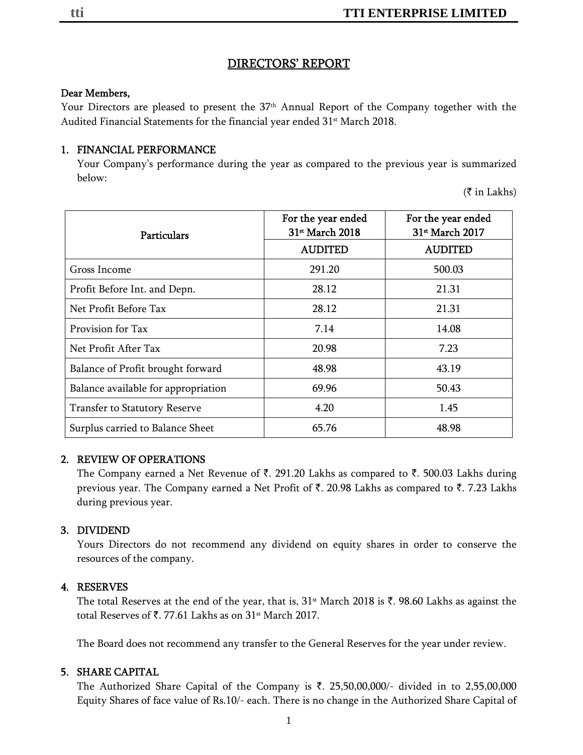# DIRECTORS' REPORT

**Dear Members,**

Your Directors are pleased to present the 37th Annual Report of the Company together with the Audited Financial Statements for the financial year ended 31st March 2018.

## 1. FINANCIAL PERFORMANCE

Your Company's performance during the year as compared to the previous year is summarized below:

(₹ in Lakhs)

| Particulars | For the year ended 31st March 2018 | For the year ended 31st March 2017 |
|---|---|---|
| | AUDITED | AUDITED |
| Gross Income | 291.20 | 500.03 |
| Profit Before Int. and Depn. | 28.12 | 21.31 |
| Net Profit Before Tax | 28.12 | 21.31 |
| Provision for Tax | 7.14 | 14.08 |
| Net Profit After Tax | 20.98 | 7.23 |
| Balance of Profit brought forward | 48.98 | 43.19 |
| Balance available for appropriation | 69.96 | 50.43 |
| Transfer to Statutory Reserve | 4.20 | 1.45 |
| Surplus carried to Balance Sheet | 65.76 | 48.98 |

## 2. REVIEW OF OPERATIONS

The Company earned a Net Revenue of ₹. 291.20 Lakhs as compared to ₹. 500.03 Lakhs during previous year. The Company earned a Net Profit of ₹. 20.98 Lakhs as compared to ₹. 7.23 Lakhs during previous year.

## 3. DIVIDEND

Yours Directors do not recommend any dividend on equity shares in order to conserve the resources of the company.

## 4. RESERVES

The total Reserves at the end of the year, that is, 31st March 2018 is ₹. 98.60 Lakhs as against the total Reserves of ₹. 77.61 Lakhs as on 31st March 2017.

The Board does not recommend any transfer to the General Reserves for the year under review.

## 5. SHARE CAPITAL

The Authorized Share Capital of the Company is ₹. 25,50,00,000/- divided in to 2,55,00,000 Equity Shares of face value of Rs.10/- each. There is no change in the Authorized Share Capital of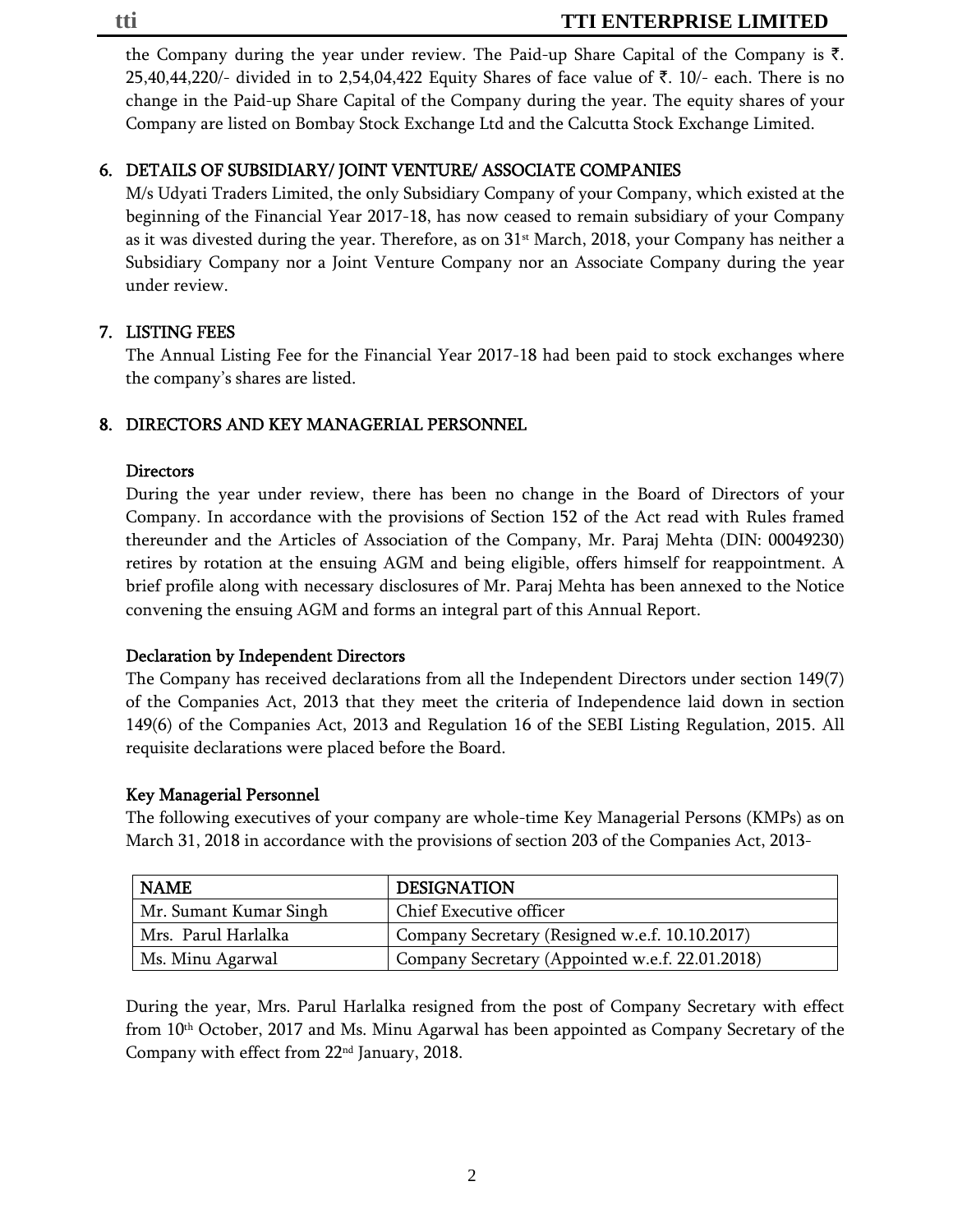the Company during the year under review. The Paid-up Share Capital of the Company is ₹. 25,40,44,220/- divided in to 2,54,04,422 Equity Shares of face value of ₹. 10/- each. There is no change in the Paid-up Share Capital of the Company during the year. The equity shares of your Company are listed on Bombay Stock Exchange Ltd and the Calcutta Stock Exchange Limited.

## 6. DETAILS OF SUBSIDIARY/ JOINT VENTURE/ ASSOCIATE COMPANIES

M/s Udyati Traders Limited, the only Subsidiary Company of your Company, which existed at the beginning of the Financial Year 2017-18, has now ceased to remain subsidiary of your Company as it was divested during the year. Therefore, as on 31st March, 2018, your Company has neither a Subsidiary Company nor a Joint Venture Company nor an Associate Company during the year under review.

## 7. LISTING FEES

The Annual Listing Fee for the Financial Year 2017-18 had been paid to stock exchanges where the company's shares are listed.

## 8. DIRECTORS AND KEY MANAGERIAL PERSONNEL

### Directors

During the year under review, there has been no change in the Board of Directors of your Company. In accordance with the provisions of Section 152 of the Act read with Rules framed thereunder and the Articles of Association of the Company, Mr. Paraj Mehta (DIN: 00049230) retires by rotation at the ensuing AGM and being eligible, offers himself for reappointment. A brief profile along with necessary disclosures of Mr. Paraj Mehta has been annexed to the Notice convening the ensuing AGM and forms an integral part of this Annual Report.

### Declaration by Independent Directors

The Company has received declarations from all the Independent Directors under section 149(7) of the Companies Act, 2013 that they meet the criteria of Independence laid down in section 149(6) of the Companies Act, 2013 and Regulation 16 of the SEBI Listing Regulation, 2015. All requisite declarations were placed before the Board.

### Key Managerial Personnel

The following executives of your company are whole-time Key Managerial Persons (KMPs) as on March 31, 2018 in accordance with the provisions of section 203 of the Companies Act, 2013-

| NAME | DESIGNATION |
|---|---|
| Mr. Sumant Kumar Singh | Chief Executive officer |
| Mrs. Parul Harlalka | Company Secretary (Resigned w.e.f. 10.10.2017) |
| Ms. Minu Agarwal | Company Secretary (Appointed w.e.f. 22.01.2018) |

During the year, Mrs. Parul Harlalka resigned from the post of Company Secretary with effect from 10th October, 2017 and Ms. Minu Agarwal has been appointed as Company Secretary of the Company with effect from 22nd January, 2018.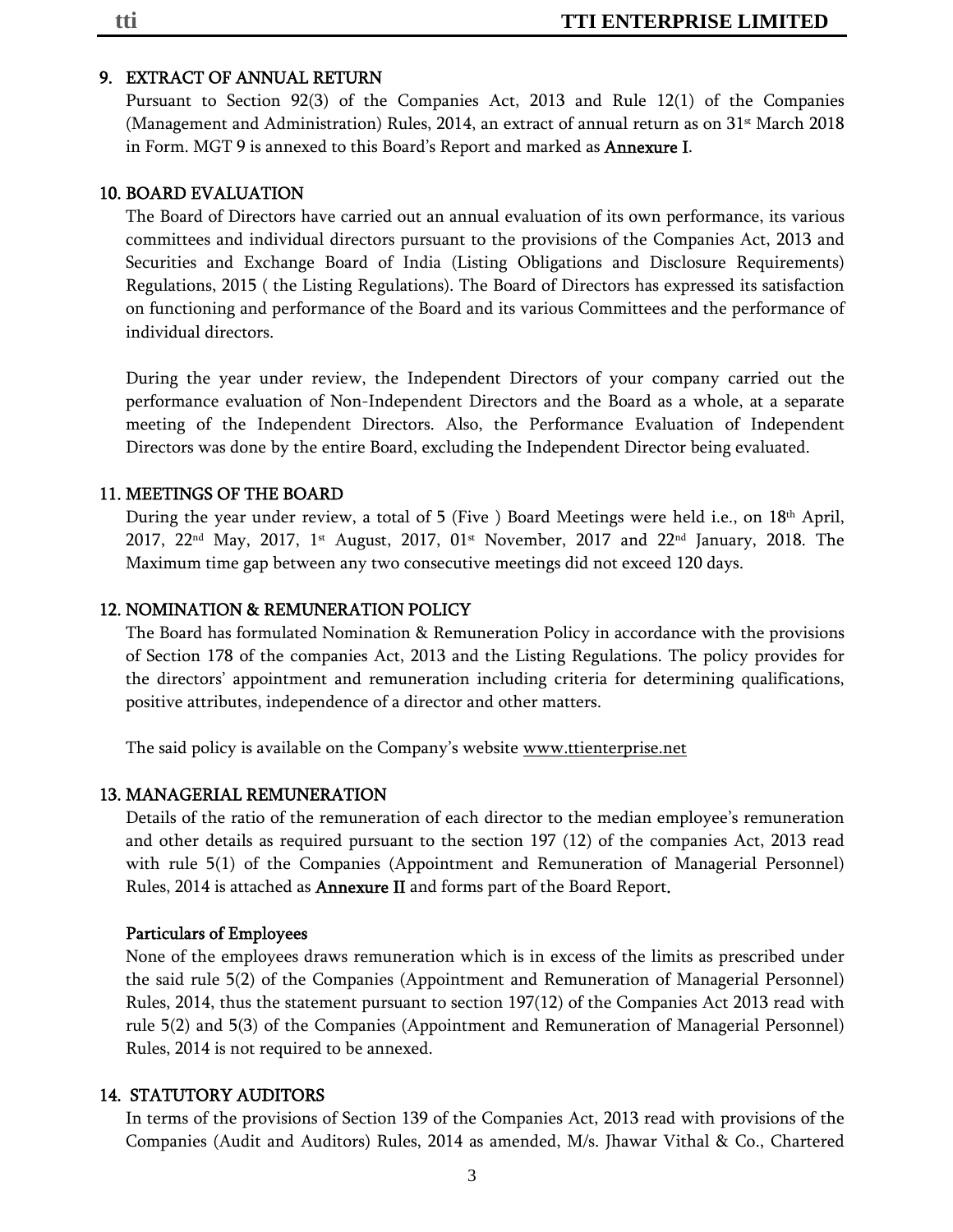## 9. EXTRACT OF ANNUAL RETURN

Pursuant to Section 92(3) of the Companies Act, 2013 and Rule 12(1) of the Companies (Management and Administration) Rules, 2014, an extract of annual return as on 31st March 2018 in Form. MGT 9 is annexed to this Board's Report and marked as **Annexure I**.

## 10. BOARD EVALUATION

The Board of Directors have carried out an annual evaluation of its own performance, its various committees and individual directors pursuant to the provisions of the Companies Act, 2013 and Securities and Exchange Board of India (Listing Obligations and Disclosure Requirements) Regulations, 2015 ( the Listing Regulations). The Board of Directors has expressed its satisfaction on functioning and performance of the Board and its various Committees and the performance of individual directors.

During the year under review, the Independent Directors of your company carried out the performance evaluation of Non-Independent Directors and the Board as a whole, at a separate meeting of the Independent Directors. Also, the Performance Evaluation of Independent Directors was done by the entire Board, excluding the Independent Director being evaluated.

## 11. MEETINGS OF THE BOARD

During the year under review, a total of 5 (Five ) Board Meetings were held i.e., on 18th April, 2017, 22nd May, 2017, 1st August, 2017, 01st November, 2017 and 22nd January, 2018. The Maximum time gap between any two consecutive meetings did not exceed 120 days.

## 12. NOMINATION & REMUNERATION POLICY

The Board has formulated Nomination & Remuneration Policy in accordance with the provisions of Section 178 of the companies Act, 2013 and the Listing Regulations. The policy provides for the directors' appointment and remuneration including criteria for determining qualifications, positive attributes, independence of a director and other matters.

The said policy is available on the Company's website www.ttienterprise.net

## 13. MANAGERIAL REMUNERATION

Details of the ratio of the remuneration of each director to the median employee's remuneration and other details as required pursuant to the section 197 (12) of the companies Act, 2013 read with rule 5(1) of the Companies (Appointment and Remuneration of Managerial Personnel) Rules, 2014 is attached as **Annexure II** and forms part of the Board Report.

### Particulars of Employees

None of the employees draws remuneration which is in excess of the limits as prescribed under the said rule 5(2) of the Companies (Appointment and Remuneration of Managerial Personnel) Rules, 2014, thus the statement pursuant to section 197(12) of the Companies Act 2013 read with rule 5(2) and 5(3) of the Companies (Appointment and Remuneration of Managerial Personnel) Rules, 2014 is not required to be annexed.

## 14. STATUTORY AUDITORS

In terms of the provisions of Section 139 of the Companies Act, 2013 read with provisions of the Companies (Audit and Auditors) Rules, 2014 as amended, M/s. Jhawar Vithal & Co., Chartered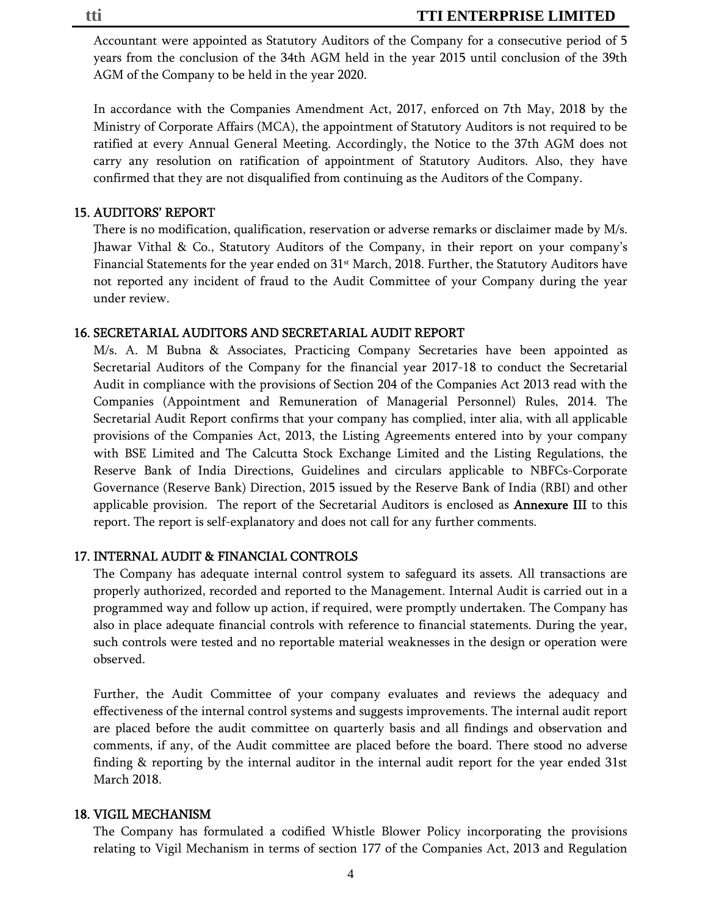Accountant were appointed as Statutory Auditors of the Company for a consecutive period of 5 years from the conclusion of the 34th AGM held in the year 2015 until conclusion of the 39th AGM of the Company to be held in the year 2020.

In accordance with the Companies Amendment Act, 2017, enforced on 7th May, 2018 by the Ministry of Corporate Affairs (MCA), the appointment of Statutory Auditors is not required to be ratified at every Annual General Meeting. Accordingly, the Notice to the 37th AGM does not carry any resolution on ratification of appointment of Statutory Auditors. Also, they have confirmed that they are not disqualified from continuing as the Auditors of the Company.

## 15. AUDITORS' REPORT

There is no modification, qualification, reservation or adverse remarks or disclaimer made by M/s. Jhawar Vithal & Co., Statutory Auditors of the Company, in their report on your company's Financial Statements for the year ended on 31st March, 2018. Further, the Statutory Auditors have not reported any incident of fraud to the Audit Committee of your Company during the year under review.

## 16. SECRETARIAL AUDITORS AND SECRETARIAL AUDIT REPORT

M/s. A. M Bubna & Associates, Practicing Company Secretaries have been appointed as Secretarial Auditors of the Company for the financial year 2017-18 to conduct the Secretarial Audit in compliance with the provisions of Section 204 of the Companies Act 2013 read with the Companies (Appointment and Remuneration of Managerial Personnel) Rules, 2014. The Secretarial Audit Report confirms that your company has complied, inter alia, with all applicable provisions of the Companies Act, 2013, the Listing Agreements entered into by your company with BSE Limited and The Calcutta Stock Exchange Limited and the Listing Regulations, the Reserve Bank of India Directions, Guidelines and circulars applicable to NBFCs-Corporate Governance (Reserve Bank) Direction, 2015 issued by the Reserve Bank of India (RBI) and other applicable provision. The report of the Secretarial Auditors is enclosed as **Annexure III** to this report. The report is self-explanatory and does not call for any further comments.

## 17. INTERNAL AUDIT & FINANCIAL CONTROLS

The Company has adequate internal control system to safeguard its assets. All transactions are properly authorized, recorded and reported to the Management. Internal Audit is carried out in a programmed way and follow up action, if required, were promptly undertaken. The Company has also in place adequate financial controls with reference to financial statements. During the year, such controls were tested and no reportable material weaknesses in the design or operation were observed.

Further, the Audit Committee of your company evaluates and reviews the adequacy and effectiveness of the internal control systems and suggests improvements. The internal audit report are placed before the audit committee on quarterly basis and all findings and observation and comments, if any, of the Audit committee are placed before the board. There stood no adverse finding & reporting by the internal auditor in the internal audit report for the year ended 31st March 2018.

## 18. VIGIL MECHANISM

The Company has formulated a codified Whistle Blower Policy incorporating the provisions relating to Vigil Mechanism in terms of section 177 of the Companies Act, 2013 and Regulation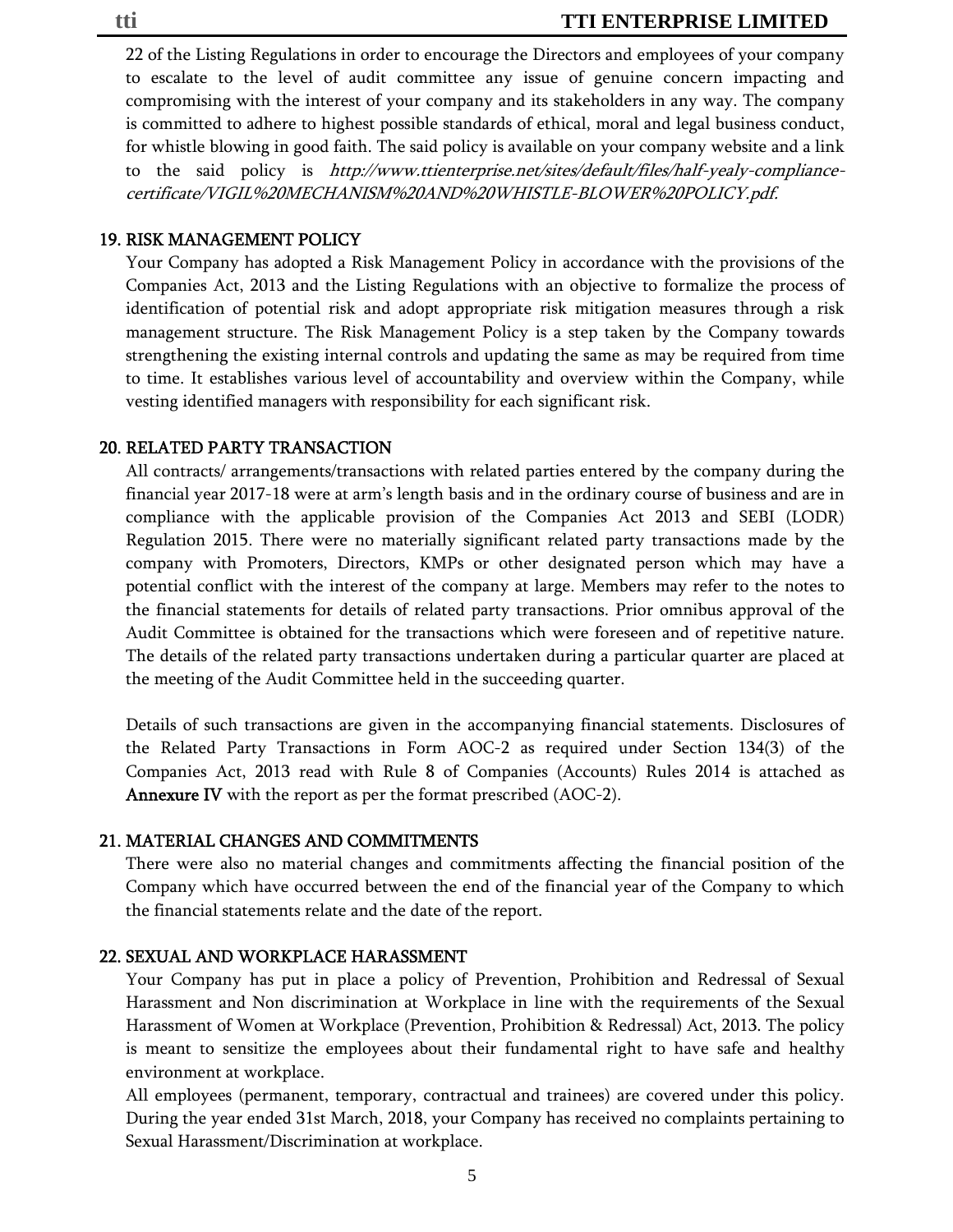22 of the Listing Regulations in order to encourage the Directors and employees of your company to escalate to the level of audit committee any issue of genuine concern impacting and compromising with the interest of your company and its stakeholders in any way. The company is committed to adhere to highest possible standards of ethical, moral and legal business conduct, for whistle blowing in good faith. The said policy is available on your company website and a link to the said policy is *http://www.ttienterprise.net/sites/default/files/half-yealy-compliance-certificate/VIGIL%20MECHANISM%20AND%20WHISTLE-BLOWER%20POLICY.pdf.*

## 19. RISK MANAGEMENT POLICY

Your Company has adopted a Risk Management Policy in accordance with the provisions of the Companies Act, 2013 and the Listing Regulations with an objective to formalize the process of identification of potential risk and adopt appropriate risk mitigation measures through a risk management structure. The Risk Management Policy is a step taken by the Company towards strengthening the existing internal controls and updating the same as may be required from time to time. It establishes various level of accountability and overview within the Company, while vesting identified managers with responsibility for each significant risk.

## 20. RELATED PARTY TRANSACTION

All contracts/ arrangements/transactions with related parties entered by the company during the financial year 2017-18 were at arm's length basis and in the ordinary course of business and are in compliance with the applicable provision of the Companies Act 2013 and SEBI (LODR) Regulation 2015. There were no materially significant related party transactions made by the company with Promoters, Directors, KMPs or other designated person which may have a potential conflict with the interest of the company at large. Members may refer to the notes to the financial statements for details of related party transactions. Prior omnibus approval of the Audit Committee is obtained for the transactions which were foreseen and of repetitive nature. The details of the related party transactions undertaken during a particular quarter are placed at the meeting of the Audit Committee held in the succeeding quarter.

Details of such transactions are given in the accompanying financial statements. Disclosures of the Related Party Transactions in Form AOC-2 as required under Section 134(3) of the Companies Act, 2013 read with Rule 8 of Companies (Accounts) Rules 2014 is attached as **Annexure IV** with the report as per the format prescribed (AOC-2).

## 21. MATERIAL CHANGES AND COMMITMENTS

There were also no material changes and commitments affecting the financial position of the Company which have occurred between the end of the financial year of the Company to which the financial statements relate and the date of the report.

## 22. SEXUAL AND WORKPLACE HARASSMENT

Your Company has put in place a policy of Prevention, Prohibition and Redressal of Sexual Harassment and Non discrimination at Workplace in line with the requirements of the Sexual Harassment of Women at Workplace (Prevention, Prohibition & Redressal) Act, 2013. The policy is meant to sensitize the employees about their fundamental right to have safe and healthy environment at workplace.

All employees (permanent, temporary, contractual and trainees) are covered under this policy. During the year ended 31st March, 2018, your Company has received no complaints pertaining to Sexual Harassment/Discrimination at workplace.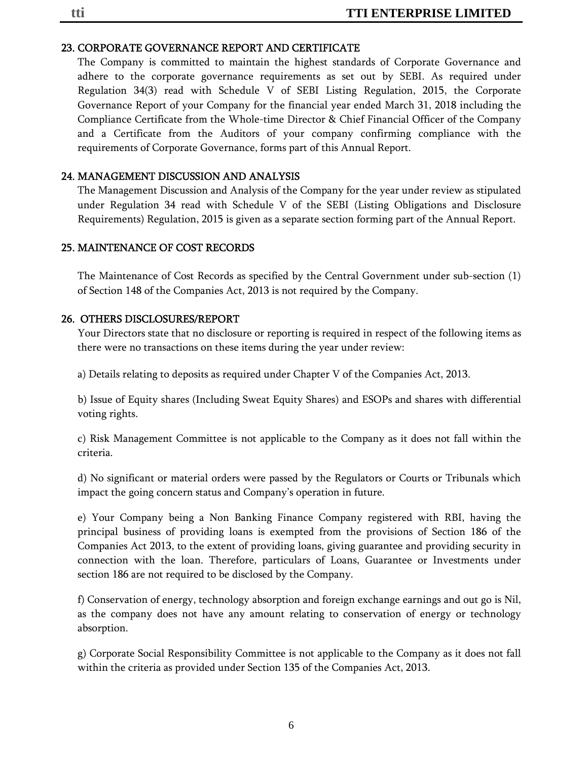## 23. CORPORATE GOVERNANCE REPORT AND CERTIFICATE

The Company is committed to maintain the highest standards of Corporate Governance and adhere to the corporate governance requirements as set out by SEBI. As required under Regulation 34(3) read with Schedule V of SEBI Listing Regulation, 2015, the Corporate Governance Report of your Company for the financial year ended March 31, 2018 including the Compliance Certificate from the Whole-time Director & Chief Financial Officer of the Company and a Certificate from the Auditors of your company confirming compliance with the requirements of Corporate Governance, forms part of this Annual Report.

## 24. MANAGEMENT DISCUSSION AND ANALYSIS

The Management Discussion and Analysis of the Company for the year under review as stipulated under Regulation 34 read with Schedule V of the SEBI (Listing Obligations and Disclosure Requirements) Regulation, 2015 is given as a separate section forming part of the Annual Report.

## 25. MAINTENANCE OF COST RECORDS

The Maintenance of Cost Records as specified by the Central Government under sub-section (1) of Section 148 of the Companies Act, 2013 is not required by the Company.

## 26. OTHERS DISCLOSURES/REPORT

Your Directors state that no disclosure or reporting is required in respect of the following items as there were no transactions on these items during the year under review:

a) Details relating to deposits as required under Chapter V of the Companies Act, 2013.

b) Issue of Equity shares (Including Sweat Equity Shares) and ESOPs and shares with differential voting rights.

c) Risk Management Committee is not applicable to the Company as it does not fall within the criteria.

d) No significant or material orders were passed by the Regulators or Courts or Tribunals which impact the going concern status and Company's operation in future.

e) Your Company being a Non Banking Finance Company registered with RBI, having the principal business of providing loans is exempted from the provisions of Section 186 of the Companies Act 2013, to the extent of providing loans, giving guarantee and providing security in connection with the loan. Therefore, particulars of Loans, Guarantee or Investments under section 186 are not required to be disclosed by the Company.

f) Conservation of energy, technology absorption and foreign exchange earnings and out go is Nil, as the company does not have any amount relating to conservation of energy or technology absorption.

g) Corporate Social Responsibility Committee is not applicable to the Company as it does not fall within the criteria as provided under Section 135 of the Companies Act, 2013.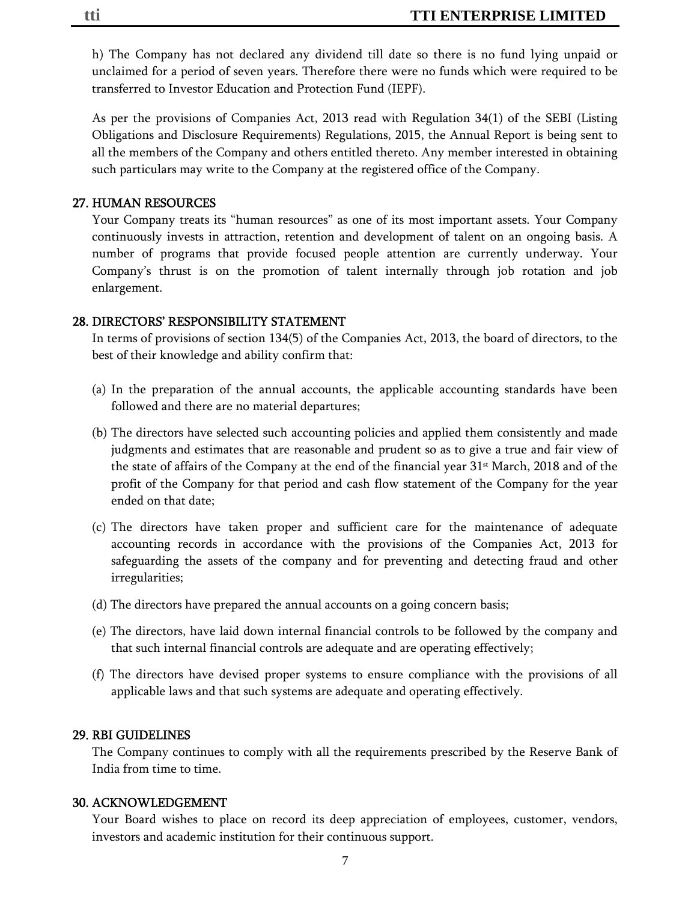h) The Company has not declared any dividend till date so there is no fund lying unpaid or unclaimed for a period of seven years. Therefore there were no funds which were required to be transferred to Investor Education and Protection Fund (IEPF).

As per the provisions of Companies Act, 2013 read with Regulation 34(1) of the SEBI (Listing Obligations and Disclosure Requirements) Regulations, 2015, the Annual Report is being sent to all the members of the Company and others entitled thereto. Any member interested in obtaining such particulars may write to the Company at the registered office of the Company.

## 27. HUMAN RESOURCES

Your Company treats its "human resources" as one of its most important assets. Your Company continuously invests in attraction, retention and development of talent on an ongoing basis. A number of programs that provide focused people attention are currently underway. Your Company's thrust is on the promotion of talent internally through job rotation and job enlargement.

## 28. DIRECTORS' RESPONSIBILITY STATEMENT

In terms of provisions of section 134(5) of the Companies Act, 2013, the board of directors, to the best of their knowledge and ability confirm that:

(a) In the preparation of the annual accounts, the applicable accounting standards have been followed and there are no material departures;

(b) The directors have selected such accounting policies and applied them consistently and made judgments and estimates that are reasonable and prudent so as to give a true and fair view of the state of affairs of the Company at the end of the financial year 31st March, 2018 and of the profit of the Company for that period and cash flow statement of the Company for the year ended on that date;

(c) The directors have taken proper and sufficient care for the maintenance of adequate accounting records in accordance with the provisions of the Companies Act, 2013 for safeguarding the assets of the company and for preventing and detecting fraud and other irregularities;

(d) The directors have prepared the annual accounts on a going concern basis;

(e) The directors, have laid down internal financial controls to be followed by the company and that such internal financial controls are adequate and are operating effectively;

(f) The directors have devised proper systems to ensure compliance with the provisions of all applicable laws and that such systems are adequate and operating effectively.

## 29. RBI GUIDELINES

The Company continues to comply with all the requirements prescribed by the Reserve Bank of India from time to time.

## 30. ACKNOWLEDGEMENT

Your Board wishes to place on record its deep appreciation of employees, customer, vendors, investors and academic institution for their continuous support.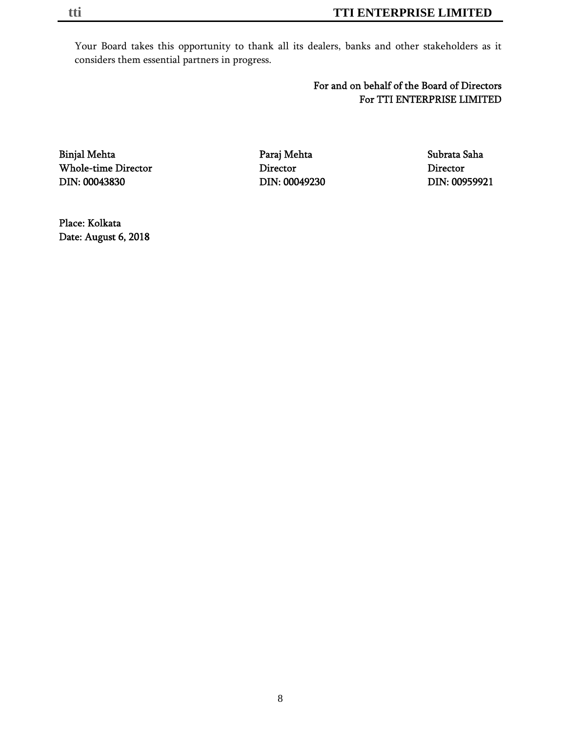Your Board takes this opportunity to thank all its dealers, banks and other stakeholders as it considers them essential partners in progress.

For and on behalf of the Board of Directors
For TTI ENTERPRISE LIMITED

| | | |
|---|---|---|
| Binjal Mehta | Paraj Mehta | Subrata Saha |
| Whole-time Director | Director | Director |
| DIN: 00043830 | DIN: 00049230 | DIN: 00959921 |

Place: Kolkata
Date: August 6, 2018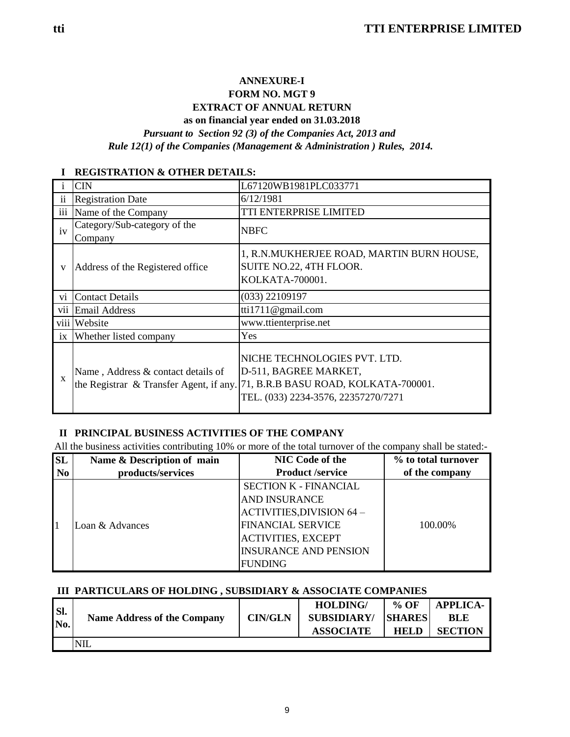## ANNEXURE-I

## FORM NO. MGT 9

## EXTRACT OF ANNUAL RETURN

**as on financial year ended on 31.03.2018**

***Pursuant to Section 92 (3) of the Companies Act, 2013 and***
***Rule 12(1) of the Companies (Management & Administration ) Rules, 2014.***

### I REGISTRATION & OTHER DETAILS:

| | | |
|---|---|---|
| i | CIN | L67120WB1981PLC033771 |
| ii | Registration Date | 6/12/1981 |
| iii | Name of the Company | TTI ENTERPRISE LIMITED |
| iv | Category/Sub-category of the Company | NBFC |
| v | Address of the Registered office | 1, R.N.MUKHERJEE ROAD, MARTIN BURN HOUSE, SUITE NO.22, 4TH FLOOR. KOLKATA-700001. |
| vi | Contact Details | (033) 22109197 |
| vii | Email Address | tti1711@gmail.com |
| viii | Website | www.ttienterprise.net |
| ix | Whether listed company | Yes |
| x | Name , Address & contact details of the Registrar & Transfer Agent, if any. | NICHE TECHNOLOGIES PVT. LTD. D-511, BAGREE MARKET, 71, B.R.B BASU ROAD, KOLKATA-700001. TEL. (033) 2234-3576, 22357270/7271 |

### II PRINCIPAL BUSINESS ACTIVITIES OF THE COMPANY

All the business activities contributing 10% or more of the total turnover of the company shall be stated:-

| SL No | Name & Description of main products/services | NIC Code of the Product /service | % to total turnover of the company |
|---|---|---|---|
| 1 | Loan & Advances | SECTION K - FINANCIAL AND INSURANCE ACTIVITIES,DIVISION 64 – FINANCIAL SERVICE ACTIVITIES, EXCEPT INSURANCE AND PENSION FUNDING | 100.00% |

### III PARTICULARS OF HOLDING , SUBSIDIARY & ASSOCIATE COMPANIES

| Sl. No. | Name Address of the Company | CIN/GLN | HOLDING/ SUBSIDIARY/ ASSOCIATE | % OF SHARES HELD | APPLICA-BLE SECTION |
|---|---|---|---|---|---|
| | NIL | | | | |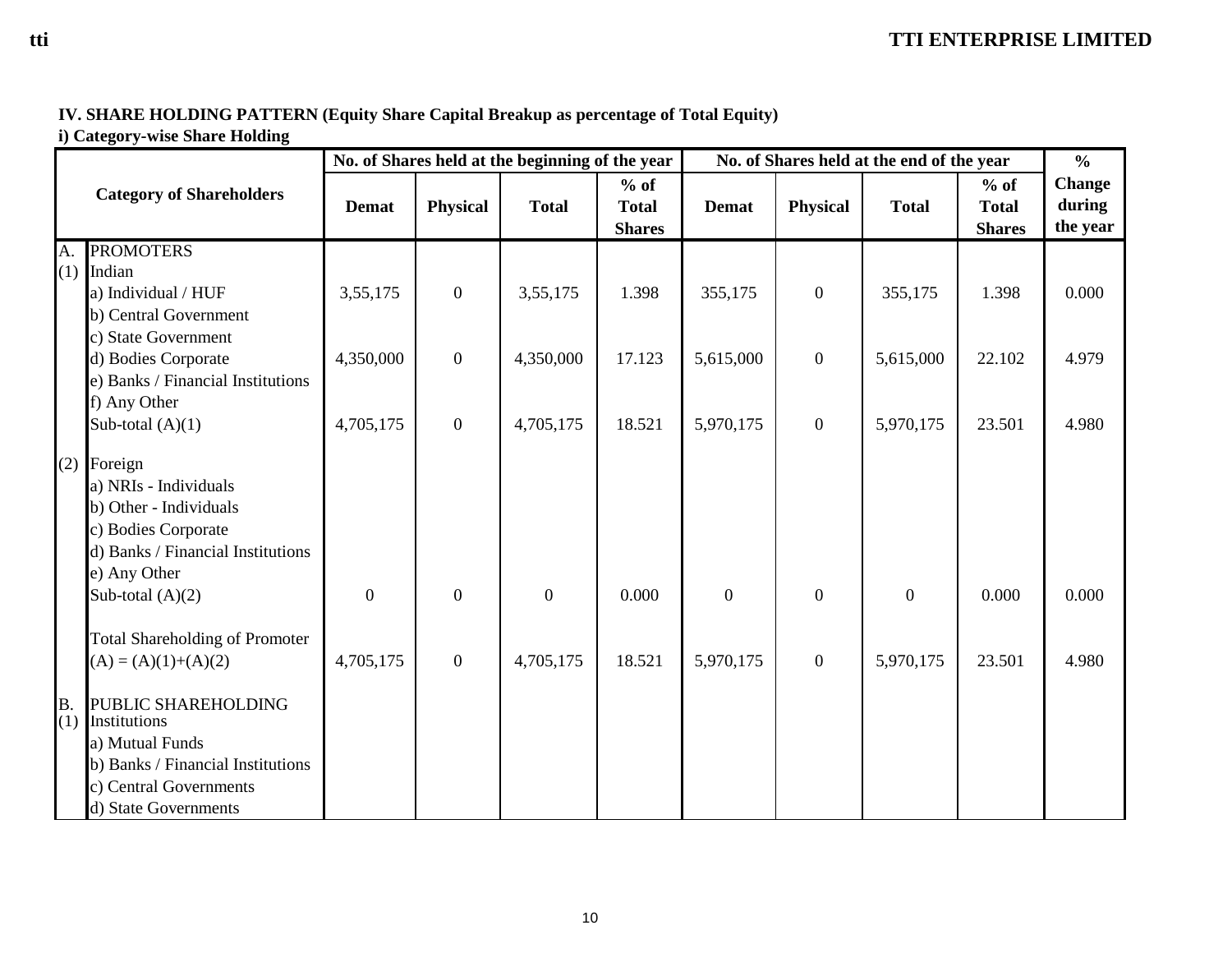**IV. SHARE HOLDING PATTERN (Equity Share Capital Breakup as percentage of Total Equity)**

**i) Category-wise Share Holding**

| Category of Shareholders | | No. of Shares held at the beginning of the year | | | | No. of Shares held at the end of the year | | | | % Change during the year |
|---|---|---|---|---|---|---|---|---|---|---|
| | | Demat | Physical | Total | % of Total Shares | Demat | Physical | Total | % of Total Shares | |
| A. | PROMOTERS | | | | | | | | | |
| (1) | Indian | | | | | | | | | |
| | a) Individual / HUF | 3,55,175 | 0 | 3,55,175 | 1.398 | 355,175 | 0 | 355,175 | 1.398 | 0.000 |
| | b) Central Government | | | | | | | | | |
| | c) State Government | | | | | | | | | |
| | d) Bodies Corporate | 4,350,000 | 0 | 4,350,000 | 17.123 | 5,615,000 | 0 | 5,615,000 | 22.102 | 4.979 |
| | e) Banks / Financial Institutions | | | | | | | | | |
| | f) Any Other | | | | | | | | | |
| | Sub-total (A)(1) | 4,705,175 | 0 | 4,705,175 | 18.521 | 5,970,175 | 0 | 5,970,175 | 23.501 | 4.980 |
| (2) | Foreign | | | | | | | | | |
| | a) NRIs - Individuals | | | | | | | | | |
| | b) Other - Individuals | | | | | | | | | |
| | c) Bodies Corporate | | | | | | | | | |
| | d) Banks / Financial Institutions | | | | | | | | | |
| | e) Any Other | | | | | | | | | |
| | Sub-total (A)(2) | 0 | 0 | 0 | 0.000 | 0 | 0 | 0 | 0.000 | 0.000 |
| | Total Shareholding of Promoter (A) = (A)(1)+(A)(2) | 4,705,175 | 0 | 4,705,175 | 18.521 | 5,970,175 | 0 | 5,970,175 | 23.501 | 4.980 |
| B. | PUBLIC SHAREHOLDING | | | | | | | | | |
| (1) | Institutions | | | | | | | | | |
| | a) Mutual Funds | | | | | | | | | |
| | b) Banks / Financial Institutions | | | | | | | | | |
| | c) Central Governments | | | | | | | | | |
| | d) State Governments | | | | | | | | | |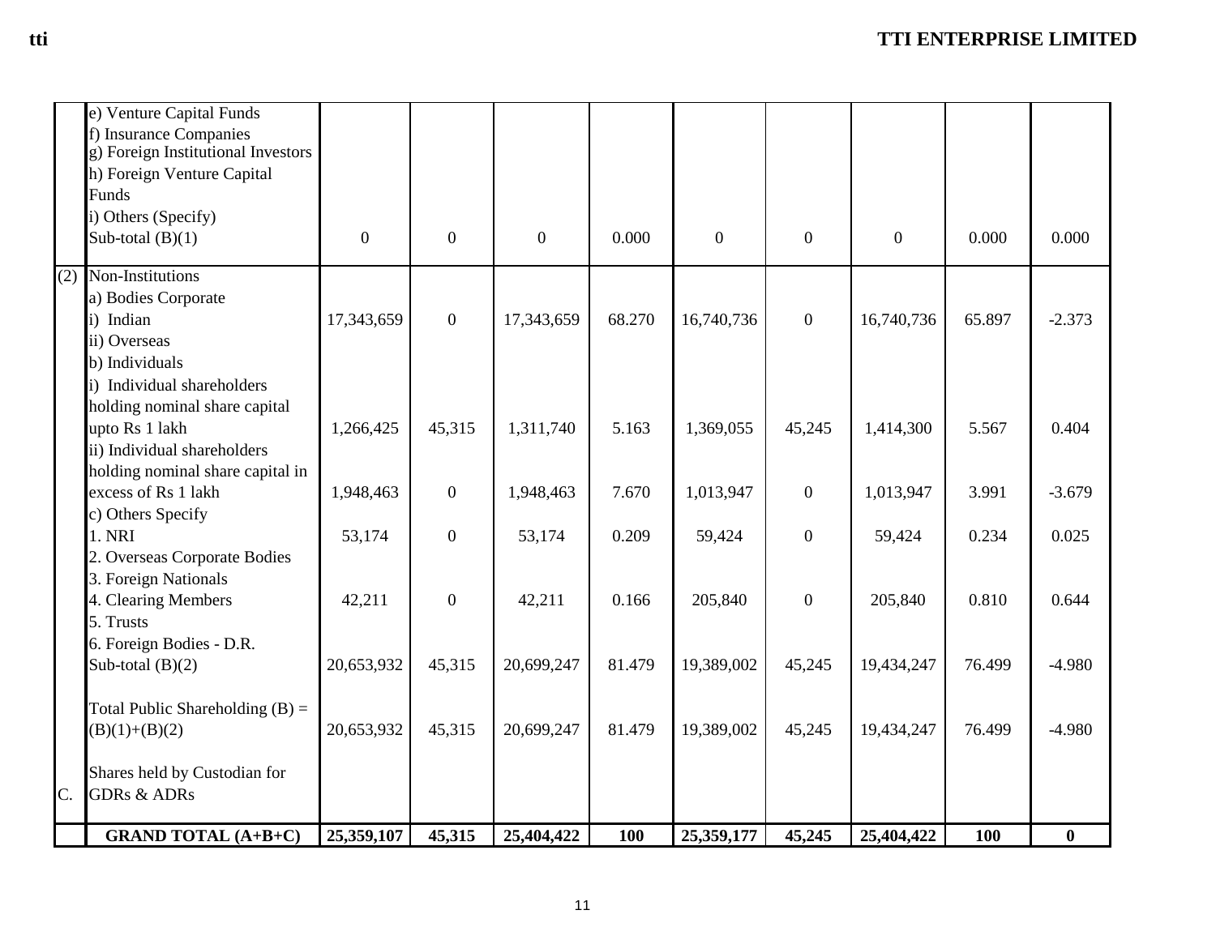| | | | | | | | | | | |
|---|---|---|---|---|---|---|---|---|---|---|
| | e) Venture Capital Funds<br>f) Insurance Companies<br>g) Foreign Institutional Investors<br>h) Foreign Venture Capital Funds<br>i) Others (Specify)<br>Sub-total (B)(1) | 0 | 0 | 0 | 0.000 | 0 | 0 | 0 | 0.000 | 0.000 |
| (2) | Non-Institutions | | | | | | | | | |
| | a) Bodies Corporate | | | | | | | | | |
| | i) Indian | 17,343,659 | 0 | 17,343,659 | 68.270 | 16,740,736 | 0 | 16,740,736 | 65.897 | -2.373 |
| | ii) Overseas | | | | | | | | | |
| | b) Individuals | | | | | | | | | |
| | i) Individual shareholders holding nominal share capital upto Rs 1 lakh | 1,266,425 | 45,315 | 1,311,740 | 5.163 | 1,369,055 | 45,245 | 1,414,300 | 5.567 | 0.404 |
| | ii) Individual shareholders holding nominal share capital in excess of Rs 1 lakh | 1,948,463 | 0 | 1,948,463 | 7.670 | 1,013,947 | 0 | 1,013,947 | 3.991 | -3.679 |
| | c) Others Specify | | | | | | | | | |
| | 1. NRI | 53,174 | 0 | 53,174 | 0.209 | 59,424 | 0 | 59,424 | 0.234 | 0.025 |
| | 2. Overseas Corporate Bodies | | | | | | | | | |
| | 3. Foreign Nationals | | | | | | | | | |
| | 4. Clearing Members | 42,211 | 0 | 42,211 | 0.166 | 205,840 | 0 | 205,840 | 0.810 | 0.644 |
| | 5. Trusts | | | | | | | | | |
| | 6. Foreign Bodies - D.R. | | | | | | | | | |
| | Sub-total (B)(2) | 20,653,932 | 45,315 | 20,699,247 | 81.479 | 19,389,002 | 45,245 | 19,434,247 | 76.499 | -4.980 |
| | Total Public Shareholding (B) = (B)(1)+(B)(2) | 20,653,932 | 45,315 | 20,699,247 | 81.479 | 19,389,002 | 45,245 | 19,434,247 | 76.499 | -4.980 |
| C. | Shares held by Custodian for GDRs & ADRs | | | | | | | | | |
| | **GRAND TOTAL (A+B+C)** | **25,359,107** | **45,315** | **25,404,422** | **100** | **25,359,177** | **45,245** | **25,404,422** | **100** | **0** |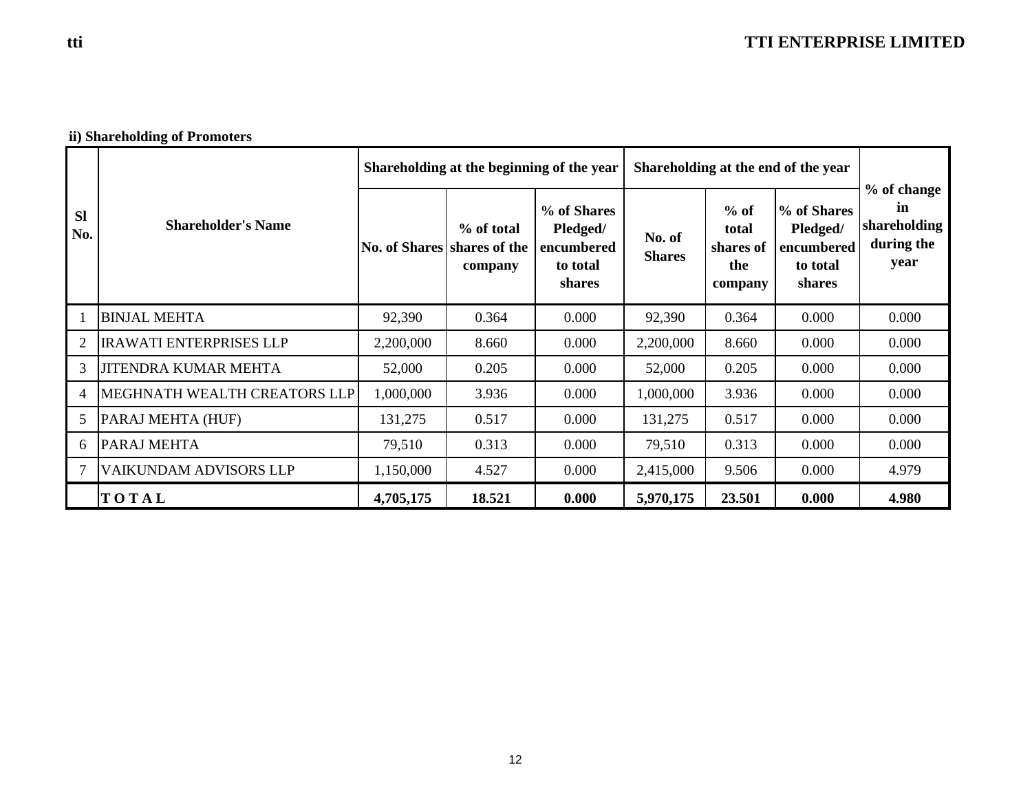**ii) Shareholding of Promoters**

| Sl No. | Shareholder's Name | Shareholding at the beginning of the year | | | Shareholding at the end of the year | | | % of change in shareholding during the year |
|---|---|---|---|---|---|---|---|---|
| | | No. of Shares | % of total shares of the company | % of Shares Pledged/ encumbered to total shares | No. of Shares | % of total shares of the company | % of Shares Pledged/ encumbered to total shares | |
| 1 | BINJAL MEHTA | 92,390 | 0.364 | 0.000 | 92,390 | 0.364 | 0.000 | 0.000 |
| 2 | IRAWATI ENTERPRISES LLP | 2,200,000 | 8.660 | 0.000 | 2,200,000 | 8.660 | 0.000 | 0.000 |
| 3 | JITENDRA KUMAR MEHTA | 52,000 | 0.205 | 0.000 | 52,000 | 0.205 | 0.000 | 0.000 |
| 4 | MEGHNATH WEALTH CREATORS LLP | 1,000,000 | 3.936 | 0.000 | 1,000,000 | 3.936 | 0.000 | 0.000 |
| 5 | PARAJ MEHTA (HUF) | 131,275 | 0.517 | 0.000 | 131,275 | 0.517 | 0.000 | 0.000 |
| 6 | PARAJ MEHTA | 79,510 | 0.313 | 0.000 | 79,510 | 0.313 | 0.000 | 0.000 |
| 7 | VAIKUNDAM ADVISORS LLP | 1,150,000 | 4.527 | 0.000 | 2,415,000 | 9.506 | 0.000 | 4.979 |
| | **T O T A L** | **4,705,175** | **18.521** | **0.000** | **5,970,175** | **23.501** | **0.000** | **4.980** |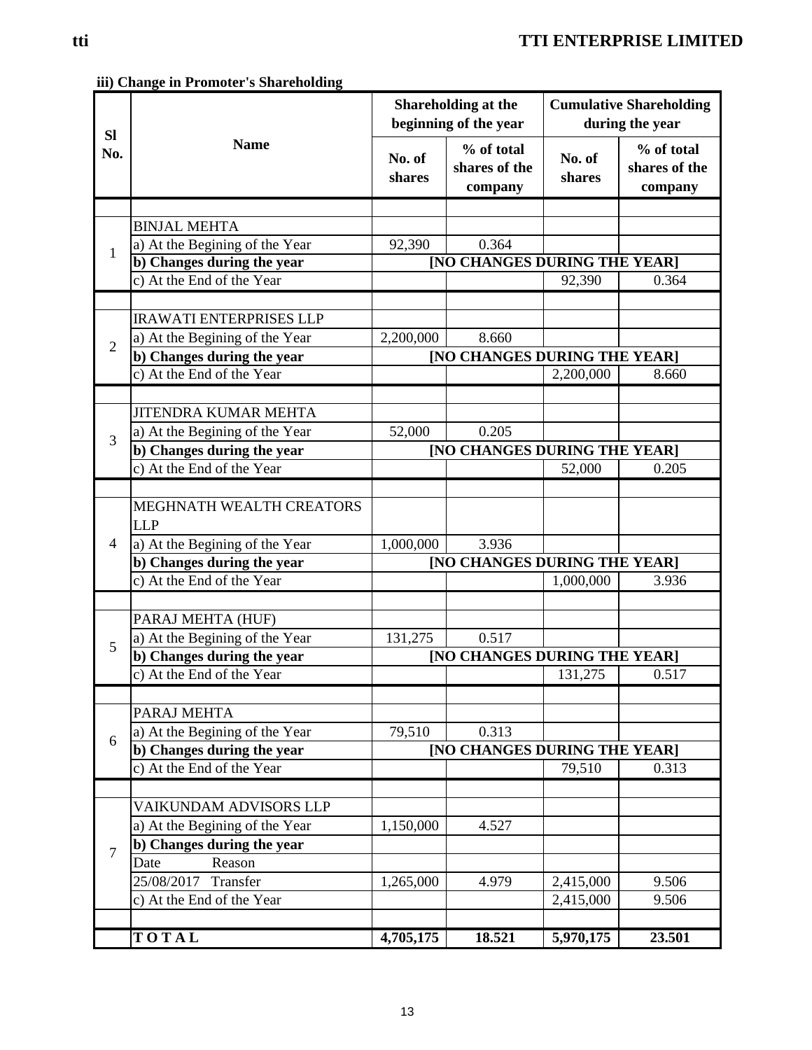### iii) Change in Promoter's Shareholding

| Sl No. | Name | Shareholding at the beginning of the year | | Cumulative Shareholding during the year | |
|---|---|---|---|---|---|
| | | No. of shares | % of total shares of the company | No. of shares | % of total shares of the company |
| | | | | | |
| 1 | BINJAL MEHTA | | | | |
| | a) At the Begining of the Year | 92,390 | 0.364 | | |
| | **b) Changes during the year** | **[NO CHANGES DURING THE YEAR]** | | | |
| | c) At the End of the Year | | | 92,390 | 0.364 |
| | | | | | |
| 2 | IRAWATI ENTERPRISES LLP | | | | |
| | a) At the Begining of the Year | 2,200,000 | 8.660 | | |
| | **b) Changes during the year** | **[NO CHANGES DURING THE YEAR]** | | | |
| | c) At the End of the Year | | | 2,200,000 | 8.660 |
| | | | | | |
| 3 | JITENDRA KUMAR MEHTA | | | | |
| | a) At the Begining of the Year | 52,000 | 0.205 | | |
| | **b) Changes during the year** | **[NO CHANGES DURING THE YEAR]** | | | |
| | c) At the End of the Year | | | 52,000 | 0.205 |
| | | | | | |
| 4 | MEGHNATH WEALTH CREATORS LLP | | | | |
| | a) At the Begining of the Year | 1,000,000 | 3.936 | | |
| | **b) Changes during the year** | **[NO CHANGES DURING THE YEAR]** | | | |
| | c) At the End of the Year | | | 1,000,000 | 3.936 |
| | | | | | |
| 5 | PARAJ MEHTA (HUF) | | | | |
| | a) At the Begining of the Year | 131,275 | 0.517 | | |
| | **b) Changes during the year** | **[NO CHANGES DURING THE YEAR]** | | | |
| | c) At the End of the Year | | | 131,275 | 0.517 |
| | | | | | |
| 6 | PARAJ MEHTA | | | | |
| | a) At the Begining of the Year | 79,510 | 0.313 | | |
| | **b) Changes during the year** | **[NO CHANGES DURING THE YEAR]** | | | |
| | c) At the End of the Year | | | 79,510 | 0.313 |
| | | | | | |
| 7 | VAIKUNDAM ADVISORS LLP | | | | |
| | a) At the Begining of the Year | 1,150,000 | 4.527 | | |
| | **b) Changes during the year** | | | | |
| | Date Reason | | | | |
| | 25/08/2017 Transfer | 1,265,000 | 4.979 | 2,415,000 | 9.506 |
| | c) At the End of the Year | | | 2,415,000 | 9.506 |
| | | | | | |
| | **T O T A L** | **4,705,175** | **18.521** | **5,970,175** | **23.501** |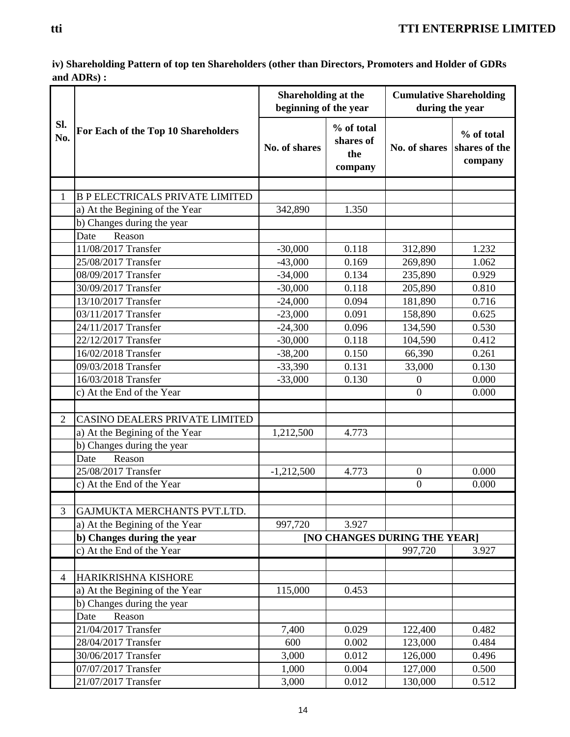**iv) Shareholding Pattern of top ten Shareholders (other than Directors, Promoters and Holder of GDRs and ADRs) :**

| Sl. No. | For Each of the Top 10 Shareholders | Shareholding at the beginning of the year | | Cumulative Shareholding during the year | |
|---|---|---|---|---|---|
| | | No. of shares | % of total shares of the company | No. of shares | % of total shares of the company |
| | | | | | |
| 1 | B P ELECTRICALS PRIVATE LIMITED | | | | |
| | a) At the Begining of the Year | 342,890 | 1.350 | | |
| | b) Changes during the year | | | | |
| | Date Reason | | | | |
| | 11/08/2017 Transfer | -30,000 | 0.118 | 312,890 | 1.232 |
| | 25/08/2017 Transfer | -43,000 | 0.169 | 269,890 | 1.062 |
| | 08/09/2017 Transfer | -34,000 | 0.134 | 235,890 | 0.929 |
| | 30/09/2017 Transfer | -30,000 | 0.118 | 205,890 | 0.810 |
| | 13/10/2017 Transfer | -24,000 | 0.094 | 181,890 | 0.716 |
| | 03/11/2017 Transfer | -23,000 | 0.091 | 158,890 | 0.625 |
| | 24/11/2017 Transfer | -24,300 | 0.096 | 134,590 | 0.530 |
| | 22/12/2017 Transfer | -30,000 | 0.118 | 104,590 | 0.412 |
| | 16/02/2018 Transfer | -38,200 | 0.150 | 66,390 | 0.261 |
| | 09/03/2018 Transfer | -33,390 | 0.131 | 33,000 | 0.130 |
| | 16/03/2018 Transfer | -33,000 | 0.130 | 0 | 0.000 |
| | c) At the End of the Year | | | 0 | 0.000 |
| | | | | | |
| 2 | CASINO DEALERS PRIVATE LIMITED | | | | |
| | a) At the Begining of the Year | 1,212,500 | 4.773 | | |
| | b) Changes during the year | | | | |
| | Date Reason | | | | |
| | 25/08/2017 Transfer | -1,212,500 | 4.773 | 0 | 0.000 |
| | c) At the End of the Year | | | 0 | 0.000 |
| | | | | | |
| 3 | GAJMUKTA MERCHANTS PVT.LTD. | | | | |
| | a) At the Begining of the Year | 997,720 | 3.927 | | |
| | **b) Changes during the year** | **[NO CHANGES DURING THE YEAR]** | | | |
| | c) At the End of the Year | | | 997,720 | 3.927 |
| | | | | | |
| 4 | HARIKRISHNA KISHORE | | | | |
| | a) At the Begining of the Year | 115,000 | 0.453 | | |
| | b) Changes during the year | | | | |
| | Date Reason | | | | |
| | 21/04/2017 Transfer | 7,400 | 0.029 | 122,400 | 0.482 |
| | 28/04/2017 Transfer | 600 | 0.002 | 123,000 | 0.484 |
| | 30/06/2017 Transfer | 3,000 | 0.012 | 126,000 | 0.496 |
| | 07/07/2017 Transfer | 1,000 | 0.004 | 127,000 | 0.500 |
| | 21/07/2017 Transfer | 3,000 | 0.012 | 130,000 | 0.512 |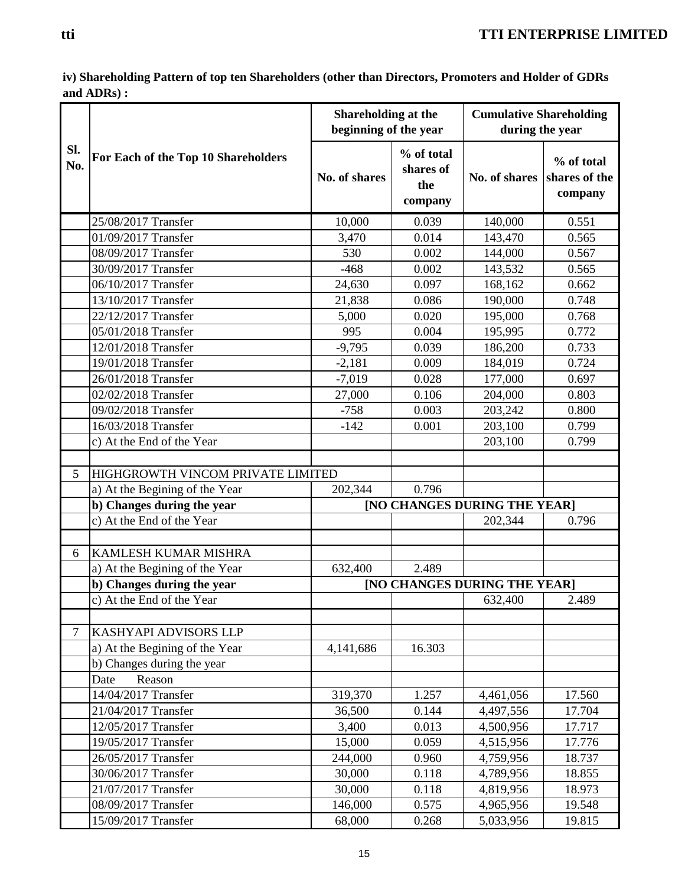**iv) Shareholding Pattern of top ten Shareholders (other than Directors, Promoters and Holder of GDRs and ADRs) :**

| Sl. No. | For Each of the Top 10 Shareholders | Shareholding at the beginning of the year | | Cumulative Shareholding during the year | |
|---|---|---|---|---|---|
| | | No. of shares | % of total shares of the company | No. of shares | % of total shares of the company |
| | 25/08/2017 Transfer | 10,000 | 0.039 | 140,000 | 0.551 |
| | 01/09/2017 Transfer | 3,470 | 0.014 | 143,470 | 0.565 |
| | 08/09/2017 Transfer | 530 | 0.002 | 144,000 | 0.567 |
| | 30/09/2017 Transfer | -468 | 0.002 | 143,532 | 0.565 |
| | 06/10/2017 Transfer | 24,630 | 0.097 | 168,162 | 0.662 |
| | 13/10/2017 Transfer | 21,838 | 0.086 | 190,000 | 0.748 |
| | 22/12/2017 Transfer | 5,000 | 0.020 | 195,000 | 0.768 |
| | 05/01/2018 Transfer | 995 | 0.004 | 195,995 | 0.772 |
| | 12/01/2018 Transfer | -9,795 | 0.039 | 186,200 | 0.733 |
| | 19/01/2018 Transfer | -2,181 | 0.009 | 184,019 | 0.724 |
| | 26/01/2018 Transfer | -7,019 | 0.028 | 177,000 | 0.697 |
| | 02/02/2018 Transfer | 27,000 | 0.106 | 204,000 | 0.803 |
| | 09/02/2018 Transfer | -758 | 0.003 | 203,242 | 0.800 |
| | 16/03/2018 Transfer | -142 | 0.001 | 203,100 | 0.799 |
| | c) At the End of the Year | | | 203,100 | 0.799 |
| | | | | | |
| 5 | HIGHGROWTH VINCOM PRIVATE LIMITED | | | | |
| | a) At the Begining of the Year | 202,344 | 0.796 | | |
| | **b) Changes during the year** | **[NO CHANGES DURING THE YEAR]** | | | |
| | c) At the End of the Year | | | 202,344 | 0.796 |
| | | | | | |
| 6 | KAMLESH KUMAR MISHRA | | | | |
| | a) At the Begining of the Year | 632,400 | 2.489 | | |
| | **b) Changes during the year** | **[NO CHANGES DURING THE YEAR]** | | | |
| | c) At the End of the Year | | | 632,400 | 2.489 |
| | | | | | |
| 7 | KASHYAPI ADVISORS LLP | | | | |
| | a) At the Begining of the Year | 4,141,686 | 16.303 | | |
| | b) Changes during the year | | | | |
| | Date Reason | | | | |
| | 14/04/2017 Transfer | 319,370 | 1.257 | 4,461,056 | 17.560 |
| | 21/04/2017 Transfer | 36,500 | 0.144 | 4,497,556 | 17.704 |
| | 12/05/2017 Transfer | 3,400 | 0.013 | 4,500,956 | 17.717 |
| | 19/05/2017 Transfer | 15,000 | 0.059 | 4,515,956 | 17.776 |
| | 26/05/2017 Transfer | 244,000 | 0.960 | 4,759,956 | 18.737 |
| | 30/06/2017 Transfer | 30,000 | 0.118 | 4,789,956 | 18.855 |
| | 21/07/2017 Transfer | 30,000 | 0.118 | 4,819,956 | 18.973 |
| | 08/09/2017 Transfer | 146,000 | 0.575 | 4,965,956 | 19.548 |
| | 15/09/2017 Transfer | 68,000 | 0.268 | 5,033,956 | 19.815 |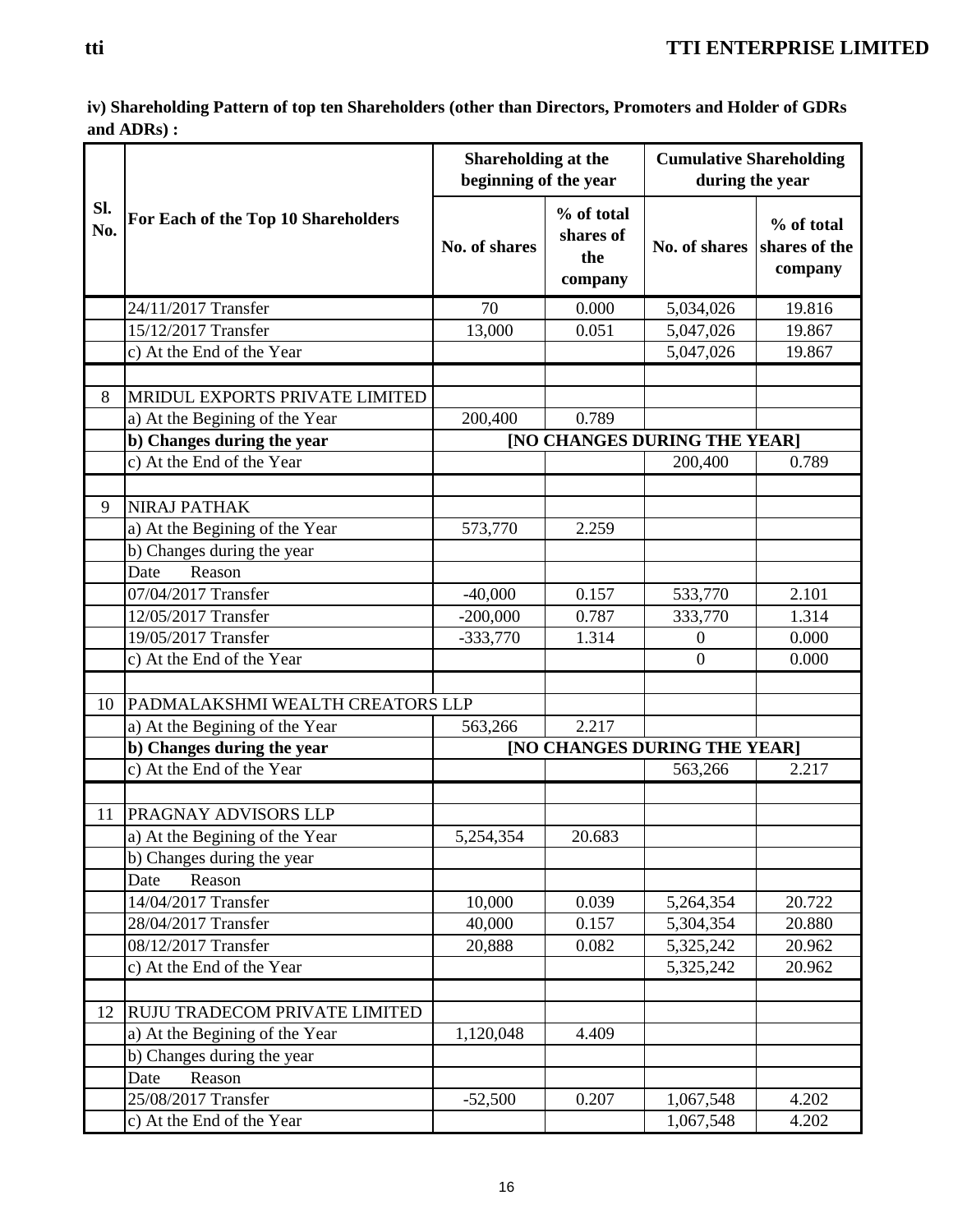iv) Shareholding Pattern of top ten Shareholders (other than Directors, Promoters and Holder of GDRs and ADRs) :

| Sl. No. | For Each of the Top 10 Shareholders | Shareholding at the beginning of the year | | Cumulative Shareholding during the year | |
|---|---|---|---|---|---|
| | | No. of shares | % of total shares of the company | No. of shares | % of total shares of the company |
| | 24/11/2017 Transfer | 70 | 0.000 | 5,034,026 | 19.816 |
| | 15/12/2017 Transfer | 13,000 | 0.051 | 5,047,026 | 19.867 |
| | c) At the End of the Year | | | 5,047,026 | 19.867 |
| | | | | | |
| 8 | MRIDUL EXPORTS PRIVATE LIMITED | | | | |
| | a) At the Begining of the Year | 200,400 | 0.789 | | |
| | **b) Changes during the year** | **[NO CHANGES DURING THE YEAR]** | | | |
| | c) At the End of the Year | | | 200,400 | 0.789 |
| | | | | | |
| 9 | NIRAJ PATHAK | | | | |
| | a) At the Begining of the Year | 573,770 | 2.259 | | |
| | b) Changes during the year | | | | |
| | Date Reason | | | | |
| | 07/04/2017 Transfer | -40,000 | 0.157 | 533,770 | 2.101 |
| | 12/05/2017 Transfer | -200,000 | 0.787 | 333,770 | 1.314 |
| | 19/05/2017 Transfer | -333,770 | 1.314 | 0 | 0.000 |
| | c) At the End of the Year | | | 0 | 0.000 |
| | | | | | |
| 10 | PADMALAKSHMI WEALTH CREATORS LLP | | | | |
| | a) At the Begining of the Year | 563,266 | 2.217 | | |
| | **b) Changes during the year** | **[NO CHANGES DURING THE YEAR]** | | | |
| | c) At the End of the Year | | | 563,266 | 2.217 |
| | | | | | |
| 11 | PRAGNAY ADVISORS LLP | | | | |
| | a) At the Begining of the Year | 5,254,354 | 20.683 | | |
| | b) Changes during the year | | | | |
| | Date Reason | | | | |
| | 14/04/2017 Transfer | 10,000 | 0.039 | 5,264,354 | 20.722 |
| | 28/04/2017 Transfer | 40,000 | 0.157 | 5,304,354 | 20.880 |
| | 08/12/2017 Transfer | 20,888 | 0.082 | 5,325,242 | 20.962 |
| | c) At the End of the Year | | | 5,325,242 | 20.962 |
| | | | | | |
| 12 | RUJU TRADECOM PRIVATE LIMITED | | | | |
| | a) At the Begining of the Year | 1,120,048 | 4.409 | | |
| | b) Changes during the year | | | | |
| | Date Reason | | | | |
| | 25/08/2017 Transfer | -52,500 | 0.207 | 1,067,548 | 4.202 |
| | c) At the End of the Year | | | 1,067,548 | 4.202 |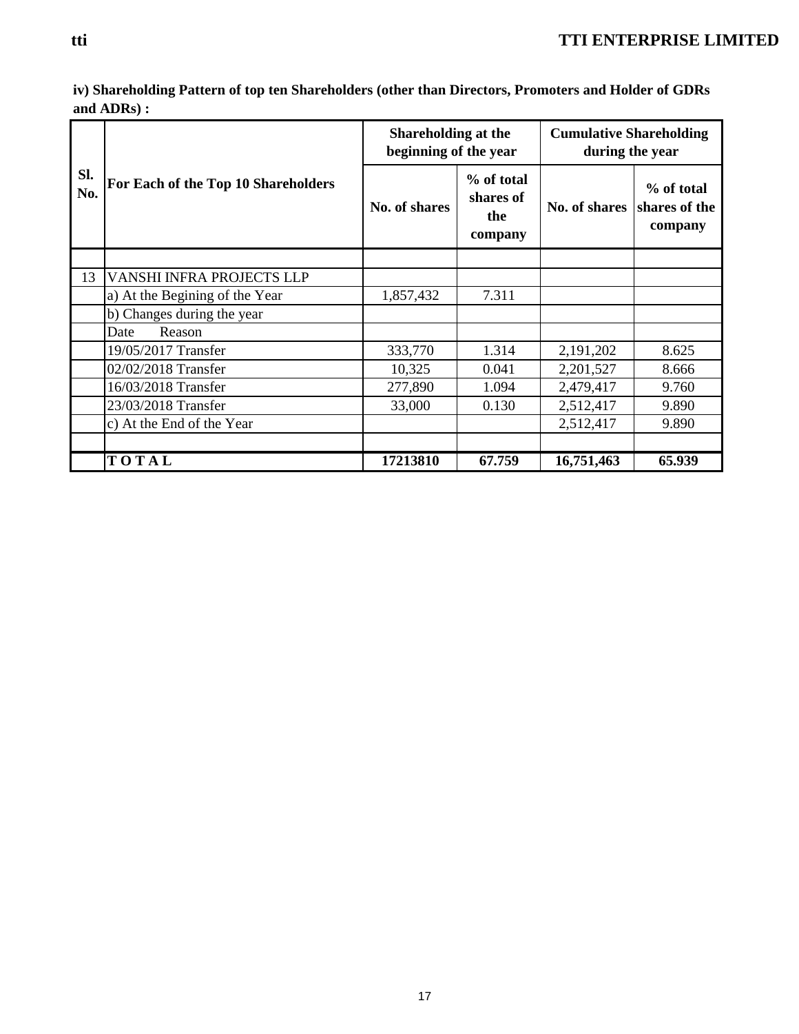**iv) Shareholding Pattern of top ten Shareholders (other than Directors, Promoters and Holder of GDRs and ADRs) :**

| Sl. No. | For Each of the Top 10 Shareholders | Shareholding at the beginning of the year | | Cumulative Shareholding during the year | |
|---|---|---|---|---|---|
| | | No. of shares | % of total shares of the company | No. of shares | % of total shares of the company |
| | | | | | |
| 13 | VANSHI INFRA PROJECTS LLP | | | | |
| | a) At the Begining of the Year | 1,857,432 | 7.311 | | |
| | b) Changes during the year | | | | |
| | Date Reason | | | | |
| | 19/05/2017 Transfer | 333,770 | 1.314 | 2,191,202 | 8.625 |
| | 02/02/2018 Transfer | 10,325 | 0.041 | 2,201,527 | 8.666 |
| | 16/03/2018 Transfer | 277,890 | 1.094 | 2,479,417 | 9.760 |
| | 23/03/2018 Transfer | 33,000 | 0.130 | 2,512,417 | 9.890 |
| | c) At the End of the Year | | | 2,512,417 | 9.890 |
| | | | | | |
| | **T O T A L** | **17213810** | **67.759** | **16,751,463** | **65.939** |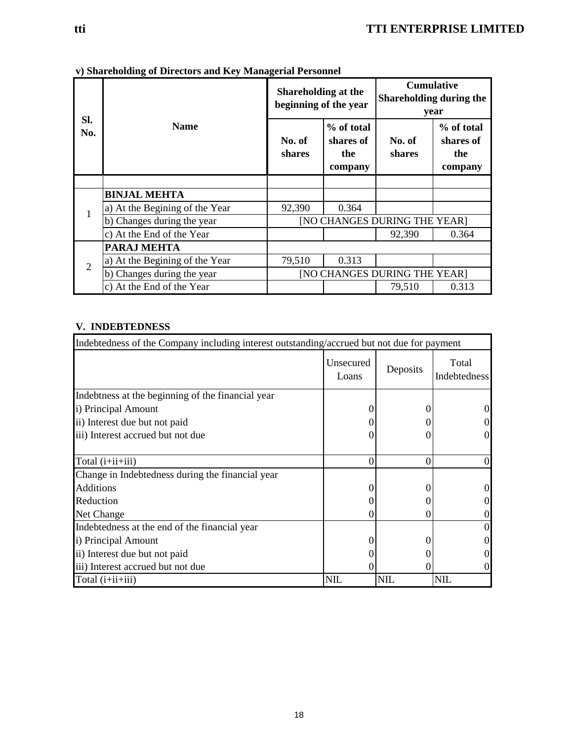**v) Shareholding of Directors and Key Managerial Personnel**

| Sl. No. | Name | Shareholding at the beginning of the year | | Cumulative Shareholding during the year | |
|---|---|---|---|---|---|
| | | No. of shares | % of total shares of the company | No. of shares | % of total shares of the company |
| | | | | | |
| 1 | **BINJAL MEHTA** | | | | |
| | a) At the Begining of the Year | 92,390 | 0.364 | | |
| | b) Changes during the year | [NO CHANGES DURING THE YEAR] | | | |
| | c) At the End of the Year | | | 92,390 | 0.364 |
| 2 | **PARAJ MEHTA** | | | | |
| | a) At the Begining of the Year | 79,510 | 0.313 | | |
| | b) Changes during the year | [NO CHANGES DURING THE YEAR] | | | |
| | c) At the End of the Year | | | 79,510 | 0.313 |

**V. INDEBTEDNESS**

Indebtedness of the Company including interest outstanding/accrued but not due for payment

| | Unsecured Loans | Deposits | Total Indebtedness |
|---|---|---|---|
| Indebtness at the beginning of the financial year | | | |
| i) Principal Amount | 0 | 0 | 0 |
| ii) Interest due but not paid | 0 | 0 | 0 |
| iii) Interest accrued but not due | 0 | 0 | 0 |
| Total (i+ii+iii) | 0 | 0 | 0 |
| Change in Indebtedness during the financial year | | | |
| Additions | 0 | 0 | 0 |
| Reduction | 0 | 0 | 0 |
| Net Change | 0 | 0 | 0 |
| Indebtedness at the end of the financial year | | | 0 |
| i) Principal Amount | 0 | 0 | 0 |
| ii) Interest due but not paid | 0 | 0 | 0 |
| iii) Interest accrued but not due | 0 | 0 | 0 |
| Total (i+ii+iii) | NIL | NIL | NIL |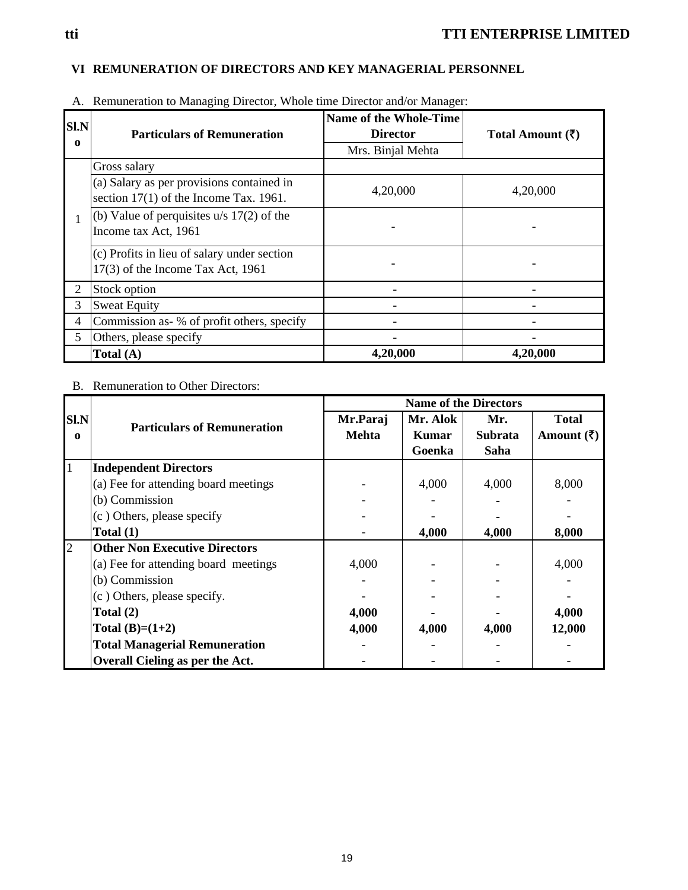## VI REMUNERATION OF DIRECTORS AND KEY MANAGERIAL PERSONNEL

A. Remuneration to Managing Director, Whole time Director and/or Manager:

| Sl.No | Particulars of Remuneration | Name of the Whole-Time Director | Total Amount (₹) |
|---|---|---|---|
| | | Mrs. Binjal Mehta | |
| 1 | Gross salary | | |
| | (a) Salary as per provisions contained in section 17(1) of the Income Tax. 1961. | 4,20,000 | 4,20,000 |
| | (b) Value of perquisites u/s 17(2) of the Income tax Act, 1961 | - | - |
| | (c) Profits in lieu of salary under section 17(3) of the Income Tax Act, 1961 | - | - |
| 2 | Stock option | - | - |
| 3 | Sweat Equity | - | - |
| 4 | Commission as- % of profit others, specify | - | - |
| 5 | Others, please specify | - | - |
| | **Total (A)** | **4,20,000** | **4,20,000** |

B. Remuneration to Other Directors:

| Sl.No | Particulars of Remuneration | Name of the Directors | | | |
|---|---|---|---|---|---|
| | | Mr.Paraj Mehta | Mr. Alok Kumar Goenka | Mr. Subrata Saha | Total Amount (₹) |
| 1 | **Independent Directors** | | | | |
| | (a) Fee for attending board meetings | - | 4,000 | 4,000 | 8,000 |
| | (b) Commission | - | - | - | - |
| | (c ) Others, please specify | - | - | - | - |
| | **Total (1)** | - | **4,000** | **4,000** | **8,000** |
| 2 | **Other Non Executive Directors** | | | | |
| | (a) Fee for attending board meetings | 4,000 | - | - | 4,000 |
| | (b) Commission | - | - | - | - |
| | (c ) Others, please specify. | - | - | - | - |
| | **Total (2)** | **4,000** | **-** | **-** | **4,000** |
| | **Total (B)=(1+2)** | **4,000** | **4,000** | **4,000** | **12,000** |
| | **Total Managerial Remuneration** | - | - | - | - |
| | **Overall Cieling as per the Act.** | - | - | - | - |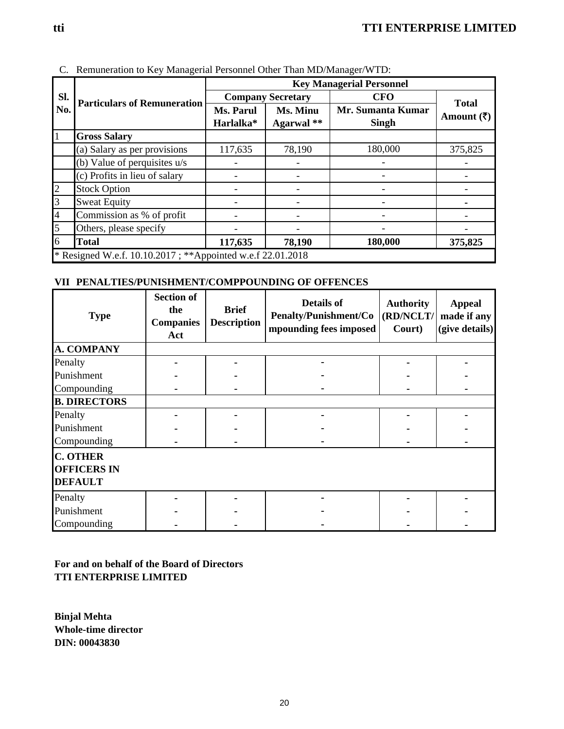C. Remuneration to Key Managerial Personnel Other Than MD/Manager/WTD:

| Sl. No. | Particulars of Remuneration | Key Managerial Personnel | | | |
|---|---|---|---|---|---|
| | | Company Secretary | | CFO | Total Amount (₹) |
| | | Ms. Parul Harlalka* | Ms. Minu Agarwal ** | Mr. Sumanta Kumar Singh | |
| 1 | **Gross Salary** | | | | |
| | (a) Salary as per provisions | 117,635 | 78,190 | 180,000 | 375,825 |
| | (b) Value of perquisites u/s | - | - | - | - |
| | (c) Profits in lieu of salary | - | - | - | - |
| 2 | Stock Option | - | - | - | - |
| 3 | Sweat Equity | - | - | - | - |
| 4 | Commission as % of profit | - | - | - | - |
| 5 | Others, please specify | - | - | - | - |
| 6 | **Total** | **117,635** | **78,190** | **180,000** | **375,825** |

* Resigned W.e.f. 10.10.2017 ; **Appointed w.e.f 22.01.2018

**VII PENALTIES/PUNISHMENT/COMPPOUNDING OF OFFENCES**

| Type | Section of the Companies Act | Brief Description | Details of Penalty/Punishment/Compounding fees imposed | Authority (RD/NCLT/ Court) | Appeal made if any (give details) |
|---|---|---|---|---|---|
| **A. COMPANY** | | | | | |
| Penalty | - | - | - | - | - |
| Punishment | - | - | - | - | - |
| Compounding | - | - | - | - | - |
| **B. DIRECTORS** | | | | | |
| Penalty | - | - | - | - | - |
| Punishment | - | - | - | - | - |
| Compounding | - | - | - | - | - |
| **C. OTHER OFFICERS IN DEFAULT** | | | | | |
| Penalty | - | - | - | - | - |
| Punishment | - | - | - | - | - |
| Compounding | - | - | - | - | - |

**For and on behalf of the Board of Directors**
**TTI ENTERPRISE LIMITED**

**Binjal Mehta**
**Whole-time director**
**DIN: 00043830**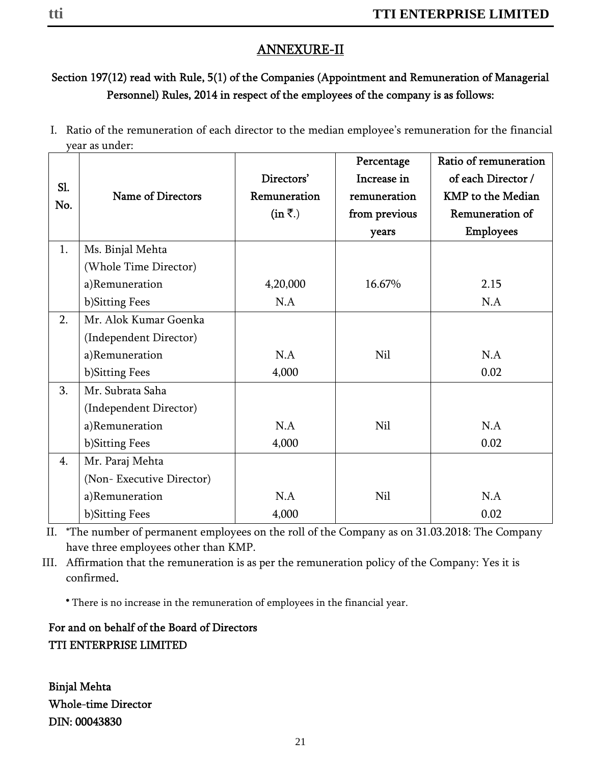## ANNEXURE-II

**Section 197(12) read with Rule, 5(1) of the Companies (Appointment and Remuneration of Managerial Personnel) Rules, 2014 in respect of the employees of the company is as follows:**

I. Ratio of the remuneration of each director to the median employee's remuneration for the financial year as under:

| Sl. No. | Name of Directors | Directors' Remuneration (in ₹.) | Percentage Increase in remuneration from previous years | Ratio of remuneration of each Director / KMP to the Median Remuneration of Employees |
|---|---|---|---|---|
| 1. | Ms. Binjal Mehta (Whole Time Director) | | | |
| | a)Remuneration | 4,20,000 | 16.67% | 2.15 |
| | b)Sitting Fees | N.A | | N.A |
| 2. | Mr. Alok Kumar Goenka (Independent Director) | | | |
| | a)Remuneration | N.A | Nil | N.A |
| | b)Sitting Fees | 4,000 | | 0.02 |
| 3. | Mr. Subrata Saha (Independent Director) | | | |
| | a)Remuneration | N.A | Nil | N.A |
| | b)Sitting Fees | 4,000 | | 0.02 |
| 4. | Mr. Paraj Mehta (Non- Executive Director) | | | |
| | a)Remuneration | N.A | Nil | N.A |
| | b)Sitting Fees | 4,000 | | 0.02 |

II. *The number of permanent employees on the roll of the Company as on 31.03.2018: The Company have three employees other than KMP.

III. Affirmation that the remuneration is as per the remuneration policy of the Company: Yes it is confirmed.

* There is no increase in the remuneration of employees in the financial year.

**For and on behalf of the Board of Directors**
TTI ENTERPRISE LIMITED

**Binjal Mehta**
**Whole-time Director**
**DIN: 00043830**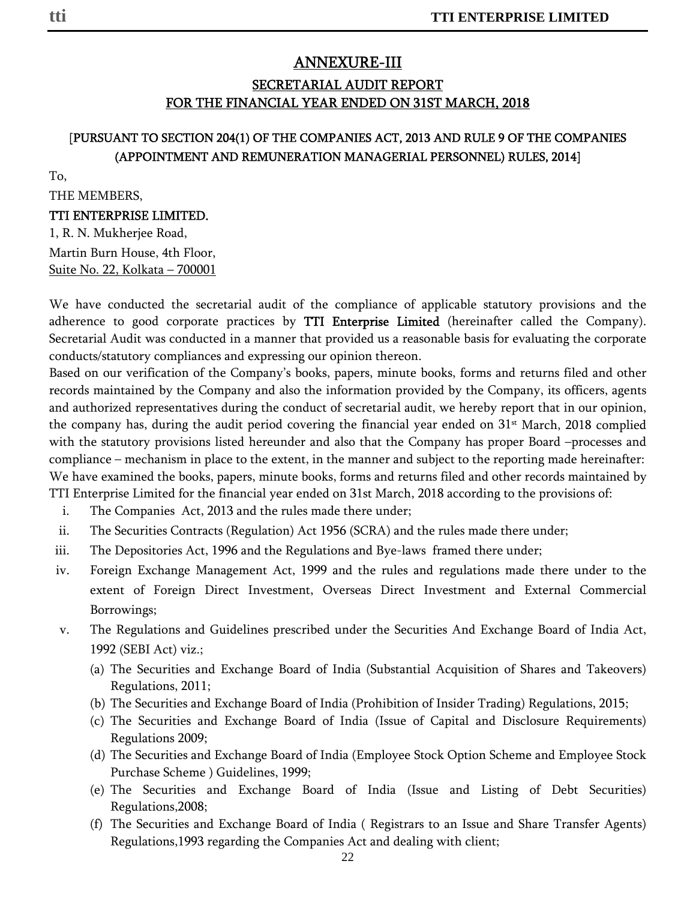# ANNEXURE-III

## SECRETARIAL AUDIT REPORT
## FOR THE FINANCIAL YEAR ENDED ON 31ST MARCH, 2018

**[PURSUANT TO SECTION 204(1) OF THE COMPANIES ACT, 2013 AND RULE 9 OF THE COMPANIES (APPOINTMENT AND REMUNERATION MANAGERIAL PERSONNEL) RULES, 2014]**

To,

THE MEMBERS,

**TTI ENTERPRISE LIMITED.**
1, R. N. Mukherjee Road,
Martin Burn House, 4th Floor,
Suite No. 22, Kolkata – 700001

We have conducted the secretarial audit of the compliance of applicable statutory provisions and the adherence to good corporate practices by **TTI Enterprise Limited** (hereinafter called the Company). Secretarial Audit was conducted in a manner that provided us a reasonable basis for evaluating the corporate conducts/statutory compliances and expressing our opinion thereon.

Based on our verification of the Company's books, papers, minute books, forms and returns filed and other records maintained by the Company and also the information provided by the Company, its officers, agents and authorized representatives during the conduct of secretarial audit, we hereby report that in our opinion, the company has, during the audit period covering the financial year ended on 31st March, 2018 complied with the statutory provisions listed hereunder and also that the Company has proper Board –processes and compliance – mechanism in place to the extent, in the manner and subject to the reporting made hereinafter:

We have examined the books, papers, minute books, forms and returns filed and other records maintained by TTI Enterprise Limited for the financial year ended on 31st March, 2018 according to the provisions of:

i. The Companies Act, 2013 and the rules made there under;

ii. The Securities Contracts (Regulation) Act 1956 (SCRA) and the rules made there under;

iii. The Depositories Act, 1996 and the Regulations and Bye-laws framed there under;

iv. Foreign Exchange Management Act, 1999 and the rules and regulations made there under to the extent of Foreign Direct Investment, Overseas Direct Investment and External Commercial Borrowings;

v. The Regulations and Guidelines prescribed under the Securities And Exchange Board of India Act, 1992 (SEBI Act) viz.;

   (a) The Securities and Exchange Board of India (Substantial Acquisition of Shares and Takeovers) Regulations, 2011;

   (b) The Securities and Exchange Board of India (Prohibition of Insider Trading) Regulations, 2015;

   (c) The Securities and Exchange Board of India (Issue of Capital and Disclosure Requirements) Regulations 2009;

   (d) The Securities and Exchange Board of India (Employee Stock Option Scheme and Employee Stock Purchase Scheme ) Guidelines, 1999;

   (e) The Securities and Exchange Board of India (Issue and Listing of Debt Securities) Regulations,2008;

   (f) The Securities and Exchange Board of India ( Registrars to an Issue and Share Transfer Agents) Regulations,1993 regarding the Companies Act and dealing with client;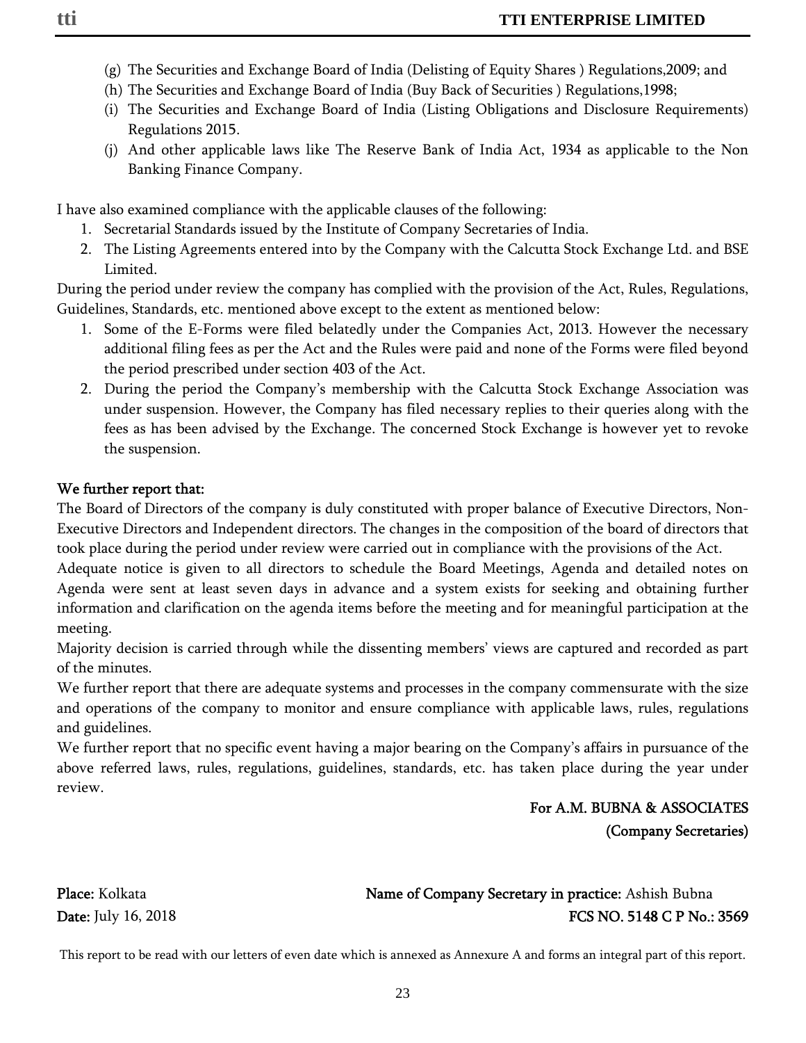(g) The Securities and Exchange Board of India (Delisting of Equity Shares ) Regulations,2009; and

(h) The Securities and Exchange Board of India (Buy Back of Securities ) Regulations,1998;

(i) The Securities and Exchange Board of India (Listing Obligations and Disclosure Requirements) Regulations 2015.

(j) And other applicable laws like The Reserve Bank of India Act, 1934 as applicable to the Non Banking Finance Company.

I have also examined compliance with the applicable clauses of the following:

1. Secretarial Standards issued by the Institute of Company Secretaries of India.
2. The Listing Agreements entered into by the Company with the Calcutta Stock Exchange Ltd. and BSE Limited.

During the period under review the company has complied with the provision of the Act, Rules, Regulations, Guidelines, Standards, etc. mentioned above except to the extent as mentioned below:

1. Some of the E-Forms were filed belatedly under the Companies Act, 2013. However the necessary additional filing fees as per the Act and the Rules were paid and none of the Forms were filed beyond the period prescribed under section 403 of the Act.
2. During the period the Company's membership with the Calcutta Stock Exchange Association was under suspension. However, the Company has filed necessary replies to their queries along with the fees as has been advised by the Exchange. The concerned Stock Exchange is however yet to revoke the suspension.

**We further report that:**

The Board of Directors of the company is duly constituted with proper balance of Executive Directors, Non-Executive Directors and Independent directors. The changes in the composition of the board of directors that took place during the period under review were carried out in compliance with the provisions of the Act.

Adequate notice is given to all directors to schedule the Board Meetings, Agenda and detailed notes on Agenda were sent at least seven days in advance and a system exists for seeking and obtaining further information and clarification on the agenda items before the meeting and for meaningful participation at the meeting.

Majority decision is carried through while the dissenting members' views are captured and recorded as part of the minutes.

We further report that there are adequate systems and processes in the company commensurate with the size and operations of the company to monitor and ensure compliance with applicable laws, rules, regulations and guidelines.

We further report that no specific event having a major bearing on the Company's affairs in pursuance of the above referred laws, rules, regulations, guidelines, standards, etc. has taken place during the year under review.

**For A.M. BUBNA & ASSOCIATES**
**(Company Secretaries)**

**Place:** Kolkata
**Date:** July 16, 2018

**Name of Company Secretary in practice:** Ashish Bubna
**FCS NO. 5148 C P No.: 3569**

This report to be read with our letters of even date which is annexed as Annexure A and forms an integral part of this report.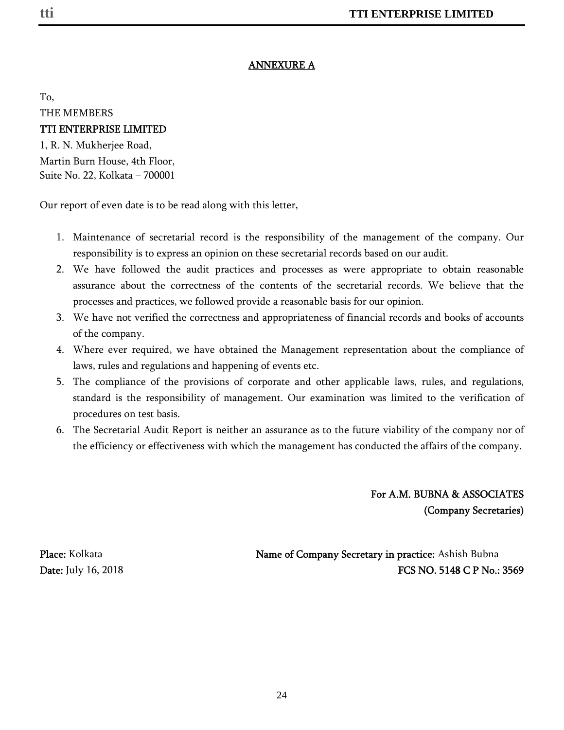## ANNEXURE A

To,
THE MEMBERS
**TTI ENTERPRISE LIMITED**
1, R. N. Mukherjee Road,
Martin Burn House, 4th Floor,
Suite No. 22, Kolkata – 700001

Our report of even date is to be read along with this letter,

1. Maintenance of secretarial record is the responsibility of the management of the company. Our responsibility is to express an opinion on these secretarial records based on our audit.
2. We have followed the audit practices and processes as were appropriate to obtain reasonable assurance about the correctness of the contents of the secretarial records. We believe that the processes and practices, we followed provide a reasonable basis for our opinion.
3. We have not verified the correctness and appropriateness of financial records and books of accounts of the company.
4. Where ever required, we have obtained the Management representation about the compliance of laws, rules and regulations and happening of events etc.
5. The compliance of the provisions of corporate and other applicable laws, rules, and regulations, standard is the responsibility of management. Our examination was limited to the verification of procedures on test basis.
6. The Secretarial Audit Report is neither an assurance as to the future viability of the company nor of the efficiency or effectiveness with which the management has conducted the affairs of the company.

**For A.M. BUBNA & ASSOCIATES**
**(Company Secretaries)**

**Place:** Kolkata
**Date:** July 16, 2018

**Name of Company Secretary in practice:** Ashish Bubna
**FCS NO. 5148 C P No.: 3569**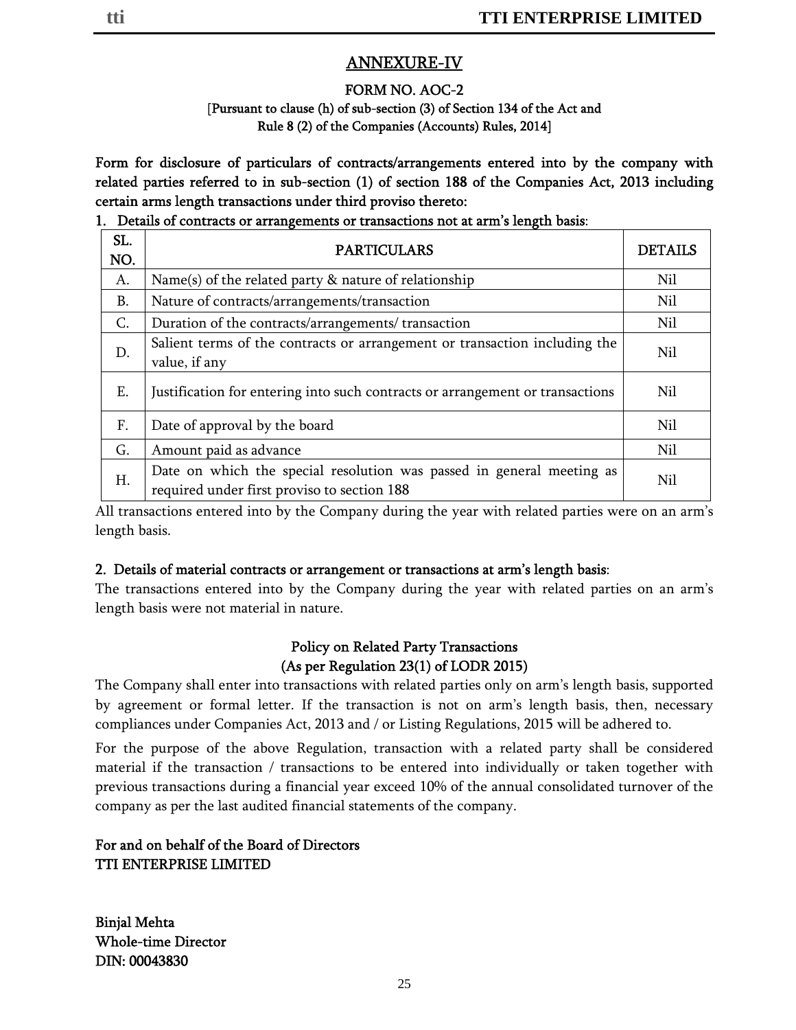## ANNEXURE-IV

### FORM NO. AOC-2

[Pursuant to clause (h) of sub-section (3) of Section 134 of the Act and Rule 8 (2) of the Companies (Accounts) Rules, 2014]

**Form for disclosure of particulars of contracts/arrangements entered into by the company with related parties referred to in sub-section (1) of section 188 of the Companies Act, 2013 including certain arms length transactions under third proviso thereto:**

**1. Details of contracts or arrangements or transactions not at arm's length basis**:

| SL. NO. | PARTICULARS | DETAILS |
|---|---|---|
| A. | Name(s) of the related party & nature of relationship | Nil |
| B. | Nature of contracts/arrangements/transaction | Nil |
| C. | Duration of the contracts/arrangements/ transaction | Nil |
| D. | Salient terms of the contracts or arrangement or transaction including the value, if any | Nil |
| E. | Justification for entering into such contracts or arrangement or transactions | Nil |
| F. | Date of approval by the board | Nil |
| G. | Amount paid as advance | Nil |
| H. | Date on which the special resolution was passed in general meeting as required under first proviso to section 188 | Nil |

All transactions entered into by the Company during the year with related parties were on an arm's length basis.

**2. Details of material contracts or arrangement or transactions at arm's length basis**:

The transactions entered into by the Company during the year with related parties on an arm's length basis were not material in nature.

### Policy on Related Party Transactions
### (As per Regulation 23(1) of LODR 2015)

The Company shall enter into transactions with related parties only on arm's length basis, supported by agreement or formal letter. If the transaction is not on arm's length basis, then, necessary compliances under Companies Act, 2013 and / or Listing Regulations, 2015 will be adhered to.

For the purpose of the above Regulation, transaction with a related party shall be considered material if the transaction / transactions to be entered into individually or taken together with previous transactions during a financial year exceed 10% of the annual consolidated turnover of the company as per the last audited financial statements of the company.

**For and on behalf of the Board of Directors**
**TTI ENTERPRISE LIMITED**

**Binjal Mehta**
**Whole-time Director**
**DIN: 00043830**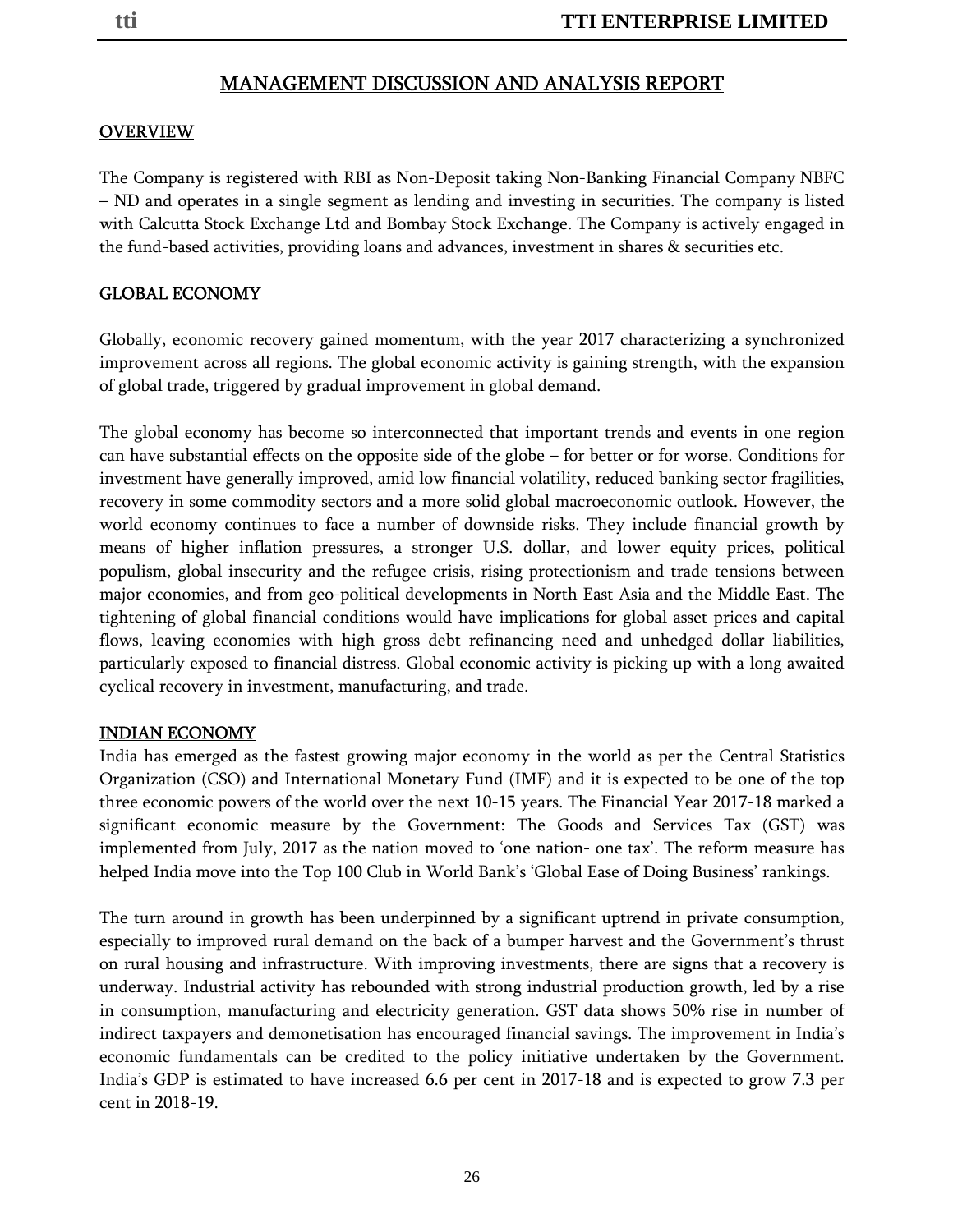# MANAGEMENT DISCUSSION AND ANALYSIS REPORT

## OVERVIEW

The Company is registered with RBI as Non-Deposit taking Non-Banking Financial Company NBFC – ND and operates in a single segment as lending and investing in securities. The company is listed with Calcutta Stock Exchange Ltd and Bombay Stock Exchange. The Company is actively engaged in the fund-based activities, providing loans and advances, investment in shares & securities etc.

## GLOBAL ECONOMY

Globally, economic recovery gained momentum, with the year 2017 characterizing a synchronized improvement across all regions. The global economic activity is gaining strength, with the expansion of global trade, triggered by gradual improvement in global demand.

The global economy has become so interconnected that important trends and events in one region can have substantial effects on the opposite side of the globe – for better or for worse. Conditions for investment have generally improved, amid low financial volatility, reduced banking sector fragilities, recovery in some commodity sectors and a more solid global macroeconomic outlook. However, the world economy continues to face a number of downside risks. They include financial growth by means of higher inflation pressures, a stronger U.S. dollar, and lower equity prices, political populism, global insecurity and the refugee crisis, rising protectionism and trade tensions between major economies, and from geo-political developments in North East Asia and the Middle East. The tightening of global financial conditions would have implications for global asset prices and capital flows, leaving economies with high gross debt refinancing need and unhedged dollar liabilities, particularly exposed to financial distress. Global economic activity is picking up with a long awaited cyclical recovery in investment, manufacturing, and trade.

## INDIAN ECONOMY

India has emerged as the fastest growing major economy in the world as per the Central Statistics Organization (CSO) and International Monetary Fund (IMF) and it is expected to be one of the top three economic powers of the world over the next 10-15 years. The Financial Year 2017-18 marked a significant economic measure by the Government: The Goods and Services Tax (GST) was implemented from July, 2017 as the nation moved to 'one nation- one tax'. The reform measure has helped India move into the Top 100 Club in World Bank's 'Global Ease of Doing Business' rankings.

The turn around in growth has been underpinned by a significant uptrend in private consumption, especially to improved rural demand on the back of a bumper harvest and the Government's thrust on rural housing and infrastructure. With improving investments, there are signs that a recovery is underway. Industrial activity has rebounded with strong industrial production growth, led by a rise in consumption, manufacturing and electricity generation. GST data shows 50% rise in number of indirect taxpayers and demonetisation has encouraged financial savings. The improvement in India's economic fundamentals can be credited to the policy initiative undertaken by the Government. India's GDP is estimated to have increased 6.6 per cent in 2017-18 and is expected to grow 7.3 per cent in 2018-19.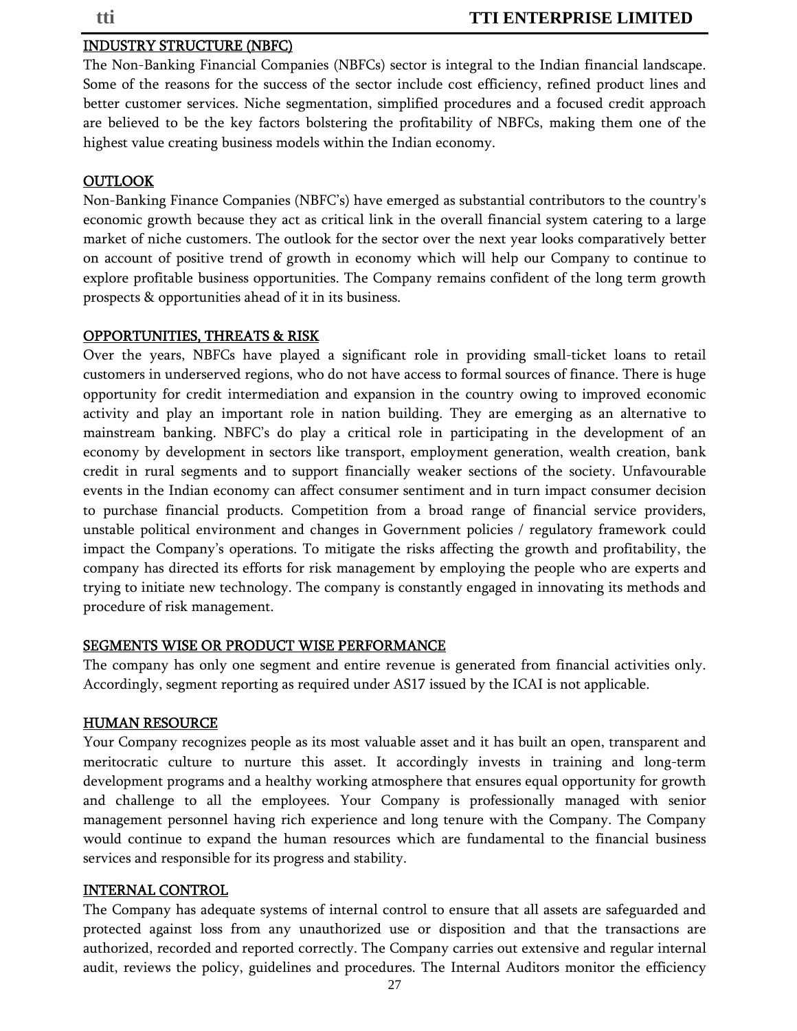## INDUSTRY STRUCTURE (NBFC)

The Non-Banking Financial Companies (NBFCs) sector is integral to the Indian financial landscape. Some of the reasons for the success of the sector include cost efficiency, refined product lines and better customer services. Niche segmentation, simplified procedures and a focused credit approach are believed to be the key factors bolstering the profitability of NBFCs, making them one of the highest value creating business models within the Indian economy.

## OUTLOOK

Non-Banking Finance Companies (NBFC's) have emerged as substantial contributors to the country's economic growth because they act as critical link in the overall financial system catering to a large market of niche customers. The outlook for the sector over the next year looks comparatively better on account of positive trend of growth in economy which will help our Company to continue to explore profitable business opportunities. The Company remains confident of the long term growth prospects & opportunities ahead of it in its business.

## OPPORTUNITIES, THREATS & RISK

Over the years, NBFCs have played a significant role in providing small-ticket loans to retail customers in underserved regions, who do not have access to formal sources of finance. There is huge opportunity for credit intermediation and expansion in the country owing to improved economic activity and play an important role in nation building. They are emerging as an alternative to mainstream banking. NBFC's do play a critical role in participating in the development of an economy by development in sectors like transport, employment generation, wealth creation, bank credit in rural segments and to support financially weaker sections of the society. Unfavourable events in the Indian economy can affect consumer sentiment and in turn impact consumer decision to purchase financial products. Competition from a broad range of financial service providers, unstable political environment and changes in Government policies / regulatory framework could impact the Company's operations. To mitigate the risks affecting the growth and profitability, the company has directed its efforts for risk management by employing the people who are experts and trying to initiate new technology. The company is constantly engaged in innovating its methods and procedure of risk management.

## SEGMENTS WISE OR PRODUCT WISE PERFORMANCE

The company has only one segment and entire revenue is generated from financial activities only. Accordingly, segment reporting as required under AS17 issued by the ICAI is not applicable.

## HUMAN RESOURCE

Your Company recognizes people as its most valuable asset and it has built an open, transparent and meritocratic culture to nurture this asset. It accordingly invests in training and long-term development programs and a healthy working atmosphere that ensures equal opportunity for growth and challenge to all the employees. Your Company is professionally managed with senior management personnel having rich experience and long tenure with the Company. The Company would continue to expand the human resources which are fundamental to the financial business services and responsible for its progress and stability.

## INTERNAL CONTROL

The Company has adequate systems of internal control to ensure that all assets are safeguarded and protected against loss from any unauthorized use or disposition and that the transactions are authorized, recorded and reported correctly. The Company carries out extensive and regular internal audit, reviews the policy, guidelines and procedures. The Internal Auditors monitor the efficiency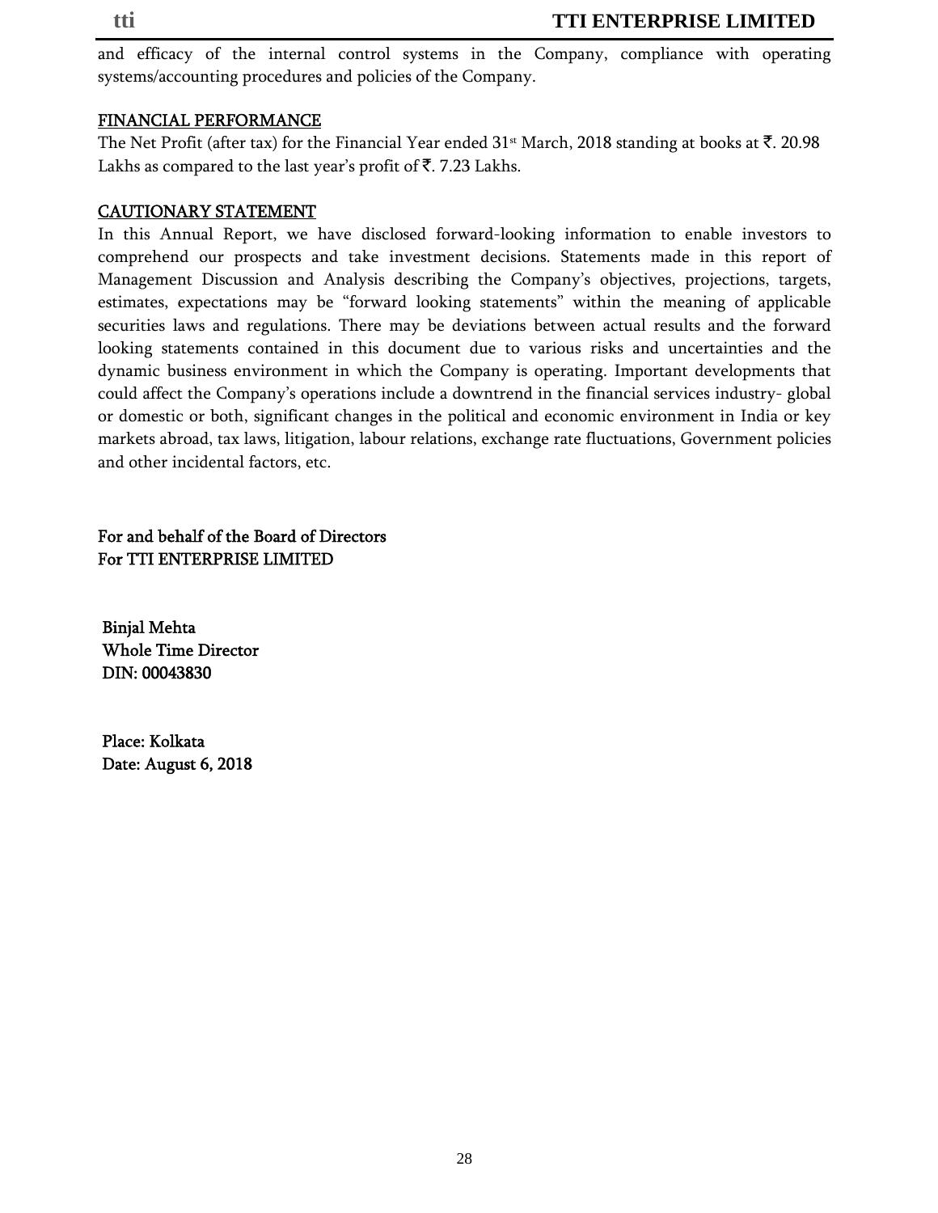and efficacy of the internal control systems in the Company, compliance with operating systems/accounting procedures and policies of the Company.

## FINANCIAL PERFORMANCE

The Net Profit (after tax) for the Financial Year ended 31st March, 2018 standing at books at ₹. 20.98 Lakhs as compared to the last year's profit of ₹. 7.23 Lakhs.

## CAUTIONARY STATEMENT

In this Annual Report, we have disclosed forward-looking information to enable investors to comprehend our prospects and take investment decisions. Statements made in this report of Management Discussion and Analysis describing the Company's objectives, projections, targets, estimates, expectations may be "forward looking statements" within the meaning of applicable securities laws and regulations. There may be deviations between actual results and the forward looking statements contained in this document due to various risks and uncertainties and the dynamic business environment in which the Company is operating. Important developments that could affect the Company's operations include a downtrend in the financial services industry- global or domestic or both, significant changes in the political and economic environment in India or key markets abroad, tax laws, litigation, labour relations, exchange rate fluctuations, Government policies and other incidental factors, etc.

For and behalf of the Board of Directors
For TTI ENTERPRISE LIMITED

Binjal Mehta
Whole Time Director
DIN: 00043830

Place: Kolkata
Date: August 6, 2018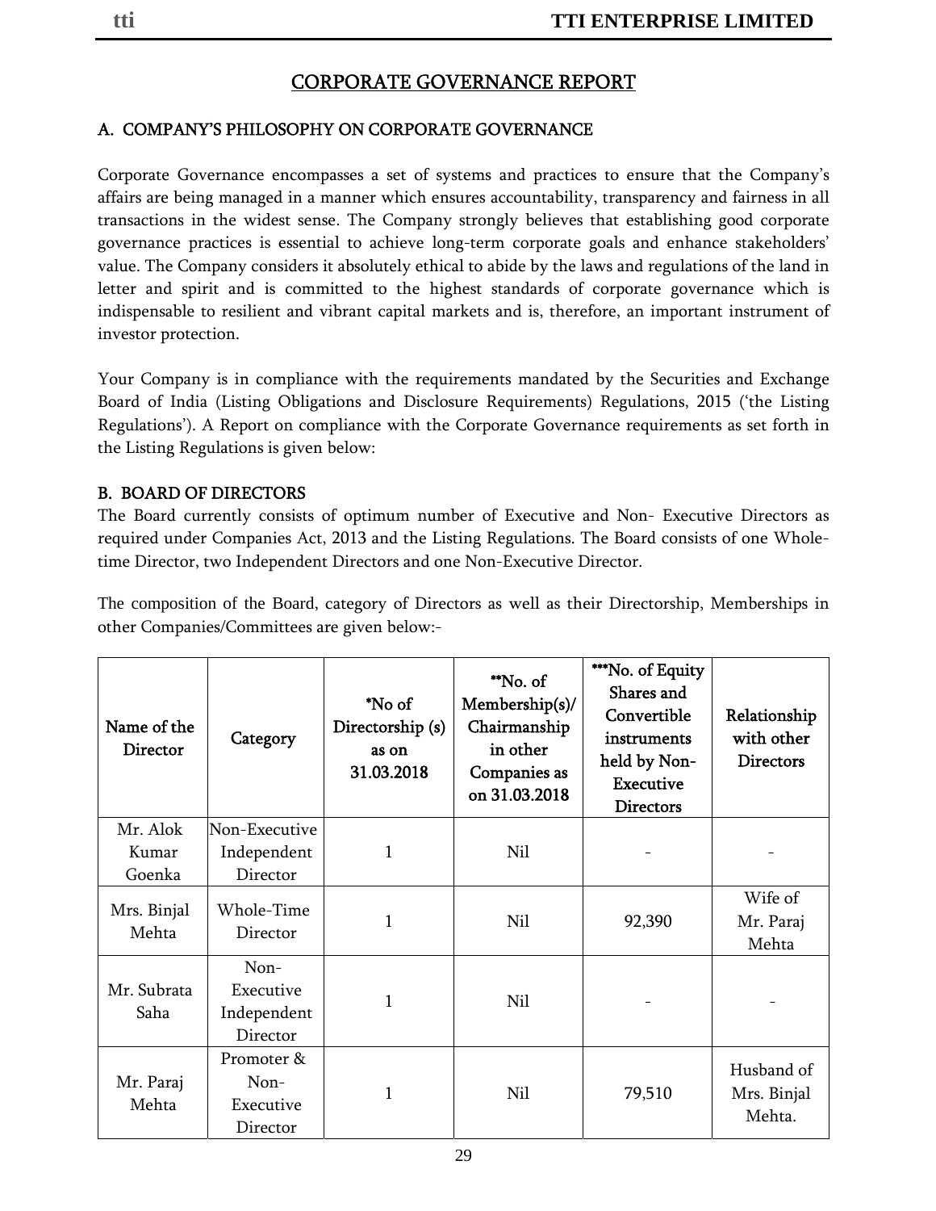# CORPORATE GOVERNANCE REPORT

## A. COMPANY'S PHILOSOPHY ON CORPORATE GOVERNANCE

Corporate Governance encompasses a set of systems and practices to ensure that the Company's affairs are being managed in a manner which ensures accountability, transparency and fairness in all transactions in the widest sense. The Company strongly believes that establishing good corporate governance practices is essential to achieve long-term corporate goals and enhance stakeholders' value. The Company considers it absolutely ethical to abide by the laws and regulations of the land in letter and spirit and is committed to the highest standards of corporate governance which is indispensable to resilient and vibrant capital markets and is, therefore, an important instrument of investor protection.

Your Company is in compliance with the requirements mandated by the Securities and Exchange Board of India (Listing Obligations and Disclosure Requirements) Regulations, 2015 ('the Listing Regulations'). A Report on compliance with the Corporate Governance requirements as set forth in the Listing Regulations is given below:

## B. BOARD OF DIRECTORS

The Board currently consists of optimum number of Executive and Non- Executive Directors as required under Companies Act, 2013 and the Listing Regulations. The Board consists of one Whole-time Director, two Independent Directors and one Non-Executive Director.

The composition of the Board, category of Directors as well as their Directorship, Memberships in other Companies/Committees are given below:-

| Name of the Director | Category | *No of Directorship (s) as on 31.03.2018 | **No. of Membership(s)/ Chairmanship in other Companies as on 31.03.2018 | ***No. of Equity Shares and Convertible instruments held by Non-Executive Directors | Relationship with other Directors |
|---|---|---|---|---|---|
| Mr. Alok Kumar Goenka | Non-Executive Independent Director | 1 | Nil | - | - |
| Mrs. Binjal Mehta | Whole-Time Director | 1 | Nil | 92,390 | Wife of Mr. Paraj Mehta |
| Mr. Subrata Saha | Non-Executive Independent Director | 1 | Nil | - | - |
| Mr. Paraj Mehta | Promoter & Non-Executive Director | 1 | Nil | 79,510 | Husband of Mrs. Binjal Mehta. |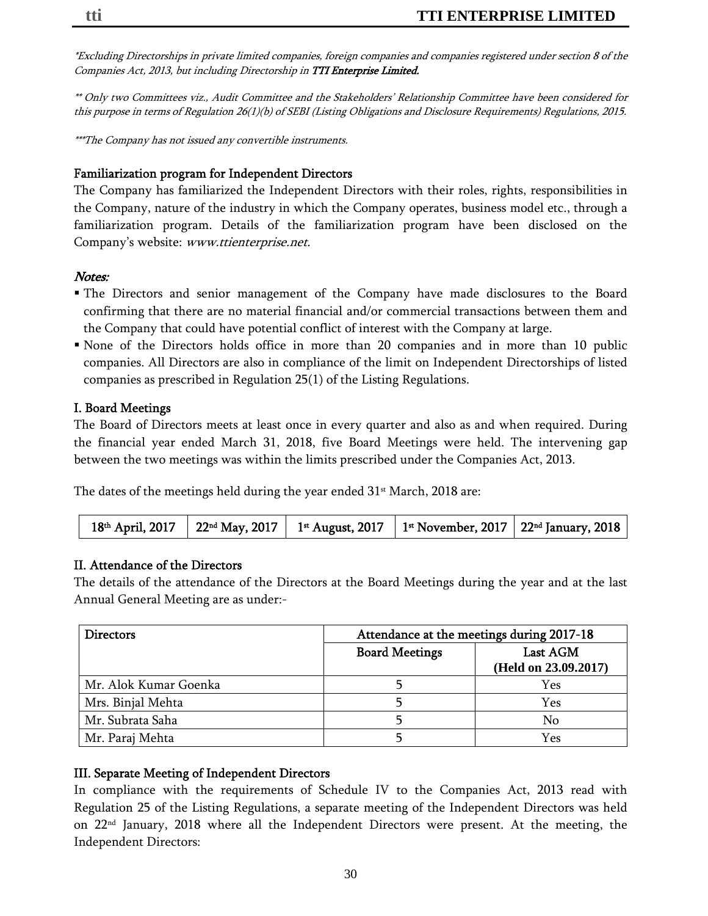*\*Excluding Directorships in private limited companies, foreign companies and companies registered under section 8 of the Companies Act, 2013, but including Directorship in **TTI Enterprise Limited.***

*\*\* Only two Committees viz., Audit Committee and the Stakeholders' Relationship Committee have been considered for this purpose in terms of Regulation 26(1)(b) of SEBI (Listing Obligations and Disclosure Requirements) Regulations, 2015.*

*\*\*\*The Company has not issued any convertible instruments.*

### Familiarization program for Independent Directors

The Company has familiarized the Independent Directors with their roles, rights, responsibilities in the Company, nature of the industry in which the Company operates, business model etc., through a familiarization program. Details of the familiarization program have been disclosed on the Company's website: *www.ttienterprise.net.*

***Notes:***

- The Directors and senior management of the Company have made disclosures to the Board confirming that there are no material financial and/or commercial transactions between them and the Company that could have potential conflict of interest with the Company at large.
- None of the Directors holds office in more than 20 companies and in more than 10 public companies. All Directors are also in compliance of the limit on Independent Directorships of listed companies as prescribed in Regulation 25(1) of the Listing Regulations.

### I. Board Meetings

The Board of Directors meets at least once in every quarter and also as and when required. During the financial year ended March 31, 2018, five Board Meetings were held. The intervening gap between the two meetings was within the limits prescribed under the Companies Act, 2013.

The dates of the meetings held during the year ended 31st March, 2018 are:

| 18th April, 2017 | 22nd May, 2017 | 1st August, 2017 | 1st November, 2017 | 22nd January, 2018 |
|---|---|---|---|---|

### II. Attendance of the Directors

The details of the attendance of the Directors at the Board Meetings during the year and at the last Annual General Meeting are as under:-

| Directors | Attendance at the meetings during 2017-18 | |
|---|---|---|
| | Board Meetings | Last AGM (Held on 23.09.2017) |
| Mr. Alok Kumar Goenka | 5 | Yes |
| Mrs. Binjal Mehta | 5 | Yes |
| Mr. Subrata Saha | 5 | No |
| Mr. Paraj Mehta | 5 | Yes |

### III. Separate Meeting of Independent Directors

In compliance with the requirements of Schedule IV to the Companies Act, 2013 read with Regulation 25 of the Listing Regulations, a separate meeting of the Independent Directors was held on 22nd January, 2018 where all the Independent Directors were present. At the meeting, the Independent Directors: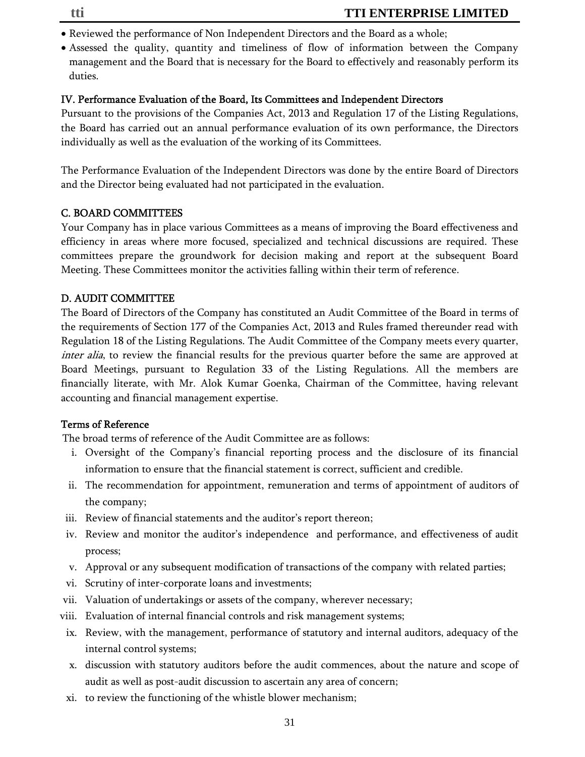- Reviewed the performance of Non Independent Directors and the Board as a whole;
- Assessed the quality, quantity and timeliness of flow of information between the Company management and the Board that is necessary for the Board to effectively and reasonably perform its duties.

**IV. Performance Evaluation of the Board, Its Committees and Independent Directors**

Pursuant to the provisions of the Companies Act, 2013 and Regulation 17 of the Listing Regulations, the Board has carried out an annual performance evaluation of its own performance, the Directors individually as well as the evaluation of the working of its Committees.

The Performance Evaluation of the Independent Directors was done by the entire Board of Directors and the Director being evaluated had not participated in the evaluation.

## C. BOARD COMMITTEES

Your Company has in place various Committees as a means of improving the Board effectiveness and efficiency in areas where more focused, specialized and technical discussions are required. These committees prepare the groundwork for decision making and report at the subsequent Board Meeting. These Committees monitor the activities falling within their term of reference.

## D. AUDIT COMMITTEE

The Board of Directors of the Company has constituted an Audit Committee of the Board in terms of the requirements of Section 177 of the Companies Act, 2013 and Rules framed thereunder read with Regulation 18 of the Listing Regulations. The Audit Committee of the Company meets every quarter, *inter alia*, to review the financial results for the previous quarter before the same are approved at Board Meetings, pursuant to Regulation 33 of the Listing Regulations. All the members are financially literate, with Mr. Alok Kumar Goenka, Chairman of the Committee, having relevant accounting and financial management expertise.

**Terms of Reference**

The broad terms of reference of the Audit Committee are as follows:

i. Oversight of the Company's financial reporting process and the disclosure of its financial information to ensure that the financial statement is correct, sufficient and credible.
ii. The recommendation for appointment, remuneration and terms of appointment of auditors of the company;
iii. Review of financial statements and the auditor's report thereon;
iv. Review and monitor the auditor's independence and performance, and effectiveness of audit process;
v. Approval or any subsequent modification of transactions of the company with related parties;
vi. Scrutiny of inter-corporate loans and investments;
vii. Valuation of undertakings or assets of the company, wherever necessary;
viii. Evaluation of internal financial controls and risk management systems;
ix. Review, with the management, performance of statutory and internal auditors, adequacy of the internal control systems;
x. discussion with statutory auditors before the audit commences, about the nature and scope of audit as well as post-audit discussion to ascertain any area of concern;
xi. to review the functioning of the whistle blower mechanism;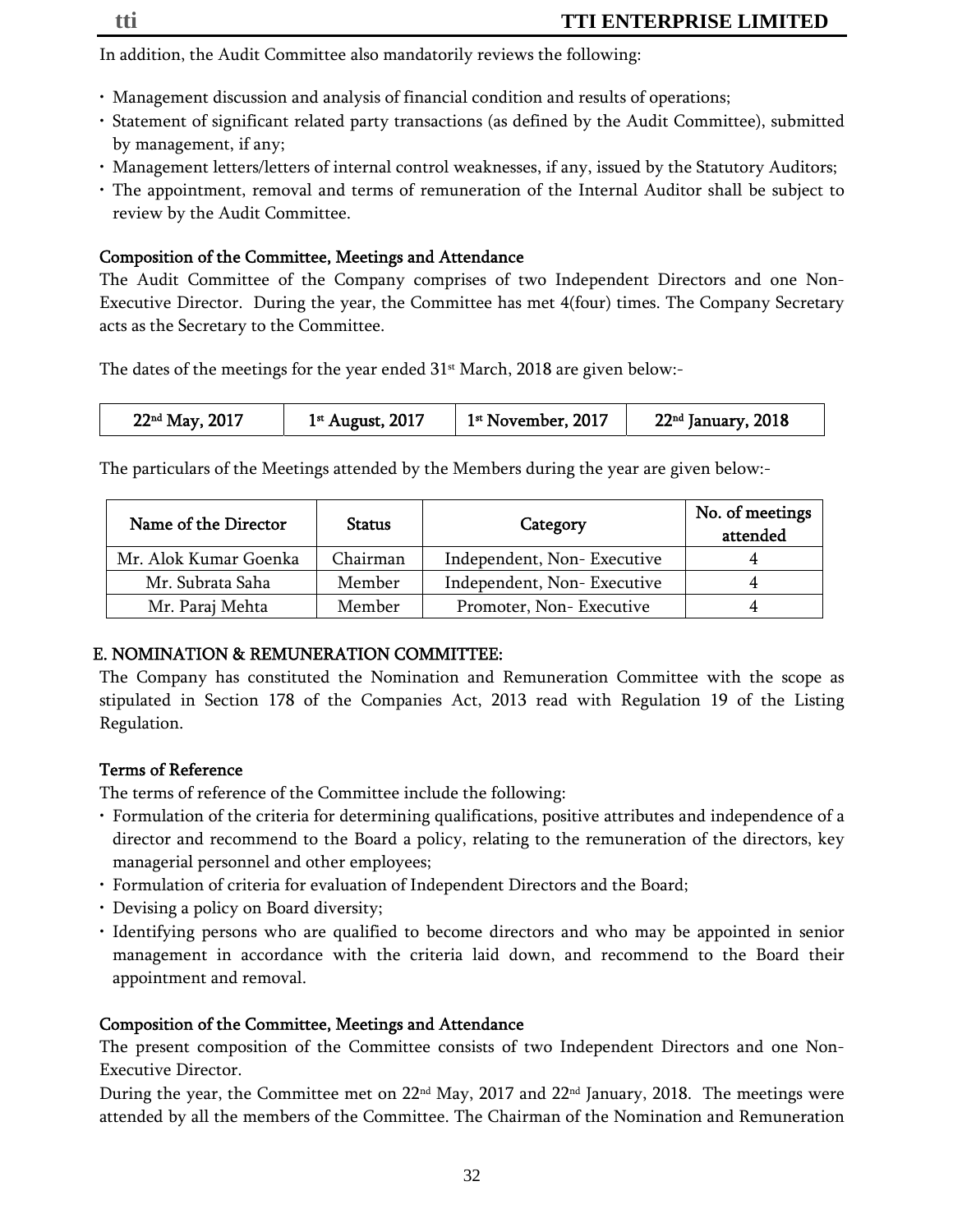In addition, the Audit Committee also mandatorily reviews the following:

- Management discussion and analysis of financial condition and results of operations;
- Statement of significant related party transactions (as defined by the Audit Committee), submitted by management, if any;
- Management letters/letters of internal control weaknesses, if any, issued by the Statutory Auditors;
- The appointment, removal and terms of remuneration of the Internal Auditor shall be subject to review by the Audit Committee.

**Composition of the Committee, Meetings and Attendance**

The Audit Committee of the Company comprises of two Independent Directors and one Non-Executive Director. During the year, the Committee has met 4(four) times. The Company Secretary acts as the Secretary to the Committee.

The dates of the meetings for the year ended 31st March, 2018 are given below:-

| 22nd May, 2017 | 1st August, 2017 | 1st November, 2017 | 22nd January, 2018 |
|---|---|---|---|

The particulars of the Meetings attended by the Members during the year are given below:-

| Name of the Director | Status | Category | No. of meetings attended |
|---|---|---|---|
| Mr. Alok Kumar Goenka | Chairman | Independent, Non- Executive | 4 |
| Mr. Subrata Saha | Member | Independent, Non- Executive | 4 |
| Mr. Paraj Mehta | Member | Promoter, Non- Executive | 4 |

## E. NOMINATION & REMUNERATION COMMITTEE:

The Company has constituted the Nomination and Remuneration Committee with the scope as stipulated in Section 178 of the Companies Act, 2013 read with Regulation 19 of the Listing Regulation.

**Terms of Reference**

The terms of reference of the Committee include the following:

- Formulation of the criteria for determining qualifications, positive attributes and independence of a director and recommend to the Board a policy, relating to the remuneration of the directors, key managerial personnel and other employees;
- Formulation of criteria for evaluation of Independent Directors and the Board;
- Devising a policy on Board diversity;
- Identifying persons who are qualified to become directors and who may be appointed in senior management in accordance with the criteria laid down, and recommend to the Board their appointment and removal.

**Composition of the Committee, Meetings and Attendance**

The present composition of the Committee consists of two Independent Directors and one Non-Executive Director.

During the year, the Committee met on 22nd May, 2017 and 22nd January, 2018. The meetings were attended by all the members of the Committee. The Chairman of the Nomination and Remuneration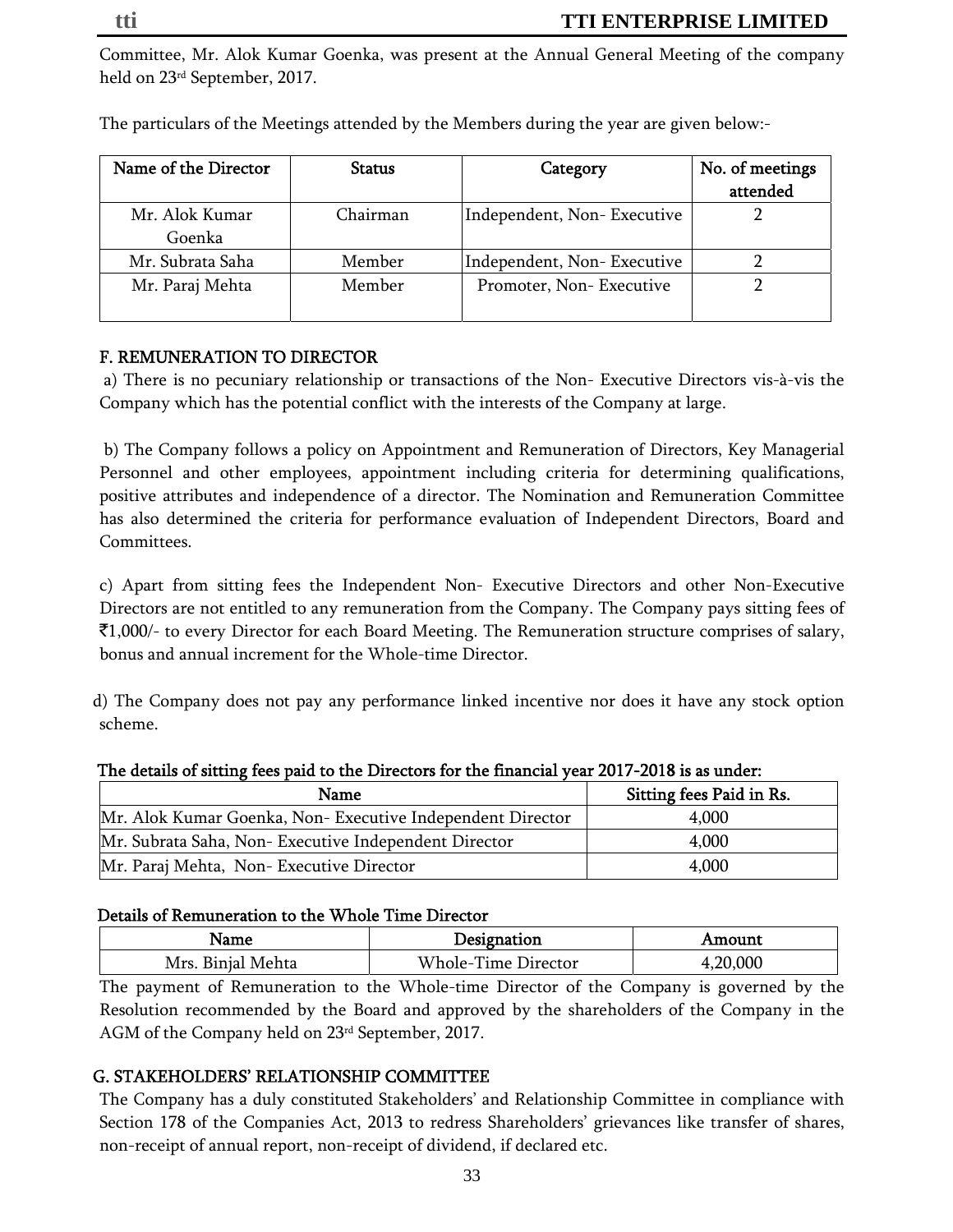Committee, Mr. Alok Kumar Goenka, was present at the Annual General Meeting of the company held on 23rd September, 2017.

The particulars of the Meetings attended by the Members during the year are given below:-

| Name of the Director | Status | Category | No. of meetings attended |
|---|---|---|---|
| Mr. Alok Kumar Goenka | Chairman | Independent, Non- Executive | 2 |
| Mr. Subrata Saha | Member | Independent, Non- Executive | 2 |
| Mr. Paraj Mehta | Member | Promoter, Non- Executive | 2 |

## F. REMUNERATION TO DIRECTOR

a) There is no pecuniary relationship or transactions of the Non- Executive Directors vis-à-vis the Company which has the potential conflict with the interests of the Company at large.

b) The Company follows a policy on Appointment and Remuneration of Directors, Key Managerial Personnel and other employees, appointment including criteria for determining qualifications, positive attributes and independence of a director. The Nomination and Remuneration Committee has also determined the criteria for performance evaluation of Independent Directors, Board and Committees.

c) Apart from sitting fees the Independent Non- Executive Directors and other Non-Executive Directors are not entitled to any remuneration from the Company. The Company pays sitting fees of ₹1,000/- to every Director for each Board Meeting. The Remuneration structure comprises of salary, bonus and annual increment for the Whole-time Director.

d) The Company does not pay any performance linked incentive nor does it have any stock option scheme.

**The details of sitting fees paid to the Directors for the financial year 2017-2018 is as under:**

| Name | Sitting fees Paid in Rs. |
|---|---|
| Mr. Alok Kumar Goenka, Non- Executive Independent Director | 4,000 |
| Mr. Subrata Saha, Non- Executive Independent Director | 4,000 |
| Mr. Paraj Mehta, Non- Executive Director | 4,000 |

**Details of Remuneration to the Whole Time Director**

| Name | Designation | Amount |
|---|---|---|
| Mrs. Binjal Mehta | Whole-Time Director | 4,20,000 |

The payment of Remuneration to the Whole-time Director of the Company is governed by the Resolution recommended by the Board and approved by the shareholders of the Company in the AGM of the Company held on 23rd September, 2017.

## G. STAKEHOLDERS' RELATIONSHIP COMMITTEE

The Company has a duly constituted Stakeholders' and Relationship Committee in compliance with Section 178 of the Companies Act, 2013 to redress Shareholders' grievances like transfer of shares, non-receipt of annual report, non-receipt of dividend, if declared etc.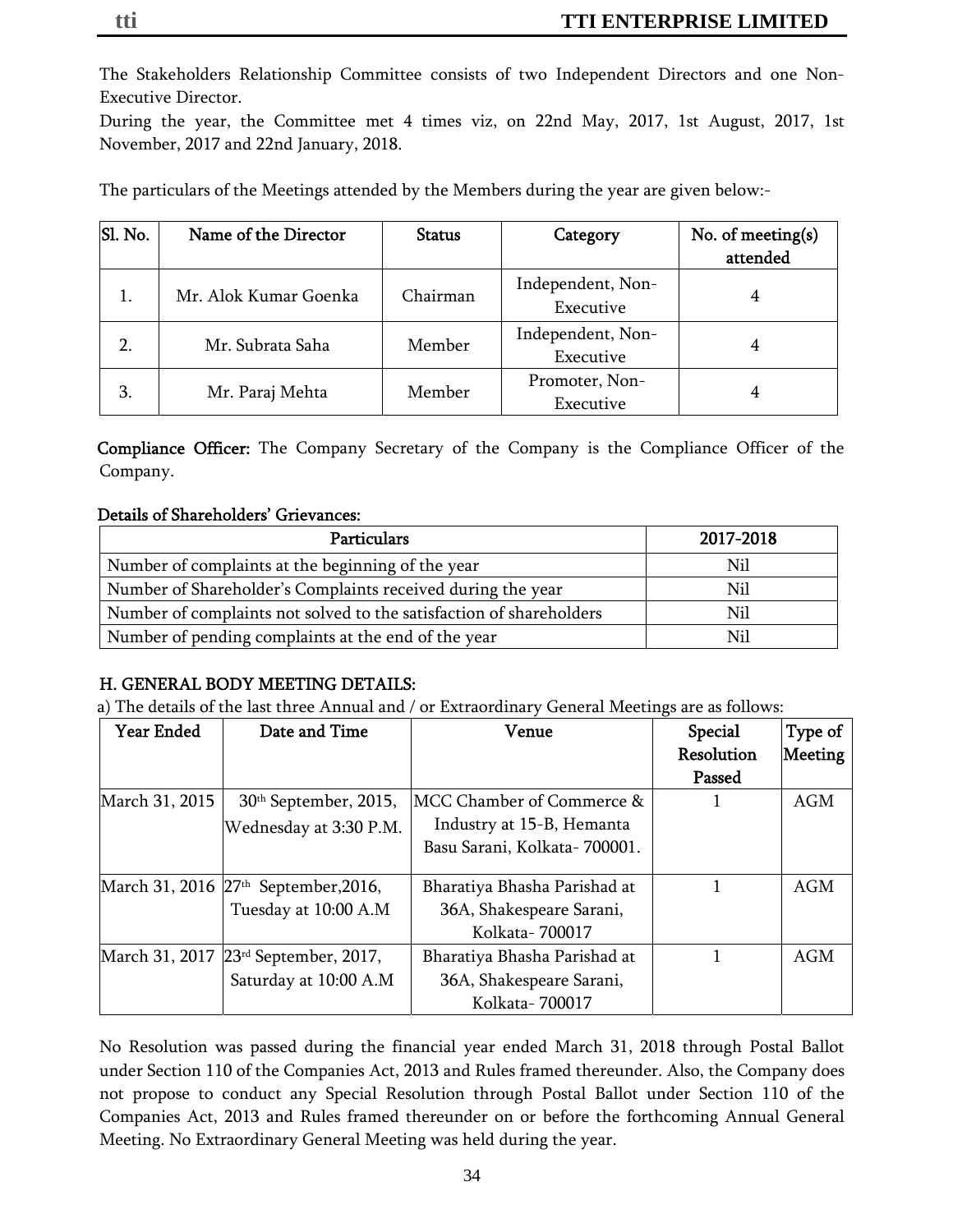The Stakeholders Relationship Committee consists of two Independent Directors and one Non-Executive Director.

During the year, the Committee met 4 times viz, on 22nd May, 2017, 1st August, 2017, 1st November, 2017 and 22nd January, 2018.

The particulars of the Meetings attended by the Members during the year are given below:-

| Sl. No. | Name of the Director | Status | Category | No. of meeting(s) attended |
|---|---|---|---|---|
| 1. | Mr. Alok Kumar Goenka | Chairman | Independent, Non-Executive | 4 |
| 2. | Mr. Subrata Saha | Member | Independent, Non-Executive | 4 |
| 3. | Mr. Paraj Mehta | Member | Promoter, Non-Executive | 4 |

**Compliance Officer:** The Company Secretary of the Company is the Compliance Officer of the Company.

**Details of Shareholders' Grievances:**

| Particulars | 2017-2018 |
|---|---|
| Number of complaints at the beginning of the year | Nil |
| Number of Shareholder's Complaints received during the year | Nil |
| Number of complaints not solved to the satisfaction of shareholders | Nil |
| Number of pending complaints at the end of the year | Nil |

**H. GENERAL BODY MEETING DETAILS:**

a) The details of the last three Annual and / or Extraordinary General Meetings are as follows:

| Year Ended | Date and Time | Venue | Special Resolution Passed | Type of Meeting |
|---|---|---|---|---|
| March 31, 2015 | 30th September, 2015, Wednesday at 3:30 P.M. | MCC Chamber of Commerce & Industry at 15-B, Hemanta Basu Sarani, Kolkata- 700001. | 1 | AGM |
| March 31, 2016 | 27th September,2016, Tuesday at 10:00 A.M | Bharatiya Bhasha Parishad at 36A, Shakespeare Sarani, Kolkata- 700017 | 1 | AGM |
| March 31, 2017 | 23rd September, 2017, Saturday at 10:00 A.M | Bharatiya Bhasha Parishad at 36A, Shakespeare Sarani, Kolkata- 700017 | 1 | AGM |

No Resolution was passed during the financial year ended March 31, 2018 through Postal Ballot under Section 110 of the Companies Act, 2013 and Rules framed thereunder. Also, the Company does not propose to conduct any Special Resolution through Postal Ballot under Section 110 of the Companies Act, 2013 and Rules framed thereunder on or before the forthcoming Annual General Meeting. No Extraordinary General Meeting was held during the year.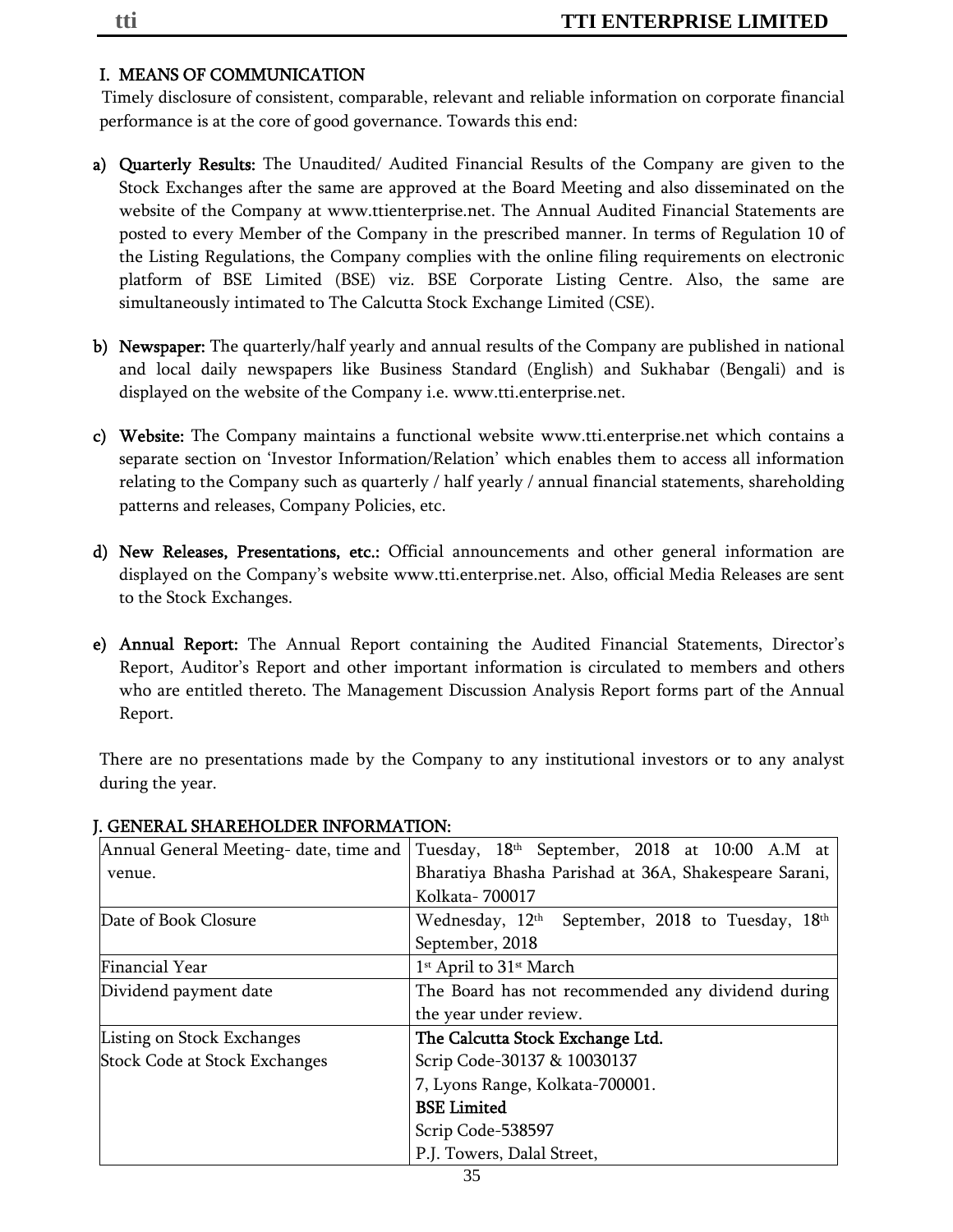## I. MEANS OF COMMUNICATION

Timely disclosure of consistent, comparable, relevant and reliable information on corporate financial performance is at the core of good governance. Towards this end:

a) **Quarterly Results:** The Unaudited/ Audited Financial Results of the Company are given to the Stock Exchanges after the same are approved at the Board Meeting and also disseminated on the website of the Company at www.ttienterprise.net. The Annual Audited Financial Statements are posted to every Member of the Company in the prescribed manner. In terms of Regulation 10 of the Listing Regulations, the Company complies with the online filing requirements on electronic platform of BSE Limited (BSE) viz. BSE Corporate Listing Centre. Also, the same are simultaneously intimated to The Calcutta Stock Exchange Limited (CSE).

b) **Newspaper:** The quarterly/half yearly and annual results of the Company are published in national and local daily newspapers like Business Standard (English) and Sukhabar (Bengali) and is displayed on the website of the Company i.e. www.tti.enterprise.net.

c) **Website:** The Company maintains a functional website www.tti.enterprise.net which contains a separate section on 'Investor Information/Relation' which enables them to access all information relating to the Company such as quarterly / half yearly / annual financial statements, shareholding patterns and releases, Company Policies, etc.

d) **New Releases, Presentations, etc.:** Official announcements and other general information are displayed on the Company's website www.tti.enterprise.net. Also, official Media Releases are sent to the Stock Exchanges.

e) **Annual Report:** The Annual Report containing the Audited Financial Statements, Director's Report, Auditor's Report and other important information is circulated to members and others who are entitled thereto. The Management Discussion Analysis Report forms part of the Annual Report.

There are no presentations made by the Company to any institutional investors or to any analyst during the year.

## J. GENERAL SHAREHOLDER INFORMATION:

| | |
|---|---|
| Annual General Meeting- date, time and venue. | Tuesday, 18th September, 2018 at 10:00 A.M at Bharatiya Bhasha Parishad at 36A, Shakespeare Sarani, Kolkata- 700017 |
| Date of Book Closure | Wednesday, 12th September, 2018 to Tuesday, 18th September, 2018 |
| Financial Year | 1st April to 31st March |
| Dividend payment date | The Board has not recommended any dividend during the year under review. |
| Listing on Stock Exchanges<br>Stock Code at Stock Exchanges | **The Calcutta Stock Exchange Ltd.**<br>Scrip Code-30137 & 10030137<br>7, Lyons Range, Kolkata-700001.<br>**BSE Limited**<br>Scrip Code-538597<br>P.J. Towers, Dalal Street, |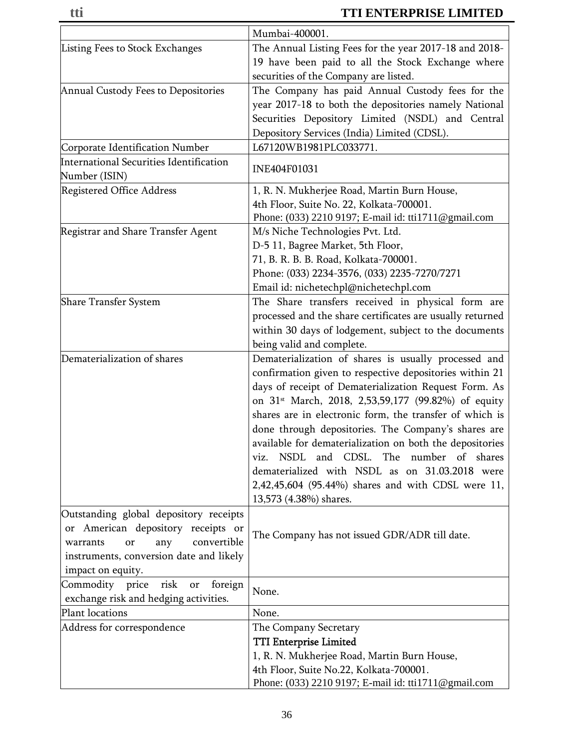| | |
|---|---|
| | Mumbai-400001. |
| Listing Fees to Stock Exchanges | The Annual Listing Fees for the year 2017-18 and 2018-19 have been paid to all the Stock Exchange where securities of the Company are listed. |
| Annual Custody Fees to Depositories | The Company has paid Annual Custody fees for the year 2017-18 to both the depositories namely National Securities Depository Limited (NSDL) and Central Depository Services (India) Limited (CDSL). |
| Corporate Identification Number | L67120WB1981PLC033771. |
| International Securities Identification Number (ISIN) | INE404F01031 |
| Registered Office Address | 1, R. N. Mukherjee Road, Martin Burn House,<br>4th Floor, Suite No. 22, Kolkata-700001.<br>Phone: (033) 2210 9197; E-mail id: tti1711@gmail.com |
| Registrar and Share Transfer Agent | M/s Niche Technologies Pvt. Ltd.<br>D-5 11, Bagree Market, 5th Floor,<br>71, B. R. B. B. Road, Kolkata-700001.<br>Phone: (033) 2234-3576, (033) 2235-7270/7271<br>Email id: nichetechpl@nichetechpl.com |
| Share Transfer System | The Share transfers received in physical form are processed and the share certificates are usually returned within 30 days of lodgement, subject to the documents being valid and complete. |
| Dematerialization of shares | Dematerialization of shares is usually processed and confirmation given to respective depositories within 21 days of receipt of Dematerialization Request Form. As on 31st March, 2018, 2,53,59,177 (99.82%) of equity shares are in electronic form, the transfer of which is done through depositories. The Company's shares are available for dematerialization on both the depositories viz. NSDL and CDSL. The number of shares dematerialized with NSDL as on 31.03.2018 were 2,42,45,604 (95.44%) shares and with CDSL were 11, 13,573 (4.38%) shares. |
| Outstanding global depository receipts or American depository receipts or warrants or any convertible instruments, conversion date and likely impact on equity. | The Company has not issued GDR/ADR till date. |
| Commodity price risk or foreign exchange risk and hedging activities. | None. |
| Plant locations | None. |
| Address for correspondence | The Company Secretary<br>TTI Enterprise Limited<br>1, R. N. Mukherjee Road, Martin Burn House,<br>4th Floor, Suite No.22, Kolkata-700001.<br>Phone: (033) 2210 9197; E-mail id: tti1711@gmail.com |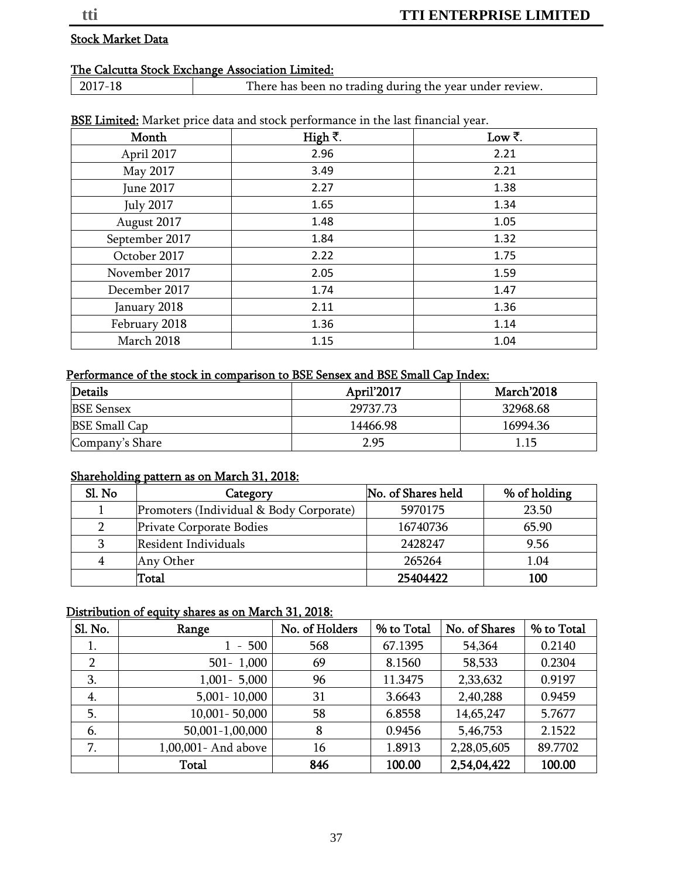## Stock Market Data

### The Calcutta Stock Exchange Association Limited:

| 2017-18 | There has been no trading during the year under review. |
|---|---|

**BSE Limited:** Market price data and stock performance in the last financial year.

| Month | High ₹. | Low ₹. |
|---|---|---|
| April 2017 | 2.96 | 2.21 |
| May 2017 | 3.49 | 2.21 |
| June 2017 | 2.27 | 1.38 |
| July 2017 | 1.65 | 1.34 |
| August 2017 | 1.48 | 1.05 |
| September 2017 | 1.84 | 1.32 |
| October 2017 | 2.22 | 1.75 |
| November 2017 | 2.05 | 1.59 |
| December 2017 | 1.74 | 1.47 |
| January 2018 | 2.11 | 1.36 |
| February 2018 | 1.36 | 1.14 |
| March 2018 | 1.15 | 1.04 |

### Performance of the stock in comparison to BSE Sensex and BSE Small Cap Index:

| Details | April'2017 | March'2018 |
|---|---|---|
| BSE Sensex | 29737.73 | 32968.68 |
| BSE Small Cap | 14466.98 | 16994.36 |
| Company's Share | 2.95 | 1.15 |

### Shareholding pattern as on March 31, 2018:

| Sl. No | Category | No. of Shares held | % of holding |
|---|---|---|---|
| 1 | Promoters (Individual & Body Corporate) | 5970175 | 23.50 |
| 2 | Private Corporate Bodies | 16740736 | 65.90 |
| 3 | Resident Individuals | 2428247 | 9.56 |
| 4 | Any Other | 265264 | 1.04 |
| | **Total** | **25404422** | **100** |

### Distribution of equity shares as on March 31, 2018:

| Sl. No. | Range | No. of Holders | % to Total | No. of Shares | % to Total |
|---|---|---|---|---|---|
| 1. | 1 - 500 | 568 | 67.1395 | 54,364 | 0.2140 |
| 2 | 501- 1,000 | 69 | 8.1560 | 58,533 | 0.2304 |
| 3. | 1,001- 5,000 | 96 | 11.3475 | 2,33,632 | 0.9197 |
| 4. | 5,001- 10,000 | 31 | 3.6643 | 2,40,288 | 0.9459 |
| 5. | 10,001- 50,000 | 58 | 6.8558 | 14,65,247 | 5.7677 |
| 6. | 50,001-1,00,000 | 8 | 0.9456 | 5,46,753 | 2.1522 |
| 7. | 1,00,001- And above | 16 | 1.8913 | 2,28,05,605 | 89.7702 |
| | **Total** | **846** | **100.00** | **2,54,04,422** | **100.00** |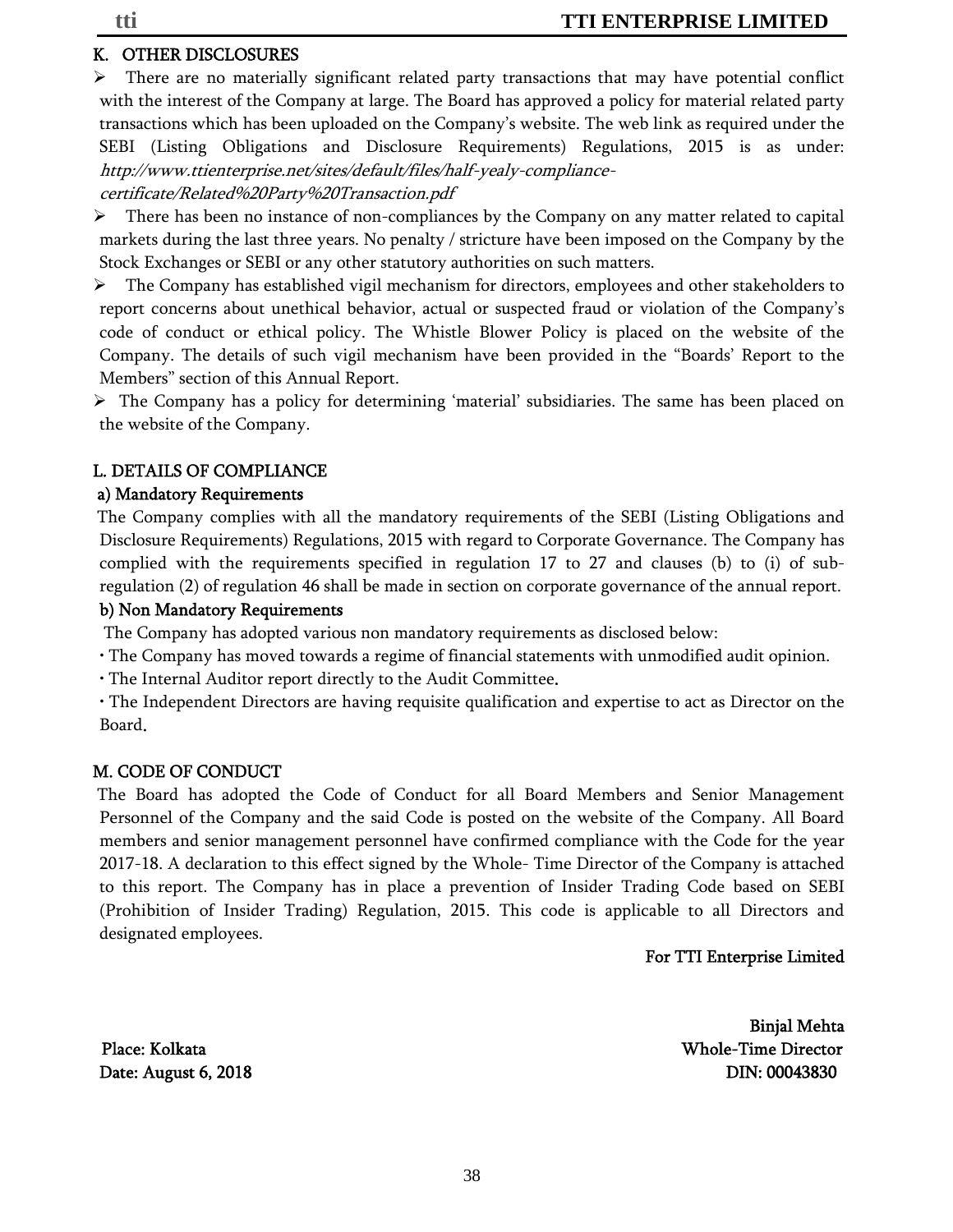## K. OTHER DISCLOSURES

- There are no materially significant related party transactions that may have potential conflict with the interest of the Company at large. The Board has approved a policy for material related party transactions which has been uploaded on the Company's website. The web link as required under the SEBI (Listing Obligations and Disclosure Requirements) Regulations, 2015 is as under: *http://www.ttienterprise.net/sites/default/files/half-yealy-compliance-certificate/Related%20Party%20Transaction.pdf*
- There has been no instance of non-compliances by the Company on any matter related to capital markets during the last three years. No penalty / stricture have been imposed on the Company by the Stock Exchanges or SEBI or any other statutory authorities on such matters.
- The Company has established vigil mechanism for directors, employees and other stakeholders to report concerns about unethical behavior, actual or suspected fraud or violation of the Company's code of conduct or ethical policy. The Whistle Blower Policy is placed on the website of the Company. The details of such vigil mechanism have been provided in the "Boards' Report to the Members" section of this Annual Report.
- The Company has a policy for determining 'material' subsidiaries. The same has been placed on the website of the Company.

## L. DETAILS OF COMPLIANCE

### a) Mandatory Requirements

The Company complies with all the mandatory requirements of the SEBI (Listing Obligations and Disclosure Requirements) Regulations, 2015 with regard to Corporate Governance. The Company has complied with the requirements specified in regulation 17 to 27 and clauses (b) to (i) of sub-regulation (2) of regulation 46 shall be made in section on corporate governance of the annual report.

### b) Non Mandatory Requirements

The Company has adopted various non mandatory requirements as disclosed below:

- The Company has moved towards a regime of financial statements with unmodified audit opinion.
- The Internal Auditor report directly to the Audit Committee.
- The Independent Directors are having requisite qualification and expertise to act as Director on the Board.

## M. CODE OF CONDUCT

The Board has adopted the Code of Conduct for all Board Members and Senior Management Personnel of the Company and the said Code is posted on the website of the Company. All Board members and senior management personnel have confirmed compliance with the Code for the year 2017-18. A declaration to this effect signed by the Whole- Time Director of the Company is attached to this report. The Company has in place a prevention of Insider Trading Code based on SEBI (Prohibition of Insider Trading) Regulation, 2015. This code is applicable to all Directors and designated employees.

**For TTI Enterprise Limited**

**Binjal Mehta**
**Whole-Time Director**
**DIN: 00043830**

**Place: Kolkata**
**Date: August 6, 2018**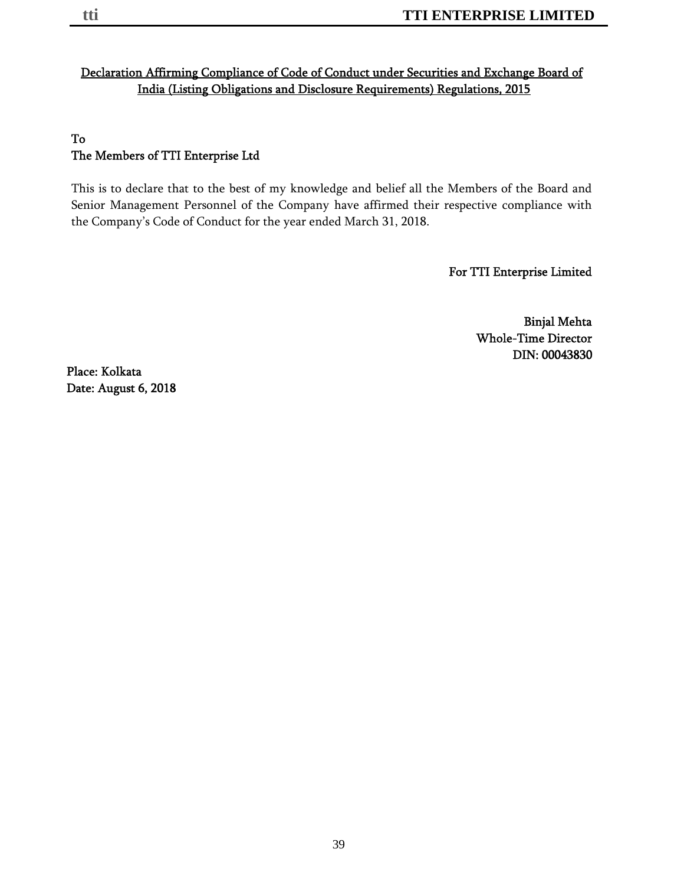## Declaration Affirming Compliance of Code of Conduct under Securities and Exchange Board of India (Listing Obligations and Disclosure Requirements) Regulations, 2015

To
The Members of TTI Enterprise Ltd

This is to declare that to the best of my knowledge and belief all the Members of the Board and Senior Management Personnel of the Company have affirmed their respective compliance with the Company's Code of Conduct for the year ended March 31, 2018.

For TTI Enterprise Limited

Binjal Mehta
Whole-Time Director
DIN: 00043830

Place: Kolkata
Date: August 6, 2018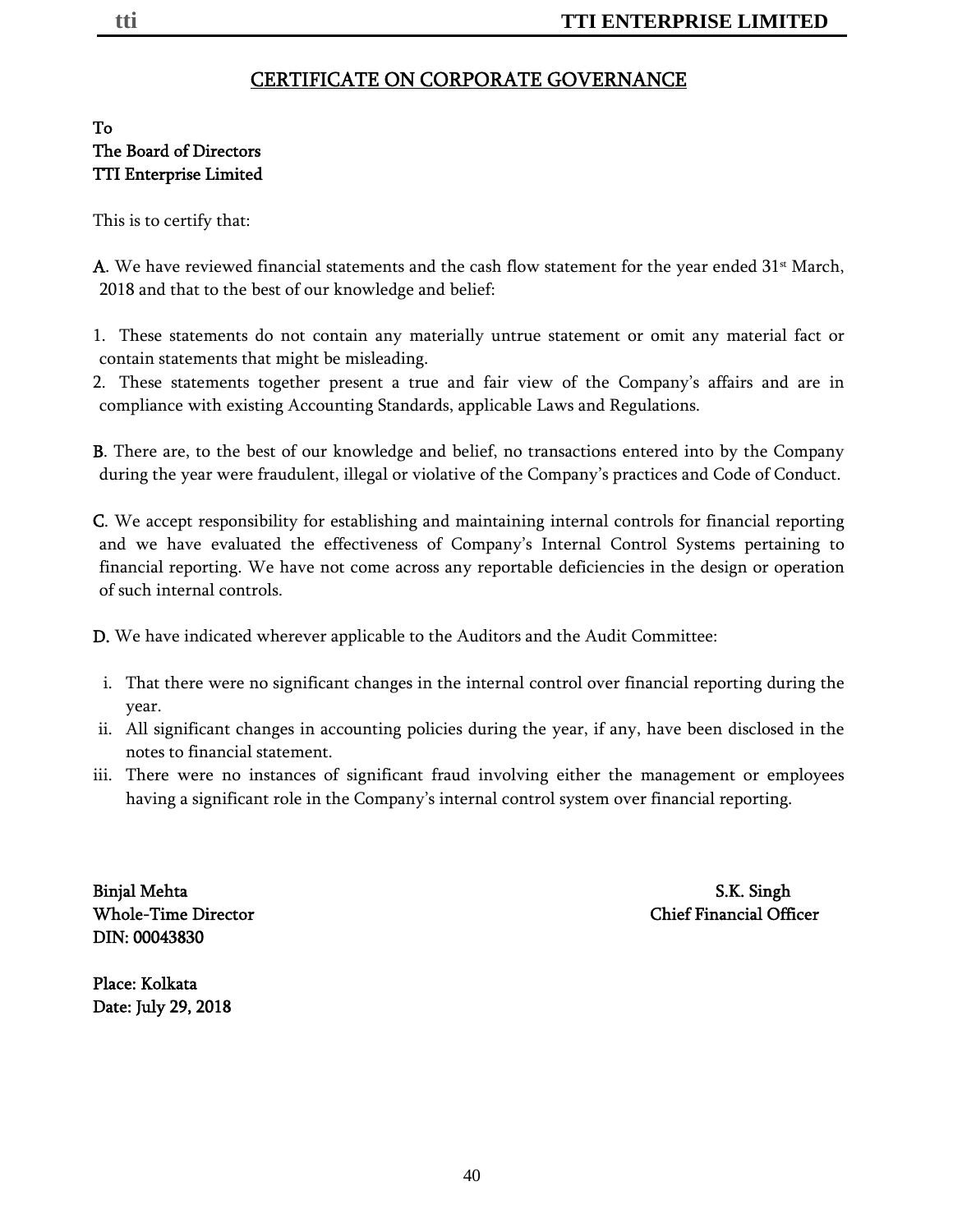# CERTIFICATE ON CORPORATE GOVERNANCE

**To**
**The Board of Directors**
**TTI Enterprise Limited**

This is to certify that:

**A**. We have reviewed financial statements and the cash flow statement for the year ended 31st March, 2018 and that to the best of our knowledge and belief:

1. These statements do not contain any materially untrue statement or omit any material fact or contain statements that might be misleading.
2. These statements together present a true and fair view of the Company's affairs and are in compliance with existing Accounting Standards, applicable Laws and Regulations.

**B**. There are, to the best of our knowledge and belief, no transactions entered into by the Company during the year were fraudulent, illegal or violative of the Company's practices and Code of Conduct.

**C**. We accept responsibility for establishing and maintaining internal controls for financial reporting and we have evaluated the effectiveness of Company's Internal Control Systems pertaining to financial reporting. We have not come across any reportable deficiencies in the design or operation of such internal controls.

**D.** We have indicated wherever applicable to the Auditors and the Audit Committee:

- i. That there were no significant changes in the internal control over financial reporting during the year.
- ii. All significant changes in accounting policies during the year, if any, have been disclosed in the notes to financial statement.
- iii. There were no instances of significant fraud involving either the management or employees having a significant role in the Company's internal control system over financial reporting.

**Binjal Mehta**
**Whole-Time Director**
**DIN: 00043830**

**S.K. Singh**
**Chief Financial Officer**

**Place: Kolkata**
**Date: July 29, 2018**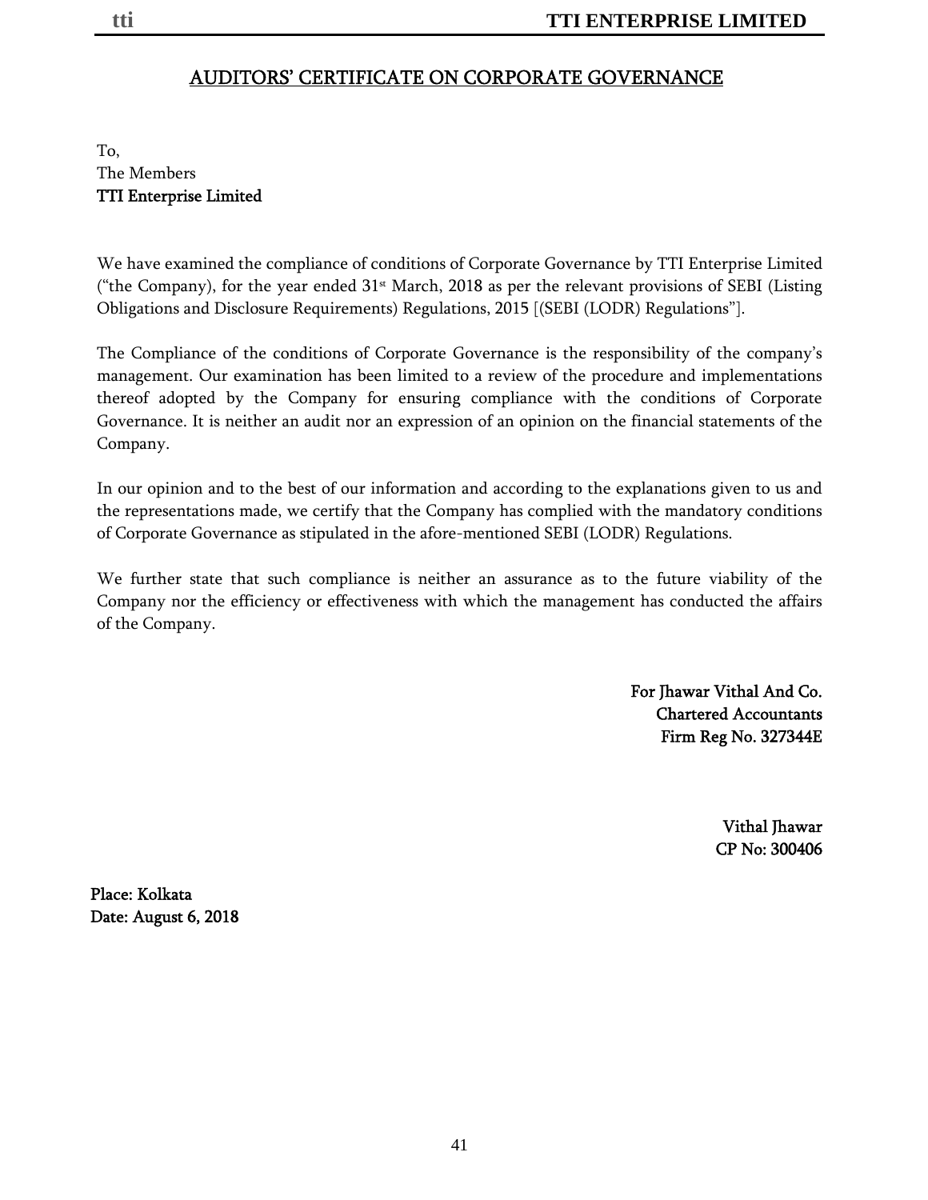# AUDITORS' CERTIFICATE ON CORPORATE GOVERNANCE

To,
The Members
**TTI Enterprise Limited**

We have examined the compliance of conditions of Corporate Governance by TTI Enterprise Limited ("the Company), for the year ended 31st March, 2018 as per the relevant provisions of SEBI (Listing Obligations and Disclosure Requirements) Regulations, 2015 [(SEBI (LODR) Regulations"].

The Compliance of the conditions of Corporate Governance is the responsibility of the company's management. Our examination has been limited to a review of the procedure and implementations thereof adopted by the Company for ensuring compliance with the conditions of Corporate Governance. It is neither an audit nor an expression of an opinion on the financial statements of the Company.

In our opinion and to the best of our information and according to the explanations given to us and the representations made, we certify that the Company has complied with the mandatory conditions of Corporate Governance as stipulated in the afore-mentioned SEBI (LODR) Regulations.

We further state that such compliance is neither an assurance as to the future viability of the Company nor the efficiency or effectiveness with which the management has conducted the affairs of the Company.

**For Jhawar Vithal And Co.**
**Chartered Accountants**
**Firm Reg No. 327344E**

**Vithal Jhawar**
**CP No: 300406**

**Place: Kolkata**
**Date: August 6, 2018**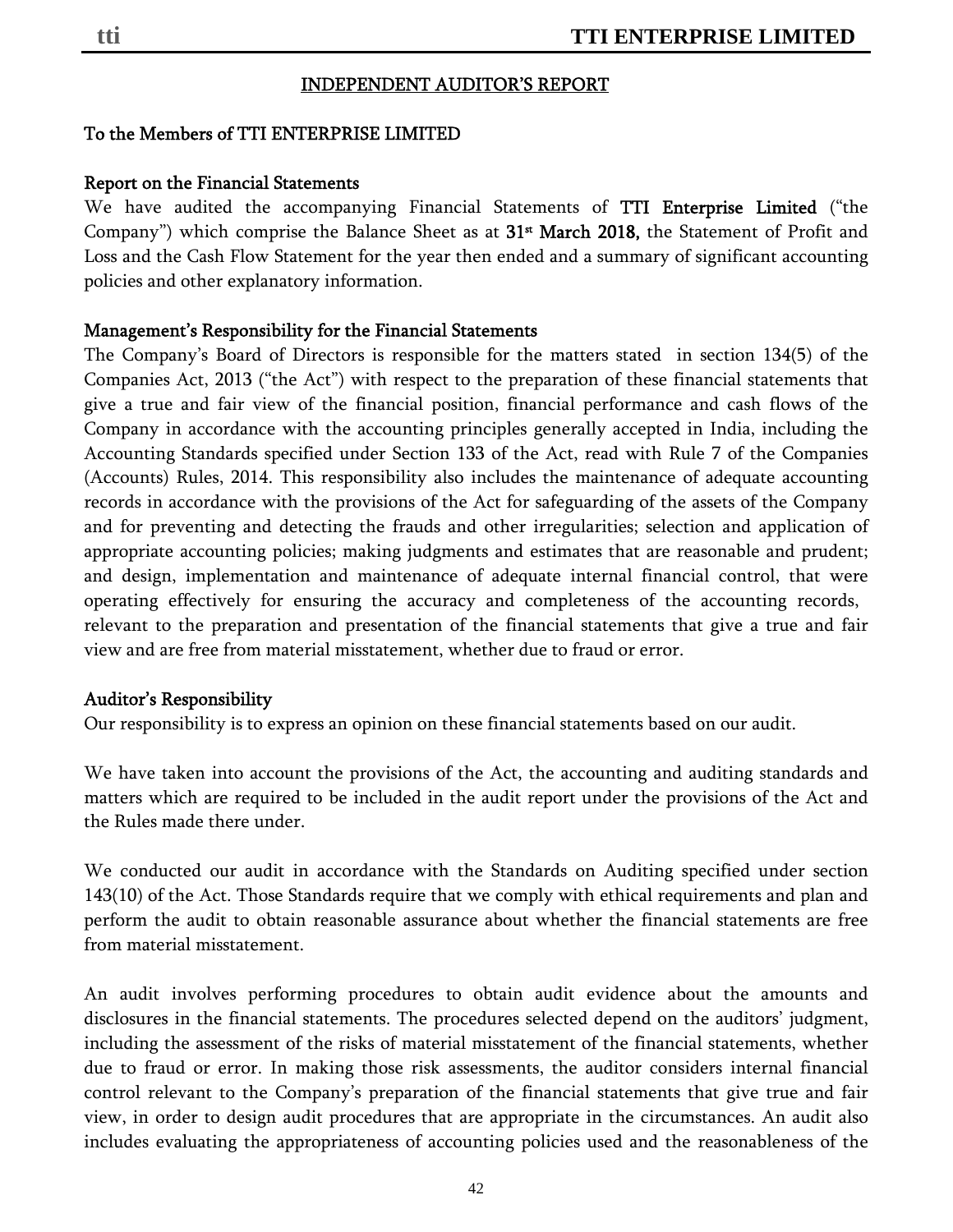## INDEPENDENT AUDITOR'S REPORT

**To the Members of TTI ENTERPRISE LIMITED**

**Report on the Financial Statements**

We have audited the accompanying Financial Statements of **TTI Enterprise Limited** ("the Company") which comprise the Balance Sheet as at **31st March 2018,** the Statement of Profit and Loss and the Cash Flow Statement for the year then ended and a summary of significant accounting policies and other explanatory information.

**Management's Responsibility for the Financial Statements**

The Company's Board of Directors is responsible for the matters stated in section 134(5) of the Companies Act, 2013 ("the Act") with respect to the preparation of these financial statements that give a true and fair view of the financial position, financial performance and cash flows of the Company in accordance with the accounting principles generally accepted in India, including the Accounting Standards specified under Section 133 of the Act, read with Rule 7 of the Companies (Accounts) Rules, 2014. This responsibility also includes the maintenance of adequate accounting records in accordance with the provisions of the Act for safeguarding of the assets of the Company and for preventing and detecting the frauds and other irregularities; selection and application of appropriate accounting policies; making judgments and estimates that are reasonable and prudent; and design, implementation and maintenance of adequate internal financial control, that were operating effectively for ensuring the accuracy and completeness of the accounting records, relevant to the preparation and presentation of the financial statements that give a true and fair view and are free from material misstatement, whether due to fraud or error.

**Auditor's Responsibility**

Our responsibility is to express an opinion on these financial statements based on our audit.

We have taken into account the provisions of the Act, the accounting and auditing standards and matters which are required to be included in the audit report under the provisions of the Act and the Rules made there under.

We conducted our audit in accordance with the Standards on Auditing specified under section 143(10) of the Act. Those Standards require that we comply with ethical requirements and plan and perform the audit to obtain reasonable assurance about whether the financial statements are free from material misstatement.

An audit involves performing procedures to obtain audit evidence about the amounts and disclosures in the financial statements. The procedures selected depend on the auditors' judgment, including the assessment of the risks of material misstatement of the financial statements, whether due to fraud or error. In making those risk assessments, the auditor considers internal financial control relevant to the Company's preparation of the financial statements that give true and fair view, in order to design audit procedures that are appropriate in the circumstances. An audit also includes evaluating the appropriateness of accounting policies used and the reasonableness of the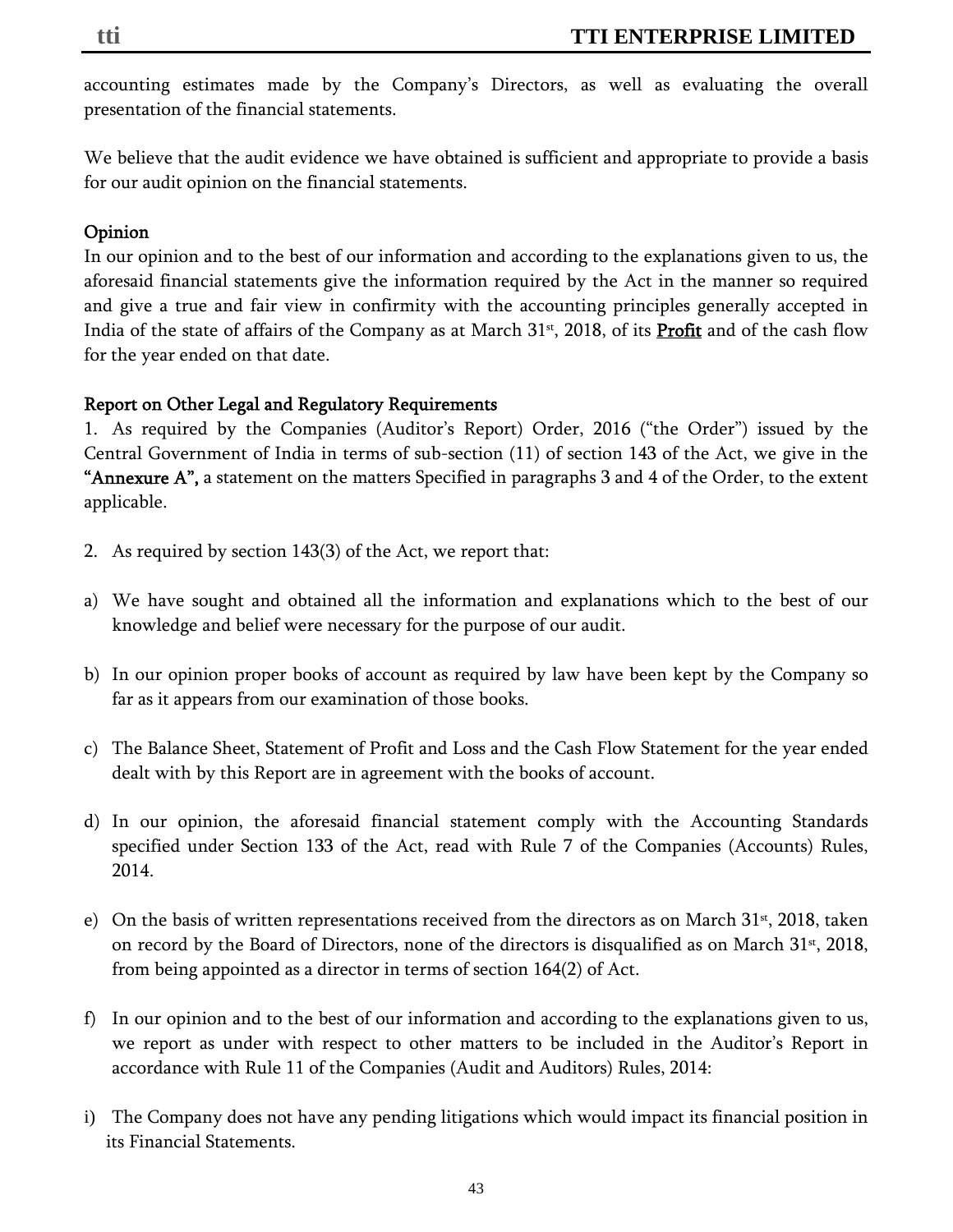accounting estimates made by the Company's Directors, as well as evaluating the overall presentation of the financial statements.

We believe that the audit evidence we have obtained is sufficient and appropriate to provide a basis for our audit opinion on the financial statements.

## Opinion

In our opinion and to the best of our information and according to the explanations given to us, the aforesaid financial statements give the information required by the Act in the manner so required and give a true and fair view in confirmity with the accounting principles generally accepted in India of the state of affairs of the Company as at March 31st, 2018, of its **Profit** and of the cash flow for the year ended on that date.

## Report on Other Legal and Regulatory Requirements

1. As required by the Companies (Auditor's Report) Order, 2016 ("the Order") issued by the Central Government of India in terms of sub-section (11) of section 143 of the Act, we give in the **"Annexure A",** a statement on the matters Specified in paragraphs 3 and 4 of the Order, to the extent applicable.

2. As required by section 143(3) of the Act, we report that:

a) We have sought and obtained all the information and explanations which to the best of our knowledge and belief were necessary for the purpose of our audit.

b) In our opinion proper books of account as required by law have been kept by the Company so far as it appears from our examination of those books.

c) The Balance Sheet, Statement of Profit and Loss and the Cash Flow Statement for the year ended dealt with by this Report are in agreement with the books of account.

d) In our opinion, the aforesaid financial statement comply with the Accounting Standards specified under Section 133 of the Act, read with Rule 7 of the Companies (Accounts) Rules, 2014.

e) On the basis of written representations received from the directors as on March 31st, 2018, taken on record by the Board of Directors, none of the directors is disqualified as on March 31st, 2018, from being appointed as a director in terms of section 164(2) of Act.

f) In our opinion and to the best of our information and according to the explanations given to us, we report as under with respect to other matters to be included in the Auditor's Report in accordance with Rule 11 of the Companies (Audit and Auditors) Rules, 2014:

i) The Company does not have any pending litigations which would impact its financial position in its Financial Statements.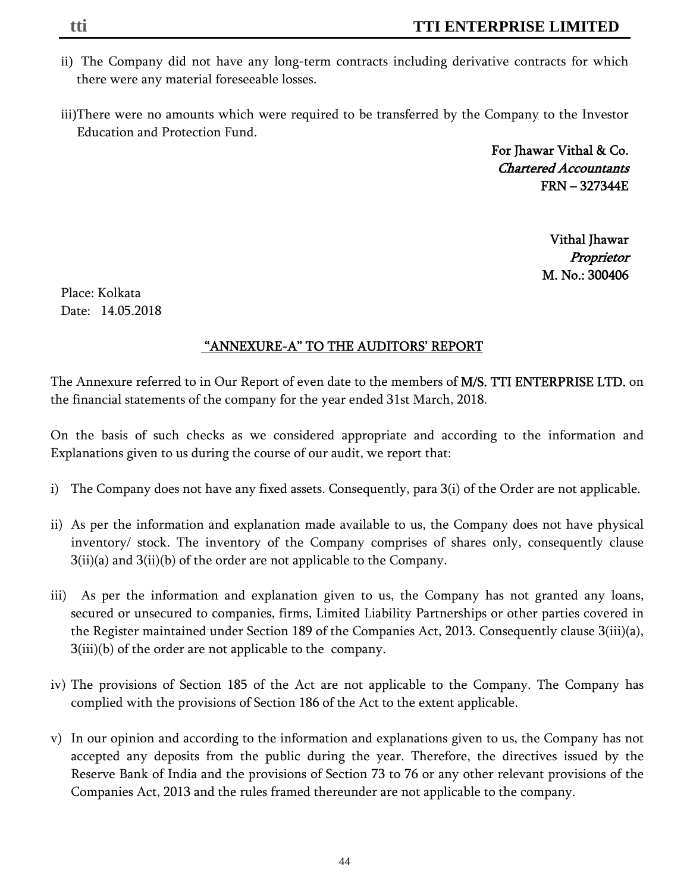ii) The Company did not have any long-term contracts including derivative contracts for which there were any material foreseeable losses.

iii)There were no amounts which were required to be transferred by the Company to the Investor Education and Protection Fund.

For Jhawar Vithal & Co.
*Chartered Accountants*
FRN – 327344E

Vithal Jhawar
*Proprietor*
M. No.: 300406

Place: Kolkata
Date: 14.05.2018

## "ANNEXURE-A" TO THE AUDITORS' REPORT

The Annexure referred to in Our Report of even date to the members of **M/S. TTI ENTERPRISE LTD.** on the financial statements of the company for the year ended 31st March, 2018.

On the basis of such checks as we considered appropriate and according to the information and Explanations given to us during the course of our audit, we report that:

i) The Company does not have any fixed assets. Consequently, para 3(i) of the Order are not applicable.

ii) As per the information and explanation made available to us, the Company does not have physical inventory/ stock. The inventory of the Company comprises of shares only, consequently clause 3(ii)(a) and 3(ii)(b) of the order are not applicable to the Company.

iii) As per the information and explanation given to us, the Company has not granted any loans, secured or unsecured to companies, firms, Limited Liability Partnerships or other parties covered in the Register maintained under Section 189 of the Companies Act, 2013. Consequently clause 3(iii)(a), 3(iii)(b) of the order are not applicable to the company.

iv) The provisions of Section 185 of the Act are not applicable to the Company. The Company has complied with the provisions of Section 186 of the Act to the extent applicable.

v) In our opinion and according to the information and explanations given to us, the Company has not accepted any deposits from the public during the year. Therefore, the directives issued by the Reserve Bank of India and the provisions of Section 73 to 76 or any other relevant provisions of the Companies Act, 2013 and the rules framed thereunder are not applicable to the company.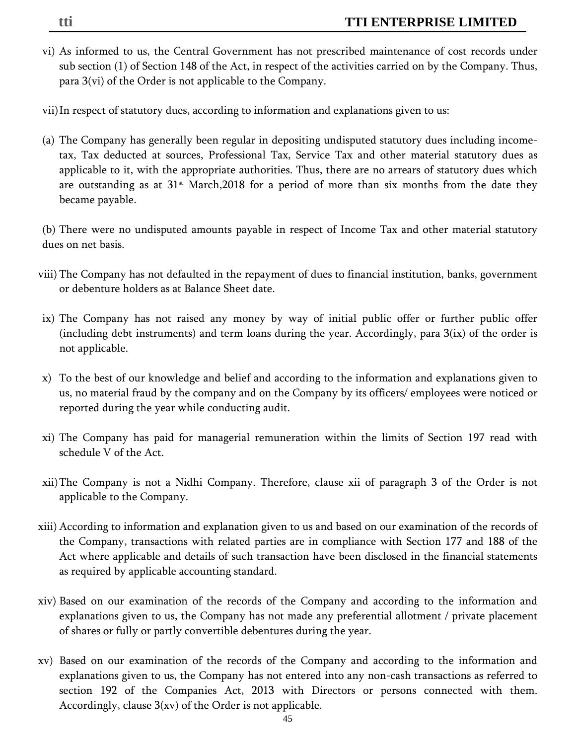vi) As informed to us, the Central Government has not prescribed maintenance of cost records under sub section (1) of Section 148 of the Act, in respect of the activities carried on by the Company. Thus, para 3(vi) of the Order is not applicable to the Company.

vii) In respect of statutory dues, according to information and explanations given to us:

(a) The Company has generally been regular in depositing undisputed statutory dues including income-tax, Tax deducted at sources, Professional Tax, Service Tax and other material statutory dues as applicable to it, with the appropriate authorities. Thus, there are no arrears of statutory dues which are outstanding as at 31st March,2018 for a period of more than six months from the date they became payable.

(b) There were no undisputed amounts payable in respect of Income Tax and other material statutory dues on net basis.

viii) The Company has not defaulted in the repayment of dues to financial institution, banks, government or debenture holders as at Balance Sheet date.

ix) The Company has not raised any money by way of initial public offer or further public offer (including debt instruments) and term loans during the year. Accordingly, para 3(ix) of the order is not applicable.

x) To the best of our knowledge and belief and according to the information and explanations given to us, no material fraud by the company and on the Company by its officers/ employees were noticed or reported during the year while conducting audit.

xi) The Company has paid for managerial remuneration within the limits of Section 197 read with schedule V of the Act.

xii) The Company is not a Nidhi Company. Therefore, clause xii of paragraph 3 of the Order is not applicable to the Company.

xiii) According to information and explanation given to us and based on our examination of the records of the Company, transactions with related parties are in compliance with Section 177 and 188 of the Act where applicable and details of such transaction have been disclosed in the financial statements as required by applicable accounting standard.

xiv) Based on our examination of the records of the Company and according to the information and explanations given to us, the Company has not made any preferential allotment / private placement of shares or fully or partly convertible debentures during the year.

xv) Based on our examination of the records of the Company and according to the information and explanations given to us, the Company has not entered into any non-cash transactions as referred to section 192 of the Companies Act, 2013 with Directors or persons connected with them. Accordingly, clause 3(xv) of the Order is not applicable.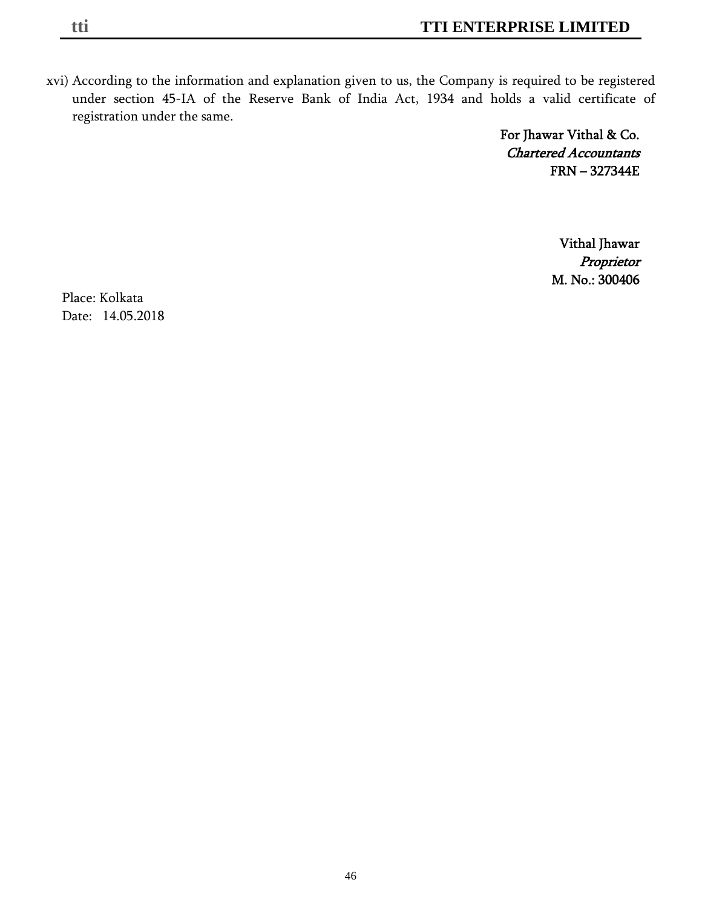xvi) According to the information and explanation given to us, the Company is required to be registered under section 45-IA of the Reserve Bank of India Act, 1934 and holds a valid certificate of registration under the same.

**For Jhawar Vithal & Co.**
***Chartered Accountants***
**FRN – 327344E**

**Vithal Jhawar**
***Proprietor***
**M. No.: 300406**

Place: Kolkata
Date: 14.05.2018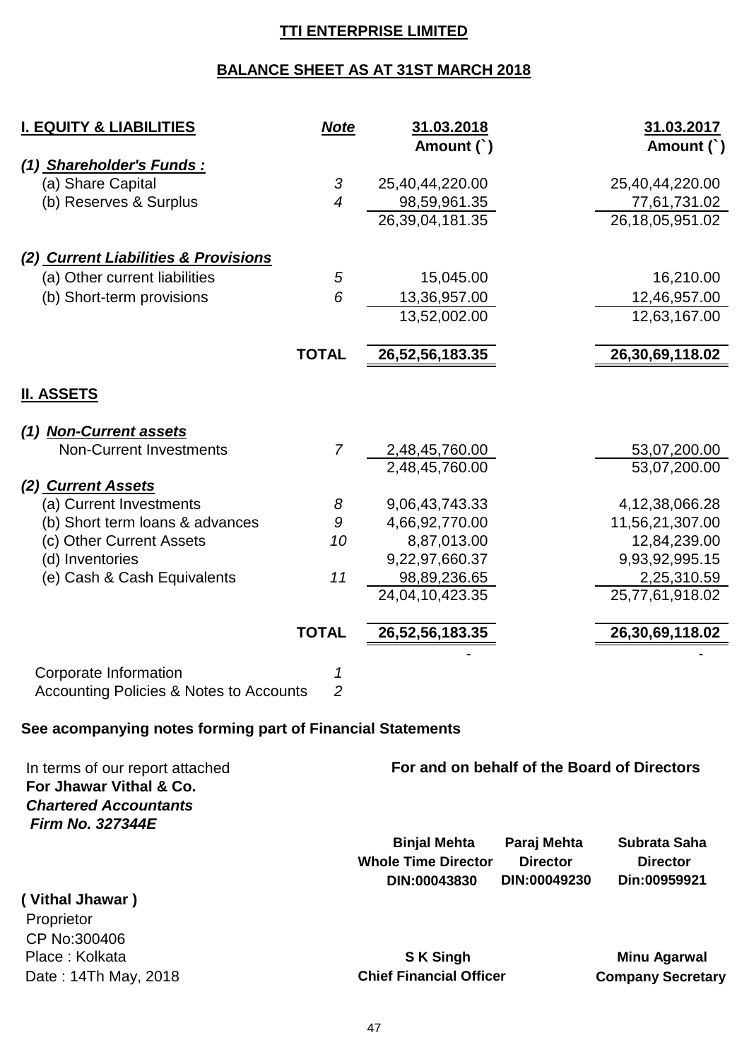# TTI ENTERPRISE LIMITED

## BALANCE SHEET AS AT 31ST MARCH 2018

| I. EQUITY & LIABILITIES | Note | 31.03.2018 Amount (`) | 31.03.2017 Amount (`) |
|---|---|---|---|
| ***(1) Shareholder's Funds :*** | | | |
| (a) Share Capital | 3 | 25,40,44,220.00 | 25,40,44,220.00 |
| (b) Reserves & Surplus | 4 | 98,59,961.35 | 77,61,731.02 |
| | | 26,39,04,181.35 | 26,18,05,951.02 |
| ***(2) Current Liabilities & Provisions*** | | | |
| (a) Other current liabilities | 5 | 15,045.00 | 16,210.00 |
| (b) Short-term provisions | 6 | 13,36,957.00 | 12,46,957.00 |
| | | 13,52,002.00 | 12,63,167.00 |
| | **TOTAL** | **26,52,56,183.35** | **26,30,69,118.02** |
| **II. ASSETS** | | | |
| ***(1) Non-Current assets*** | | | |
| Non-Current Investments | 7 | 2,48,45,760.00 | 53,07,200.00 |
| | | 2,48,45,760.00 | 53,07,200.00 |
| ***(2) Current Assets*** | | | |
| (a) Current Investments | 8 | 9,06,43,743.33 | 4,12,38,066.28 |
| (b) Short term loans & advances | 9 | 4,66,92,770.00 | 11,56,21,307.00 |
| (c) Other Current Assets | 10 | 8,87,013.00 | 12,84,239.00 |
| (d) Inventories | | 9,22,97,660.37 | 9,93,92,995.15 |
| (e) Cash & Cash Equivalents | 11 | 98,89,236.65 | 2,25,310.59 |
| | | 24,04,10,423.35 | 25,77,61,918.02 |
| | **TOTAL** | **26,52,56,183.35** | **26,30,69,118.02** |
| | | - | - |
| Corporate Information | 1 | | |
| Accounting Policies & Notes to Accounts | 2 | | |

**See acompanying notes forming part of Financial Statements**

In terms of our report attached
**For Jhawar Vithal & Co.**
***Chartered Accountants***
***Firm No. 327344E***

**For and on behalf of the Board of Directors**

| **Binjal Mehta** | **Paraj Mehta** | **Subrata Saha** |
|---|---|---|
| **Whole Time Director** | **Director** | **Director** |
| **DIN:00043830** | **DIN:00049230** | **Din:00959921** |

**( Vithal Jhawar )**
Proprietor
CP No:300406
Place : Kolkata
Date : 14Th May, 2018

**S K Singh**
**Chief Financial Officer**

**Minu Agarwal**
**Company Secretary**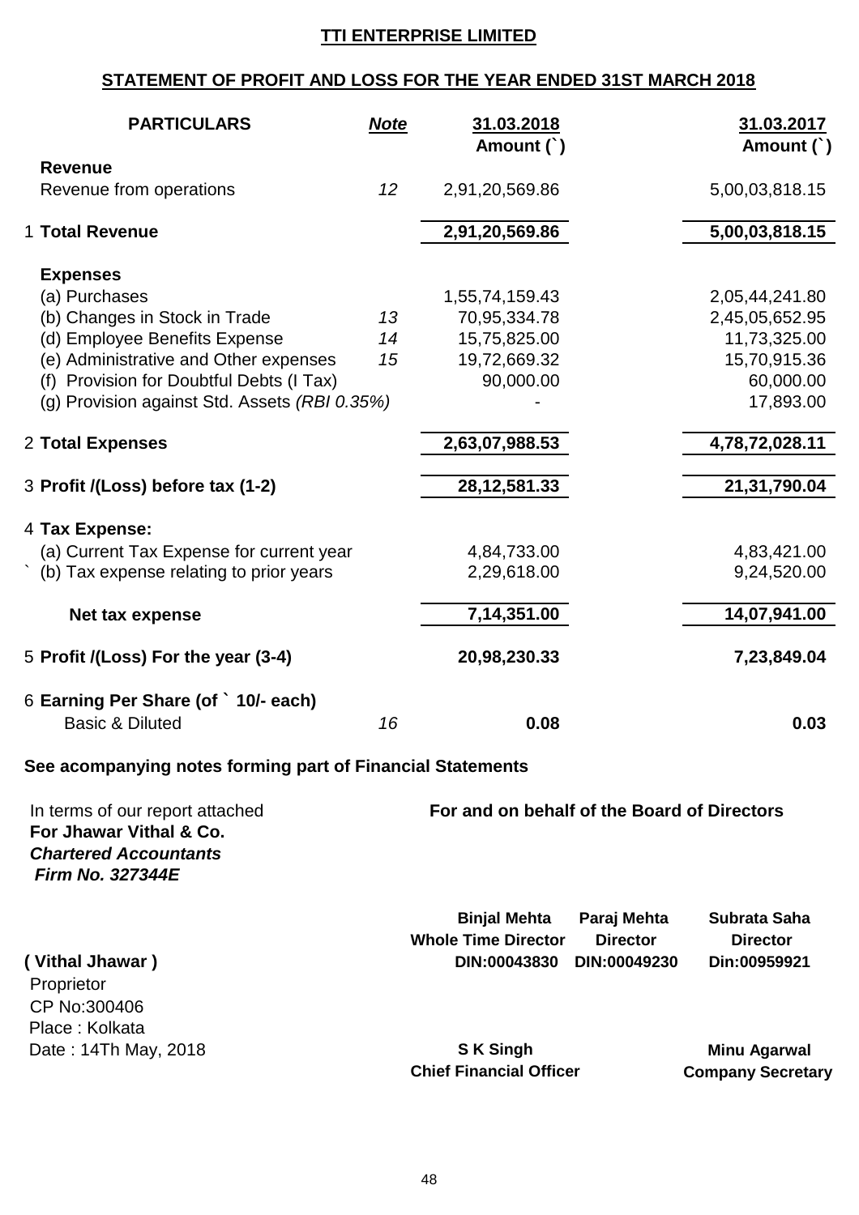# TTI ENTERPRISE LIMITED

## STATEMENT OF PROFIT AND LOSS FOR THE YEAR ENDED 31ST MARCH 2018

| PARTICULARS | *Note* | 31.03.2018 Amount (`) | 31.03.2017 Amount (`) |
|---|---|---|---|
| **Revenue** | | | |
| Revenue from operations | *12* | 2,91,20,569.86 | 5,00,03,818.15 |
| 1 **Total Revenue** | | **2,91,20,569.86** | **5,00,03,818.15** |
| **Expenses** | | | |
| (a) Purchases | | 1,55,74,159.43 | 2,05,44,241.80 |
| (b) Changes in Stock in Trade | *13* | 70,95,334.78 | 2,45,05,652.95 |
| (d) Employee Benefits Expense | *14* | 15,75,825.00 | 11,73,325.00 |
| (e) Administrative and Other expenses | *15* | 19,72,669.32 | 15,70,915.36 |
| (f) Provision for Doubtful Debts (I Tax) | | 90,000.00 | 60,000.00 |
| (g) Provision against Std. Assets *(RBI 0.35%)* | | - | 17,893.00 |
| 2 **Total Expenses** | | **2,63,07,988.53** | **4,78,72,028.11** |
| 3 **Profit /(Loss) before tax (1-2)** | | **28,12,581.33** | **21,31,790.04** |
| 4 **Tax Expense:** | | | |
| (a) Current Tax Expense for current year | | 4,84,733.00 | 4,83,421.00 |
| ` (b) Tax expense relating to prior years | | 2,29,618.00 | 9,24,520.00 |
| **Net tax expense** | | **7,14,351.00** | **14,07,941.00** |
| 5 **Profit /(Loss) For the year (3-4)** | | **20,98,230.33** | **7,23,849.04** |
| 6 **Earning Per Share (of ` 10/- each)** | | | |
| Basic & Diluted | *16* | **0.08** | **0.03** |

**See acompanying notes forming part of Financial Statements**

In terms of our report attached
**For Jhawar Vithal & Co.**
***Chartered Accountants***
***Firm No. 327344E***

**( Vithal Jhawar )**
Proprietor
CP No:300406
Place : Kolkata
Date : 14Th May, 2018

**For and on behalf of the Board of Directors**

| Binjal Mehta | Paraj Mehta | Subrata Saha |
|---|---|---|
| Whole Time Director | Director | Director |
| DIN:00043830 | DIN:00049230 | Din:00959921 |

**S K Singh**
**Chief Financial Officer**

**Minu Agarwal**
**Company Secretary**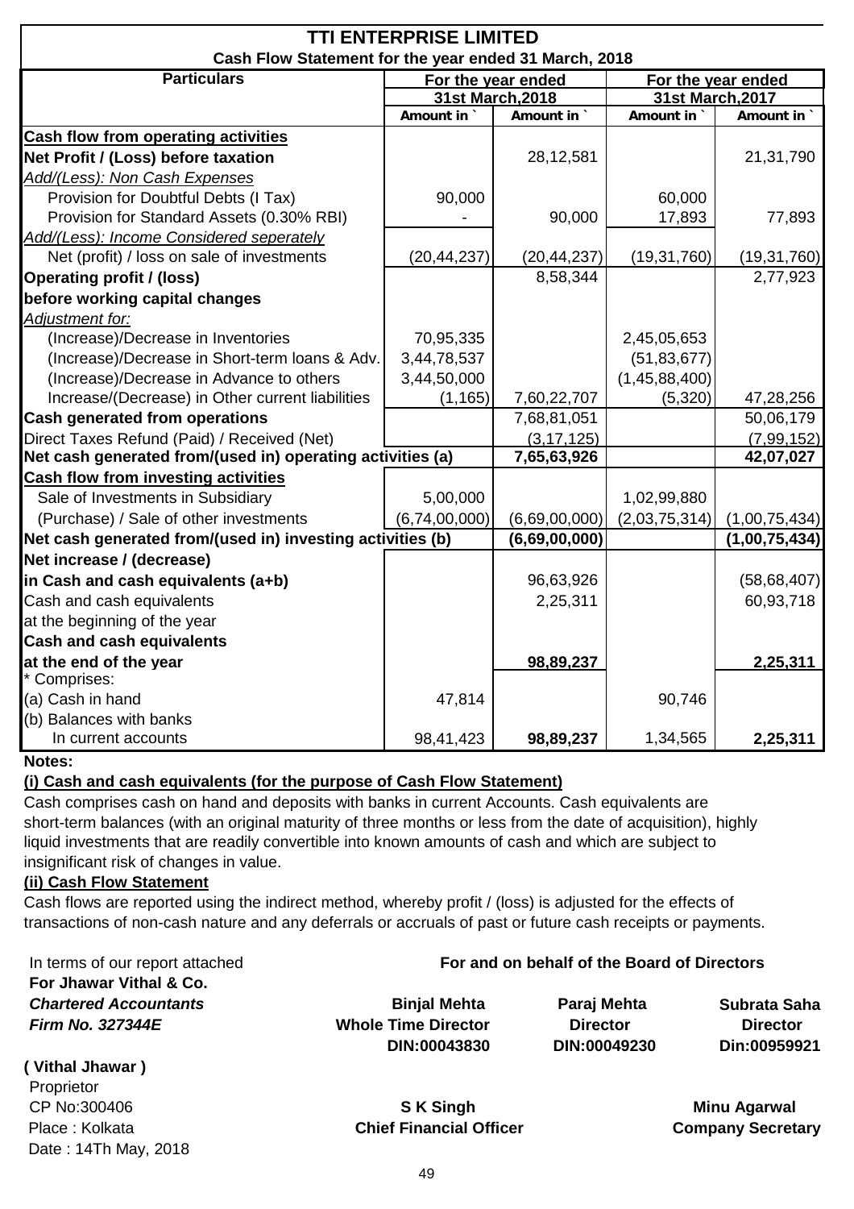# TTI ENTERPRISE LIMITED

## Cash Flow Statement for the year ended 31 March, 2018

| Particulars | For the year ended 31st March,2018 | | For the year ended 31st March,2017 | |
|---|---|---|---|---|
| | Amount in ` | Amount in ` | Amount in ` | Amount in ` |
| **Cash flow from operating activities** | | | | |
| **Net Profit / (Loss) before taxation** | | 28,12,581 | | 21,31,790 |
| *Add/(Less): Non Cash Expenses* | | | | |
| Provision for Doubtful Debts (I Tax) | 90,000 | | 60,000 | |
| Provision for Standard Assets (0.30% RBI) | - | 90,000 | 17,893 | 77,893 |
| *Add/(Less): Income Considered seperately* | | | | |
| Net (profit) / loss on sale of investments | (20,44,237) | (20,44,237) | (19,31,760) | (19,31,760) |
| **Operating profit / (loss) before working capital changes** | | 8,58,344 | | 2,77,923 |
| *Adjustment for:* | | | | |
| (Increase)/Decrease in Inventories | 70,95,335 | | 2,45,05,653 | |
| (Increase)/Decrease in Short-term loans & Adv. | 3,44,78,537 | | (51,83,677) | |
| (Increase)/Decrease in Advance to others | 3,44,50,000 | | (1,45,88,400) | |
| Increase/(Decrease) in Other current liabilities | (1,165) | 7,60,22,707 | (5,320) | 47,28,256 |
| **Cash generated from operations** | | 7,68,81,051 | | 50,06,179 |
| Direct Taxes Refund (Paid) / Received (Net) | | (3,17,125) | | (7,99,152) |
| **Net cash generated from/(used in) operating activities (a)** | | **7,65,63,926** | | **42,07,027** |
| **Cash flow from investing activities** | | | | |
| Sale of Investments in Subsidiary | 5,00,000 | | 1,02,99,880 | |
| (Purchase) / Sale of other investments | (6,74,00,000) | (6,69,00,000) | (2,03,75,314) | (1,00,75,434) |
| **Net cash generated from/(used in) investing activities (b)** | | **(6,69,00,000)** | | **(1,00,75,434)** |
| **Net increase / (decrease) in Cash and cash equivalents (a+b)** | | 96,63,926 | | (58,68,407) |
| Cash and cash equivalents at the beginning of the year | | 2,25,311 | | 60,93,718 |
| **Cash and cash equivalents at the end of the year** | | **98,89,237** | | **2,25,311** |
| * Comprises: | | | | |
| (a) Cash in hand | 47,814 | | 90,746 | |
| (b) Balances with banks | | | | |
| In current accounts | 98,41,423 | **98,89,237** | 1,34,565 | **2,25,311** |

**Notes:**

**(i) Cash and cash equivalents (for the purpose of Cash Flow Statement)**

Cash comprises cash on hand and deposits with banks in current Accounts. Cash equivalents are short-term balances (with an original maturity of three months or less from the date of acquisition), highly liquid investments that are readily convertible into known amounts of cash and which are subject to insignificant risk of changes in value.

**(ii) Cash Flow Statement**

Cash flows are reported using the indirect method, whereby profit / (loss) is adjusted for the effects of transactions of non-cash nature and any deferrals or accruals of past or future cash receipts or payments.

In terms of our report attached
**For Jhawar Vithal & Co.**
***Chartered Accountants***
***Firm No. 327344E***

**( Vithal Jhawar )**
Proprietor
CP No:300406
Place : Kolkata
Date : 14Th May, 2018

**For and on behalf of the Board of Directors**

**Binjal Mehta**
**Whole Time Director**
**DIN:00043830**

**Paraj Mehta**
**Director**
**DIN:00049230**

**Subrata Saha**
**Director**
**Din:00959921**

**S K Singh**
**Chief Financial Officer**

**Minu Agarwal**
**Company Secretary**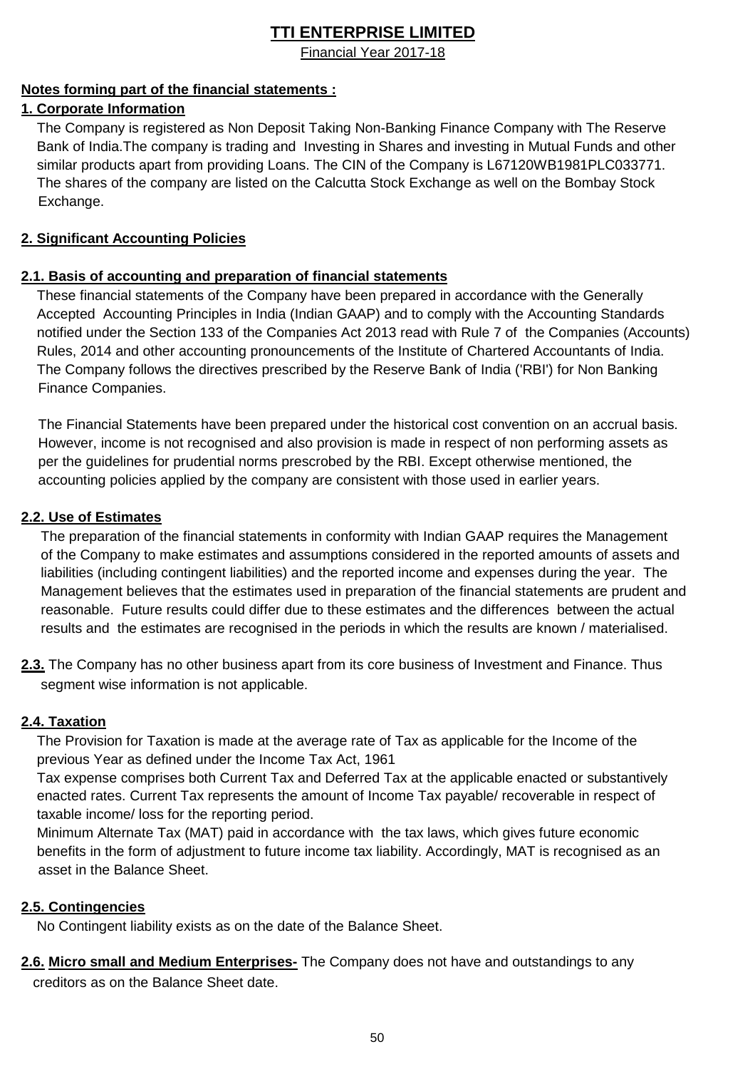# TTI ENTERPRISE LIMITED

Financial Year 2017-18

**Notes forming part of the financial statements :**

**1. Corporate Information**

The Company is registered as Non Deposit Taking Non-Banking Finance Company with The Reserve Bank of India.The company is trading and Investing in Shares and investing in Mutual Funds and other similar products apart from providing Loans. The CIN of the Company is L67120WB1981PLC033771. The shares of the company are listed on the Calcutta Stock Exchange as well on the Bombay Stock Exchange.

**2. Significant Accounting Policies**

**2.1. Basis of accounting and preparation of financial statements**

These financial statements of the Company have been prepared in accordance with the Generally Accepted Accounting Principles in India (Indian GAAP) and to comply with the Accounting Standards notified under the Section 133 of the Companies Act 2013 read with Rule 7 of the Companies (Accounts) Rules, 2014 and other accounting pronouncements of the Institute of Chartered Accountants of India. The Company follows the directives prescribed by the Reserve Bank of India ('RBI') for Non Banking Finance Companies.

The Financial Statements have been prepared under the historical cost convention on an accrual basis. However, income is not recognised and also provision is made in respect of non performing assets as per the guidelines for prudential norms prescrobed by the RBI. Except otherwise mentioned, the accounting policies applied by the company are consistent with those used in earlier years.

**2.2. Use of Estimates**

The preparation of the financial statements in conformity with Indian GAAP requires the Management of the Company to make estimates and assumptions considered in the reported amounts of assets and liabilities (including contingent liabilities) and the reported income and expenses during the year. The Management believes that the estimates used in preparation of the financial statements are prudent and reasonable. Future results could differ due to these estimates and the differences between the actual results and the estimates are recognised in the periods in which the results are known / materialised.

**2.3.** The Company has no other business apart from its core business of Investment and Finance. Thus segment wise information is not applicable.

**2.4. Taxation**

The Provision for Taxation is made at the average rate of Tax as applicable for the Income of the previous Year as defined under the Income Tax Act, 1961

Tax expense comprises both Current Tax and Deferred Tax at the applicable enacted or substantively enacted rates. Current Tax represents the amount of Income Tax payable/ recoverable in respect of taxable income/ loss for the reporting period.

Minimum Alternate Tax (MAT) paid in accordance with the tax laws, which gives future economic benefits in the form of adjustment to future income tax liability. Accordingly, MAT is recognised as an asset in the Balance Sheet.

**2.5. Contingencies**

No Contingent liability exists as on the date of the Balance Sheet.

**2.6. Micro small and Medium Enterprises-** The Company does not have and outstandings to any creditors as on the Balance Sheet date.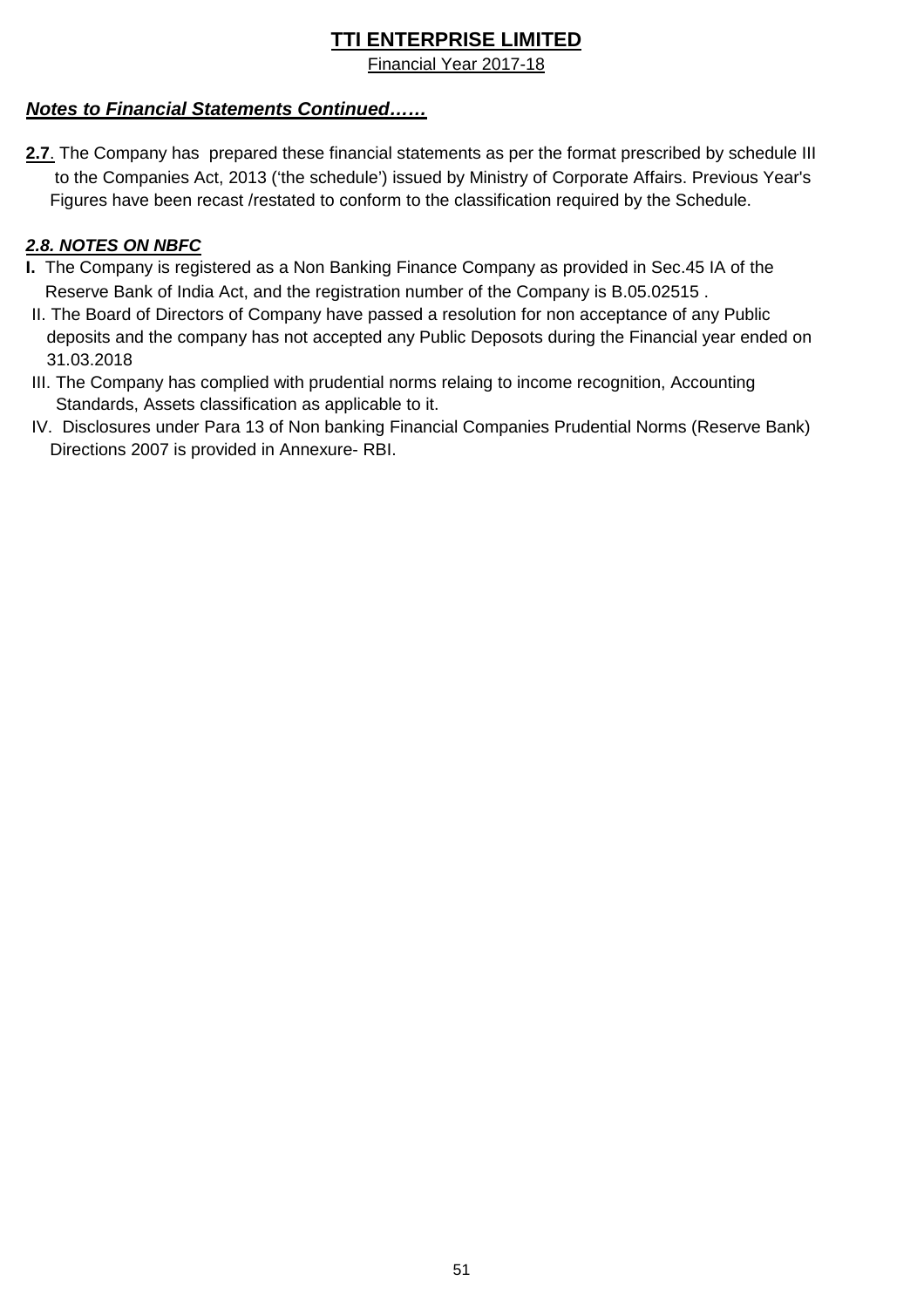# TTI ENTERPRISE LIMITED

Financial Year 2017-18

***Notes to Financial Statements Continued……***

**2.7**. The Company has prepared these financial statements as per the format prescribed by schedule III to the Companies Act, 2013 ('the schedule') issued by Ministry of Corporate Affairs. Previous Year's Figures have been recast /restated to conform to the classification required by the Schedule.

***2.8. NOTES ON NBFC***

**I.** The Company is registered as a Non Banking Finance Company as provided in Sec.45 IA of the Reserve Bank of India Act, and the registration number of the Company is B.05.02515 .

II. The Board of Directors of Company have passed a resolution for non acceptance of any Public deposits and the company has not accepted any Public Deposots during the Financial year ended on 31.03.2018

III. The Company has complied with prudential norms relaing to income recognition, Accounting Standards, Assets classification as applicable to it.

IV. Disclosures under Para 13 of Non banking Financial Companies Prudential Norms (Reserve Bank) Directions 2007 is provided in Annexure- RBI.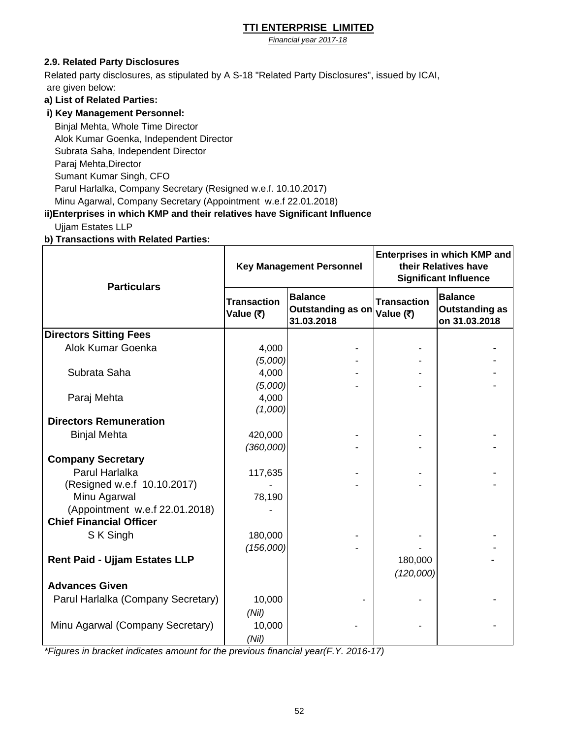**TTI ENTERPRISE LIMITED**

*Financial year 2017-18*

### 2.9. Related Party Disclosures

Related party disclosures, as stipulated by A S-18 "Related Party Disclosures", issued by ICAI, are given below:

**a) List of Related Parties:**

**i) Key Management Personnel:**

Binjal Mehta, Whole Time Director
Alok Kumar Goenka, Independent Director
Subrata Saha, Independent Director
Paraj Mehta,Director
Sumant Kumar Singh, CFO
Parul Harlalka, Company Secretary (Resigned w.e.f. 10.10.2017)
Minu Agarwal, Company Secretary (Appointment w.e.f 22.01.2018)

**ii)Enterprises in which KMP and their relatives have Significant Influence**

Ujjam Estates LLP

**b) Transactions with Related Parties:**

| Particulars | Key Management Personnel | | Enterprises in which KMP and their Relatives have Significant Influence | |
|---|---|---|---|---|
| | Transaction Value (₹) | Balance Outstanding as on 31.03.2018 | Transaction Value (₹) | Balance Outstanding as on 31.03.2018 |
| **Directors Sitting Fees** | | | | |
| Alok Kumar Goenka | 4,000 | - | - | - |
| | *(5,000)* | - | - | - |
| Subrata Saha | 4,000 | - | - | - |
| | *(5,000)* | - | - | - |
| Paraj Mehta | 4,000 | | | |
| | *(1,000)* | | | |
| **Directors Remuneration** | | | | |
| Binjal Mehta | 420,000 | - | - | - |
| | *(360,000)* | - | - | - |
| **Company Secretary** | | | | |
| Parul Harlalka | 117,635 | - | - | - |
| (Resigned w.e.f 10.10.2017) | - | - | - | - |
| Minu Agarwal | 78,190 | | | |
| (Appointment w.e.f 22.01.2018) | - | | | |
| **Chief Financial Officer** | | | | |
| S K Singh | 180,000 | - | - | - |
| | *(156,000)* | - | - | - |
| **Rent Paid - Ujjam Estates LLP** | | | 180,000 | - |
| | | | *(120,000)* | |
| **Advances Given** | | | | |
| Parul Harlalka (Company Secretary) | 10,000 | - | - | - |
| | *(Nil)* | | | |
| Minu Agarwal (Company Secretary) | 10,000 | - | - | - |
| | *(Nil)* | | | |

*\*Figures in bracket indicates amount for the previous financial year(F.Y. 2016-17)*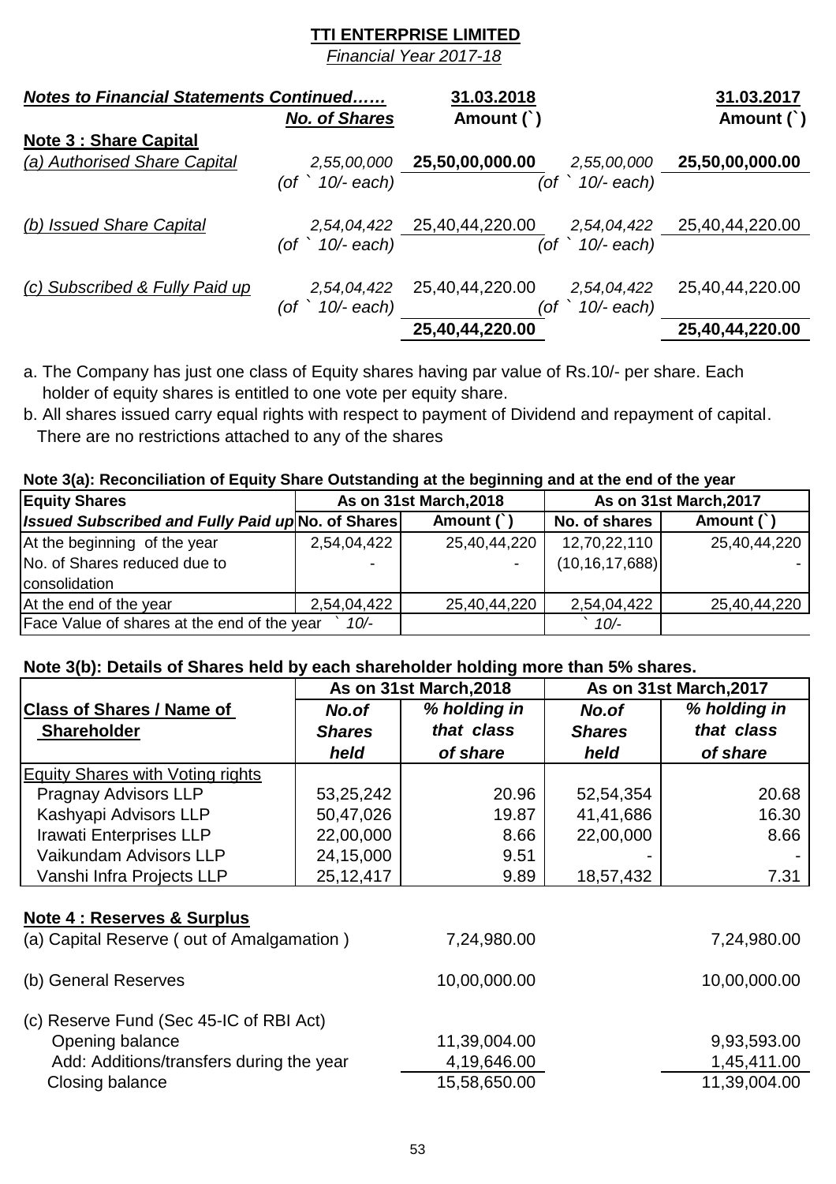**TTI ENTERPRISE LIMITED**

*Financial Year 2017-18*

| ***Notes to Financial Statements Continued……*** | ***No. of Shares*** | **31.03.2018 Amount (`)** | | **31.03.2017 Amount (`)** |
|---|---|---|---|---|
| **Note 3 : Share Capital** | | | | |
| *(a) Authorised Share Capital* | *2,55,00,000 (of ` 10/- each)* | **25,50,00,000.00** | *2,55,00,000 (of ` 10/- each)* | **25,50,00,000.00** |
| *(b) Issued Share Capital* | *2,54,04,422 (of ` 10/- each)* | 25,40,44,220.00 | *2,54,04,422 (of ` 10/- each)* | 25,40,44,220.00 |
| *(c) Subscribed & Fully Paid up* | *2,54,04,422 (of ` 10/- each)* | 25,40,44,220.00 | *2,54,04,422 (of ` 10/- each)* | 25,40,44,220.00 |
| | | **25,40,44,220.00** | | **25,40,44,220.00** |

a. The Company has just one class of Equity shares having par value of Rs.10/- per share. Each holder of equity shares is entitled to one vote per equity share.

b. All shares issued carry equal rights with respect to payment of Dividend and repayment of capital. There are no restrictions attached to any of the shares

**Note 3(a): Reconciliation of Equity Share Outstanding at the beginning and at the end of the year**

| **Equity Shares** | **As on 31st March,2018** | | **As on 31st March,2017** | |
|---|---|---|---|---|
| ***Issued Subscribed and Fully Paid up*** | **No. of Shares** | **Amount (`)** | **No. of shares** | **Amount (`)** |
| At the beginning of the year | 2,54,04,422 | 25,40,44,220 | 12,70,22,110 | 25,40,44,220 |
| No. of Shares reduced due to consolidation | - | - | (10,16,17,688) | - |
| At the end of the year | 2,54,04,422 | 25,40,44,220 | 2,54,04,422 | 25,40,44,220 |
| Face Value of shares at the end of the year | ` 10/- | | ` 10/- | |

**Note 3(b): Details of Shares held by each shareholder holding more than 5% shares.**

| | **As on 31st March,2018** | | **As on 31st March,2017** | |
|---|---|---|---|---|
| **Class of Shares / Name of Shareholder** | ***No.of Shares held*** | ***% holding in that class of share*** | ***No.of Shares held*** | ***% holding in that class of share*** |
| Equity Shares with Voting rights | | | | |
| Pragnay Advisors LLP | 53,25,242 | 20.96 | 52,54,354 | 20.68 |
| Kashyapi Advisors LLP | 50,47,026 | 19.87 | 41,41,686 | 16.30 |
| Irawati Enterprises LLP | 22,00,000 | 8.66 | 22,00,000 | 8.66 |
| Vaikundam Advisors LLP | 24,15,000 | 9.51 | - | - |
| Vanshi Infra Projects LLP | 25,12,417 | 9.89 | 18,57,432 | 7.31 |

**Note 4 : Reserves & Surplus**

| | 31.03.2018 | 31.03.2017 |
|---|---|---|
| (a) Capital Reserve ( out of Amalgamation ) | 7,24,980.00 | 7,24,980.00 |
| (b) General Reserves | 10,00,000.00 | 10,00,000.00 |
| (c) Reserve Fund (Sec 45-IC of RBI Act) | | |
| Opening balance | 11,39,004.00 | 9,93,593.00 |
| Add: Additions/transfers during the year | 4,19,646.00 | 1,45,411.00 |
| Closing balance | 15,58,650.00 | 11,39,004.00 |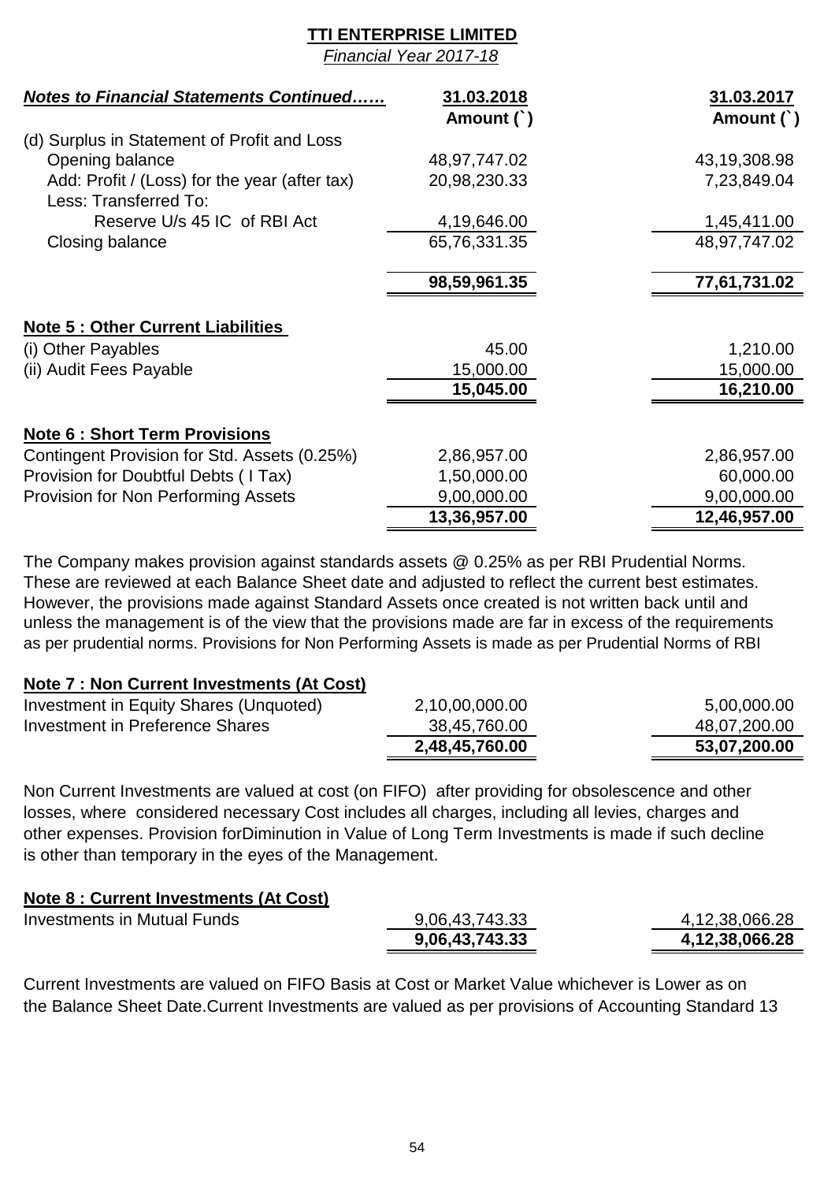**TTI ENTERPRISE LIMITED**

*Financial Year 2017-18*

| *Notes to Financial Statements Continued……* | 31.03.2018 Amount (`) | 31.03.2017 Amount (`) |
|---|---|---|
| (d) Surplus in Statement of Profit and Loss | | |
| Opening balance | 48,97,747.02 | 43,19,308.98 |
| Add: Profit / (Loss) for the year (after tax) | 20,98,230.33 | 7,23,849.04 |
| Less: Transferred To: | | |
| Reserve U/s 45 IC of RBI Act | 4,19,646.00 | 1,45,411.00 |
| Closing balance | 65,76,331.35 | 48,97,747.02 |
| | **98,59,961.35** | **77,61,731.02** |

**Note 5 : Other Current Liabilities**

| | 31.03.2018 | 31.03.2017 |
|---|---|---|
| (i) Other Payables | 45.00 | 1,210.00 |
| (ii) Audit Fees Payable | 15,000.00 | 15,000.00 |
| | **15,045.00** | **16,210.00** |

**Note 6 : Short Term Provisions**

| | 31.03.2018 | 31.03.2017 |
|---|---|---|
| Contingent Provision for Std. Assets (0.25%) | 2,86,957.00 | 2,86,957.00 |
| Provision for Doubtful Debts ( I Tax) | 1,50,000.00 | 60,000.00 |
| Provision for Non Performing Assets | 9,00,000.00 | 9,00,000.00 |
| | **13,36,957.00** | **12,46,957.00** |

The Company makes provision against standards assets @ 0.25% as per RBI Prudential Norms. These are reviewed at each Balance Sheet date and adjusted to reflect the current best estimates. However, the provisions made against Standard Assets once created is not written back until and unless the management is of the view that the provisions made are far in excess of the requirements as per prudential norms. Provisions for Non Performing Assets is made as per Prudential Norms of RBI

**Note 7 : Non Current Investments (At Cost)**

| | 31.03.2018 | 31.03.2017 |
|---|---|---|
| Investment in Equity Shares (Unquoted) | 2,10,00,000.00 | 5,00,000.00 |
| Investment in Preference Shares | 38,45,760.00 | 48,07,200.00 |
| | **2,48,45,760.00** | **53,07,200.00** |

Non Current Investments are valued at cost (on FIFO) after providing for obsolescence and other losses, where considered necessary Cost includes all charges, including all levies, charges and other expenses. Provision forDiminution in Value of Long Term Investments is made if such decline is other than temporary in the eyes of the Management.

**Note 8 : Current Investments (At Cost)**

| | 31.03.2018 | 31.03.2017 |
|---|---|---|
| Investments in Mutual Funds | 9,06,43,743.33 | 4,12,38,066.28 |
| | **9,06,43,743.33** | **4,12,38,066.28** |

Current Investments are valued on FIFO Basis at Cost or Market Value whichever is Lower as on the Balance Sheet Date.Current Investments are valued as per provisions of Accounting Standard 13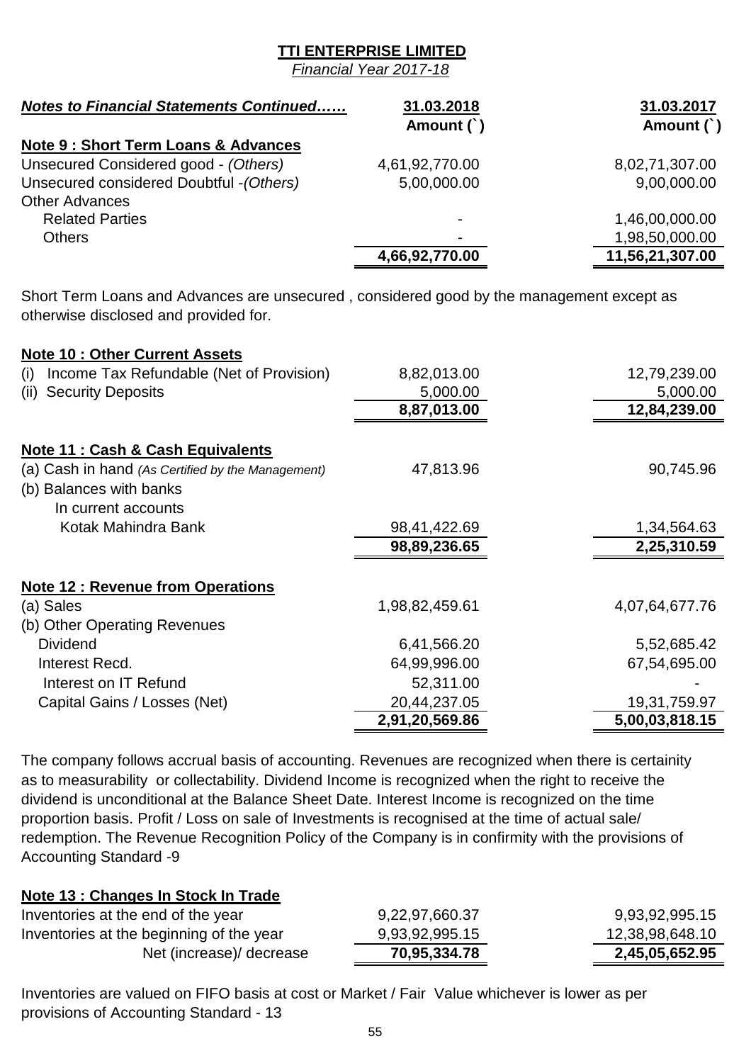**TTI ENTERPRISE LIMITED**

*Financial Year 2017-18*

| *Notes to Financial Statements Continued……* | 31.03.2018 Amount (`) | 31.03.2017 Amount (`) |
|---|---|---|
| **Note 9 : Short Term Loans & Advances** | | |
| Unsecured Considered good - *(Others)* | 4,61,92,770.00 | 8,02,71,307.00 |
| Unsecured considered Doubtful -*(Others)* | 5,00,000.00 | 9,00,000.00 |
| Other Advances | | |
| Related Parties | - | 1,46,00,000.00 |
| Others | - | 1,98,50,000.00 |
| | **4,66,92,770.00** | **11,56,21,307.00** |

Short Term Loans and Advances are unsecured , considered good by the management except as otherwise disclosed and provided for.

| **Note 10 : Other Current Assets** | | |
|---|---|---|
| (i) Income Tax Refundable (Net of Provision) | 8,82,013.00 | 12,79,239.00 |
| (ii) Security Deposits | 5,000.00 | 5,000.00 |
| | **8,87,013.00** | **12,84,239.00** |

| **Note 11 : Cash & Cash Equivalents** | | |
|---|---|---|
| (a) Cash in hand *(As Certified by the Management)* | 47,813.96 | 90,745.96 |
| (b) Balances with banks | | |
| In current accounts | | |
| Kotak Mahindra Bank | 98,41,422.69 | 1,34,564.63 |
| | **98,89,236.65** | **2,25,310.59** |

| **Note 12 : Revenue from Operations** | | |
|---|---|---|
| (a) Sales | 1,98,82,459.61 | 4,07,64,677.76 |
| (b) Other Operating Revenues | | |
| Dividend | 6,41,566.20 | 5,52,685.42 |
| Interest Recd. | 64,99,996.00 | 67,54,695.00 |
| Interest on IT Refund | 52,311.00 | - |
| Capital Gains / Losses (Net) | 20,44,237.05 | 19,31,759.97 |
| | **2,91,20,569.86** | **5,00,03,818.15** |

The company follows accrual basis of accounting. Revenues are recognized when there is certainity as to measurability or collectability. Dividend Income is recognized when the right to receive the dividend is unconditional at the Balance Sheet Date. Interest Income is recognized on the time proportion basis. Profit / Loss on sale of Investments is recognised at the time of actual sale/ redemption. The Revenue Recognition Policy of the Company is in confirmity with the provisions of Accounting Standard -9

| **Note 13 : Changes In Stock In Trade** | | |
|---|---|---|
| Inventories at the end of the year | 9,22,97,660.37 | 9,93,92,995.15 |
| Inventories at the beginning of the year | 9,93,92,995.15 | 12,38,98,648.10 |
| Net (increase)/ decrease | **70,95,334.78** | **2,45,05,652.95** |

Inventories are valued on FIFO basis at cost or Market / Fair Value whichever is lower as per provisions of Accounting Standard - 13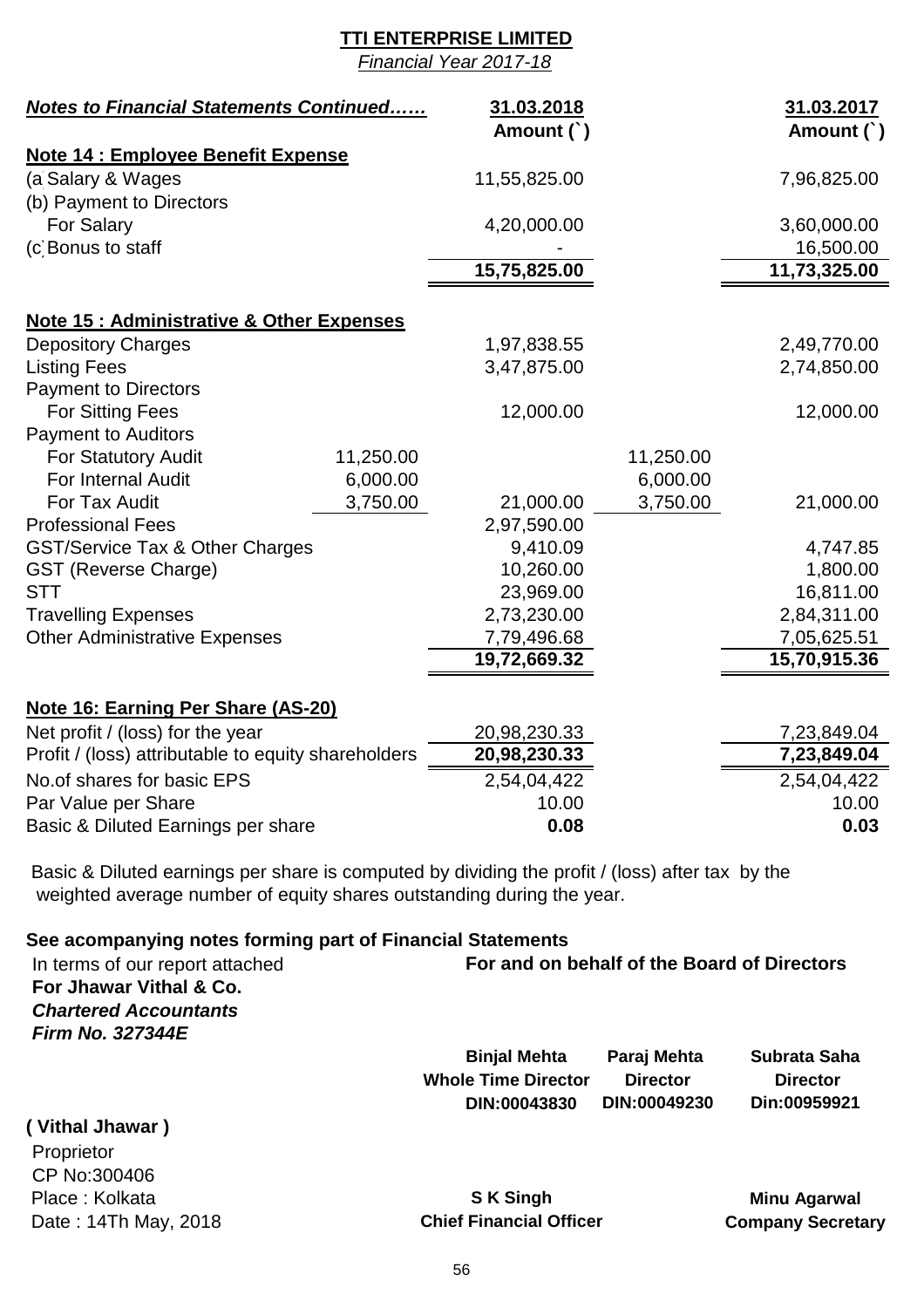**TTI ENTERPRISE LIMITED**

*Financial Year 2017-18*

| ***Notes to Financial Statements Continued……*** | | **31.03.2018 Amount (`)** | | **31.03.2017 Amount (`)** |
|---|---|---|---|---|
| **Note 14 : Employee Benefit Expense** | | | | |
| (a) Salary & Wages | | 11,55,825.00 | | 7,96,825.00 |
| (b) Payment to Directors | | | | |
| For Salary | | 4,20,000.00 | | 3,60,000.00 |
| (c) Bonus to staff | | - | | 16,500.00 |
| | | **15,75,825.00** | | **11,73,325.00** |
| **Note 15 : Administrative & Other Expenses** | | | | |
| Depository Charges | | 1,97,838.55 | | 2,49,770.00 |
| Listing Fees | | 3,47,875.00 | | 2,74,850.00 |
| Payment to Directors | | | | |
| For Sitting Fees | | 12,000.00 | | 12,000.00 |
| Payment to Auditors | | | | |
| For Statutory Audit | 11,250.00 | | 11,250.00 | |
| For Internal Audit | 6,000.00 | | 6,000.00 | |
| For Tax Audit | 3,750.00 | 21,000.00 | 3,750.00 | 21,000.00 |
| Professional Fees | | 2,97,590.00 | | |
| GST/Service Tax & Other Charges | | 9,410.09 | | 4,747.85 |
| GST (Reverse Charge) | | 10,260.00 | | 1,800.00 |
| STT | | 23,969.00 | | 16,811.00 |
| Travelling Expenses | | 2,73,230.00 | | 2,84,311.00 |
| Other Administrative Expenses | | 7,79,496.68 | | 7,05,625.51 |
| | | **19,72,669.32** | | **15,70,915.36** |
| **Note 16: Earning Per Share (AS-20)** | | | | |
| Net profit / (loss) for the year | | 20,98,230.33 | | 7,23,849.04 |
| Profit / (loss) attributable to equity shareholders | | **20,98,230.33** | | **7,23,849.04** |
| No.of shares for basic EPS | | 2,54,04,422 | | 2,54,04,422 |
| Par Value per Share | | 10.00 | | 10.00 |
| Basic & Diluted Earnings per share | | **0.08** | | **0.03** |

Basic & Diluted earnings per share is computed by dividing the profit / (loss) after tax by the weighted average number of equity shares outstanding during the year.

**See acompanying notes forming part of Financial Statements**

In terms of our report attached
**For Jhawar Vithal & Co.**
***Chartered Accountants***
***Firm No. 327344E***

**For and on behalf of the Board of Directors**

| **Binjal Mehta** | **Paraj Mehta** | **Subrata Saha** |
|---|---|---|
| **Whole Time Director** | **Director** | **Director** |
| **DIN:00043830** | **DIN:00049230** | **Din:00959921** |

**( Vithal Jhawar )**
Proprietor
CP No:300406
Place : Kolkata
Date : 14Th May, 2018

**S K Singh**
**Chief Financial Officer**

**Minu Agarwal**
**Company Secretary**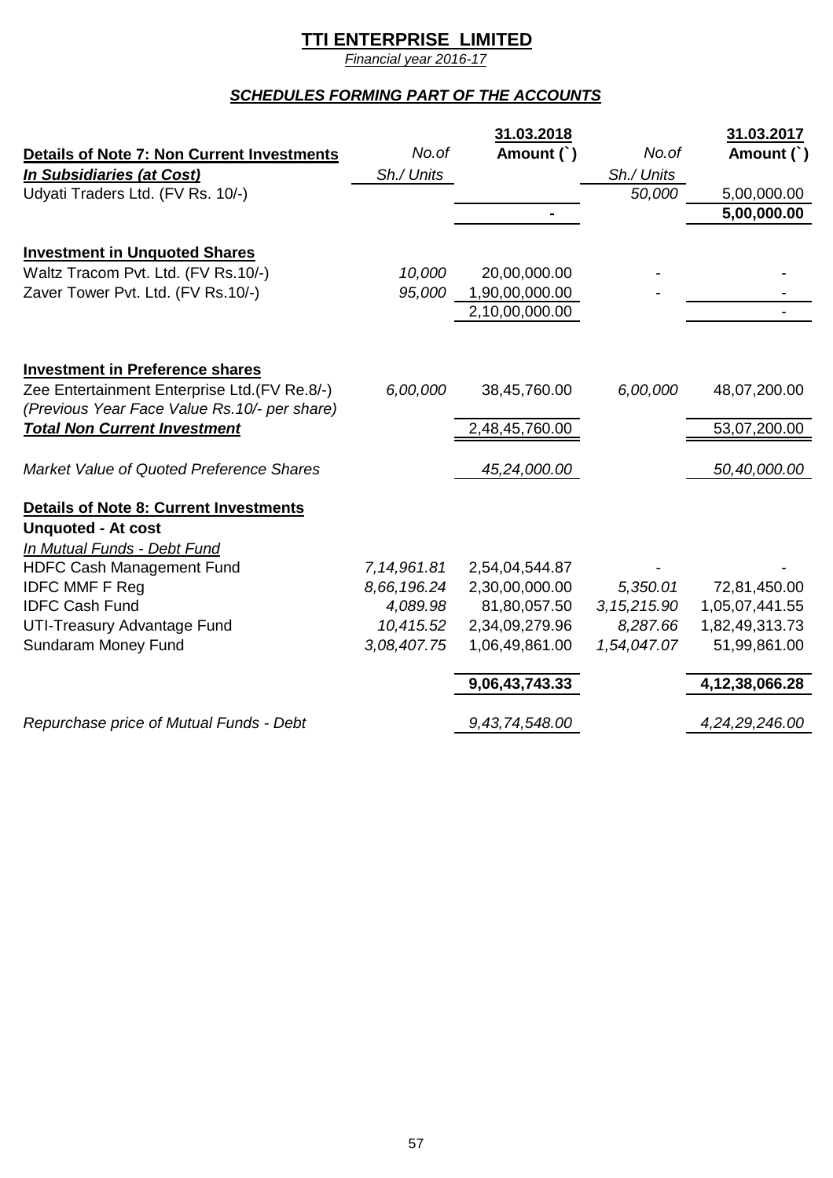# TTI ENTERPRISE LIMITED

*Financial year 2016-17*

## *SCHEDULES FORMING PART OF THE ACCOUNTS*

| | | 31.03.2018 | | 31.03.2017 |
|---|---|---|---|---|
| **Details of Note 7: Non Current Investments** | *No.of* | **Amount (`)** | *No.of* | **Amount (`)** |
| ***In Subsidiaries (at Cost)*** | *Sh./ Units* | | *Sh./ Units* | |
| Udyati Traders Ltd. (FV Rs. 10/-) | | | *50,000* | 5,00,000.00 |
| | | **-** | | **5,00,000.00** |
| **Investment in Unquoted Shares** | | | | |
| Waltz Tracom Pvt. Ltd. (FV Rs.10/-) | *10,000* | 20,00,000.00 | - | - |
| Zaver Tower Pvt. Ltd. (FV Rs.10/-) | *95,000* | 1,90,00,000.00 | - | - |
| | | 2,10,00,000.00 | | - |
| **Investment in Preference shares** | | | | |
| Zee Entertainment Enterprise Ltd.(FV Re.8/-) *(Previous Year Face Value Rs.10/- per share)* | *6,00,000* | 38,45,760.00 | *6,00,000* | 48,07,200.00 |
| ***Total Non Current Investment*** | | 2,48,45,760.00 | | 53,07,200.00 |
| *Market Value of Quoted Preference Shares* | | *45,24,000.00* | | *50,40,000.00* |
| **Details of Note 8: Current Investments** | | | | |
| **Unquoted - At cost** | | | | |
| *In Mutual Funds - Debt Fund* | | | | |
| HDFC Cash Management Fund | *7,14,961.81* | 2,54,04,544.87 | - | - |
| IDFC MMF F Reg | *8,66,196.24* | 2,30,00,000.00 | *5,350.01* | 72,81,450.00 |
| IDFC Cash Fund | *4,089.98* | 81,80,057.50 | *3,15,215.90* | 1,05,07,441.55 |
| UTI-Treasury Advantage Fund | *10,415.52* | 2,34,09,279.96 | *8,287.66* | 1,82,49,313.73 |
| Sundaram Money Fund | *3,08,407.75* | 1,06,49,861.00 | *1,54,047.07* | 51,99,861.00 |
| | | **9,06,43,743.33** | | **4,12,38,066.28** |
| *Repurchase price of Mutual Funds - Debt* | | *9,43,74,548.00* | | *4,24,29,246.00* |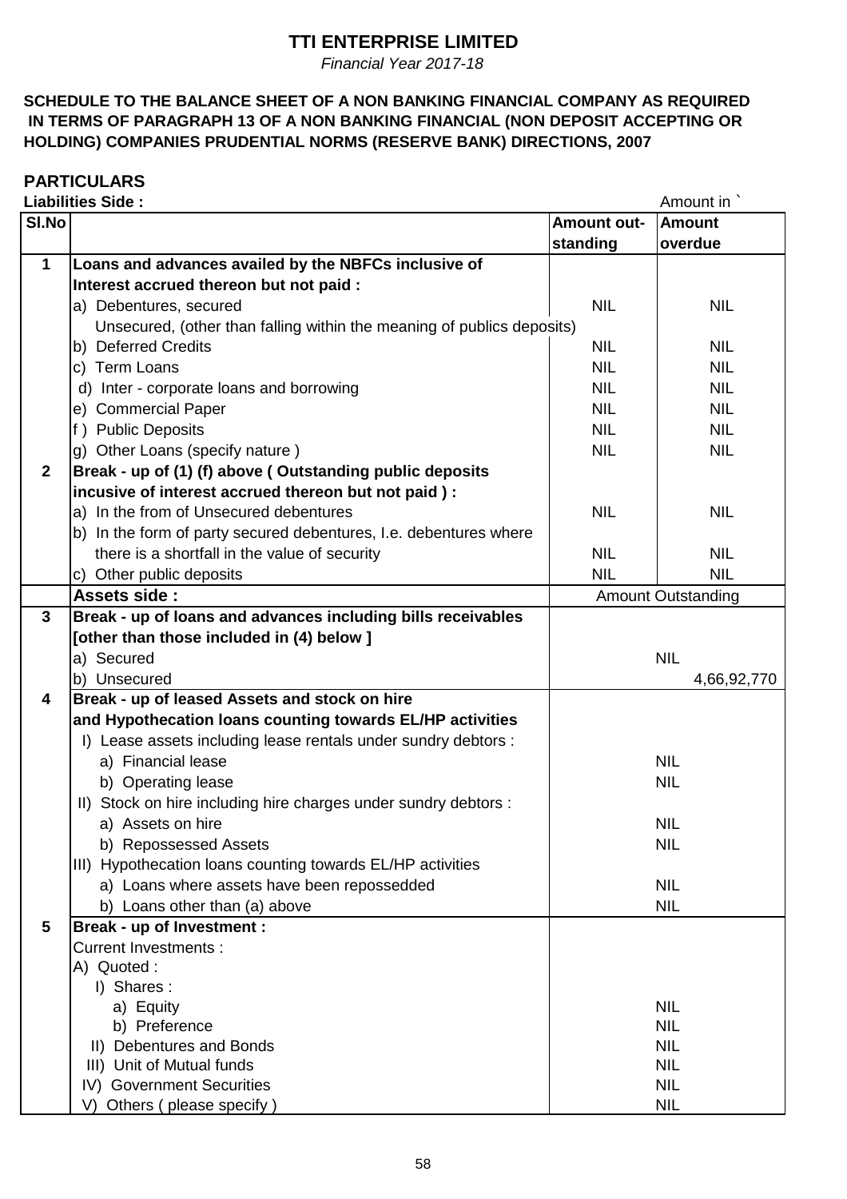# TTI ENTERPRISE LIMITED

*Financial Year 2017-18*

**SCHEDULE TO THE BALANCE SHEET OF A NON BANKING FINANCIAL COMPANY AS REQUIRED IN TERMS OF PARAGRAPH 13 OF A NON BANKING FINANCIAL (NON DEPOSIT ACCEPTING OR HOLDING) COMPANIES PRUDENTIAL NORMS (RESERVE BANK) DIRECTIONS, 2007**

## PARTICULARS

**Liabilities Side :** Amount in `

| Sl.No | | Amount out-standing | Amount overdue |
|---|---|---|---|
| **1** | **Loans and advances availed by the NBFCs inclusive of Interest accrued thereon but not paid :** | | |
| | a) Debentures, secured | NIL | NIL |
| | Unsecured, (other than falling within the meaning of publics deposits) | | |
| | b) Deferred Credits | NIL | NIL |
| | c) Term Loans | NIL | NIL |
| | d) Inter - corporate loans and borrowing | NIL | NIL |
| | e) Commercial Paper | NIL | NIL |
| | f ) Public Deposits | NIL | NIL |
| | g) Other Loans (specify nature ) | NIL | NIL |
| **2** | **Break - up of (1) (f) above ( Outstanding public deposits incusive of interest accrued thereon but not paid ) :** | | |
| | a) In the from of Unsecured debentures | NIL | NIL |
| | b) In the form of party secured debentures, I.e. debentures where there is a shortfall in the value of security | NIL | NIL |
| | c) Other public deposits | NIL | NIL |
| | **Assets side :** | Amount Outstanding | |
| **3** | **Break - up of loans and advances including bills receivables [other than those included in (4) below ]** | | |
| | a) Secured | NIL | |
| | b) Unsecured | 4,66,92,770 | |
| **4** | **Break - up of leased Assets and stock on hire and Hypothecation loans counting towards EL/HP activities** | | |
| | I) Lease assets including lease rentals under sundry debtors : | | |
| | a) Financial lease | NIL | |
| | b) Operating lease | NIL | |
| | II) Stock on hire including hire charges under sundry debtors : | | |
| | a) Assets on hire | NIL | |
| | b) Repossessed Assets | NIL | |
| | III) Hypothecation loans counting towards EL/HP activities | | |
| | a) Loans where assets have been repossedded | NIL | |
| | b) Loans other than (a) above | NIL | |
| **5** | **Break - up of Investment :** | | |
| | Current Investments : | | |
| | A) Quoted : | | |
| | I) Shares : | | |
| | a) Equity | NIL | |
| | b) Preference | NIL | |
| | II) Debentures and Bonds | NIL | |
| | III) Unit of Mutual funds | NIL | |
| | IV) Government Securities | NIL | |
| | V) Others ( please specify ) | NIL | |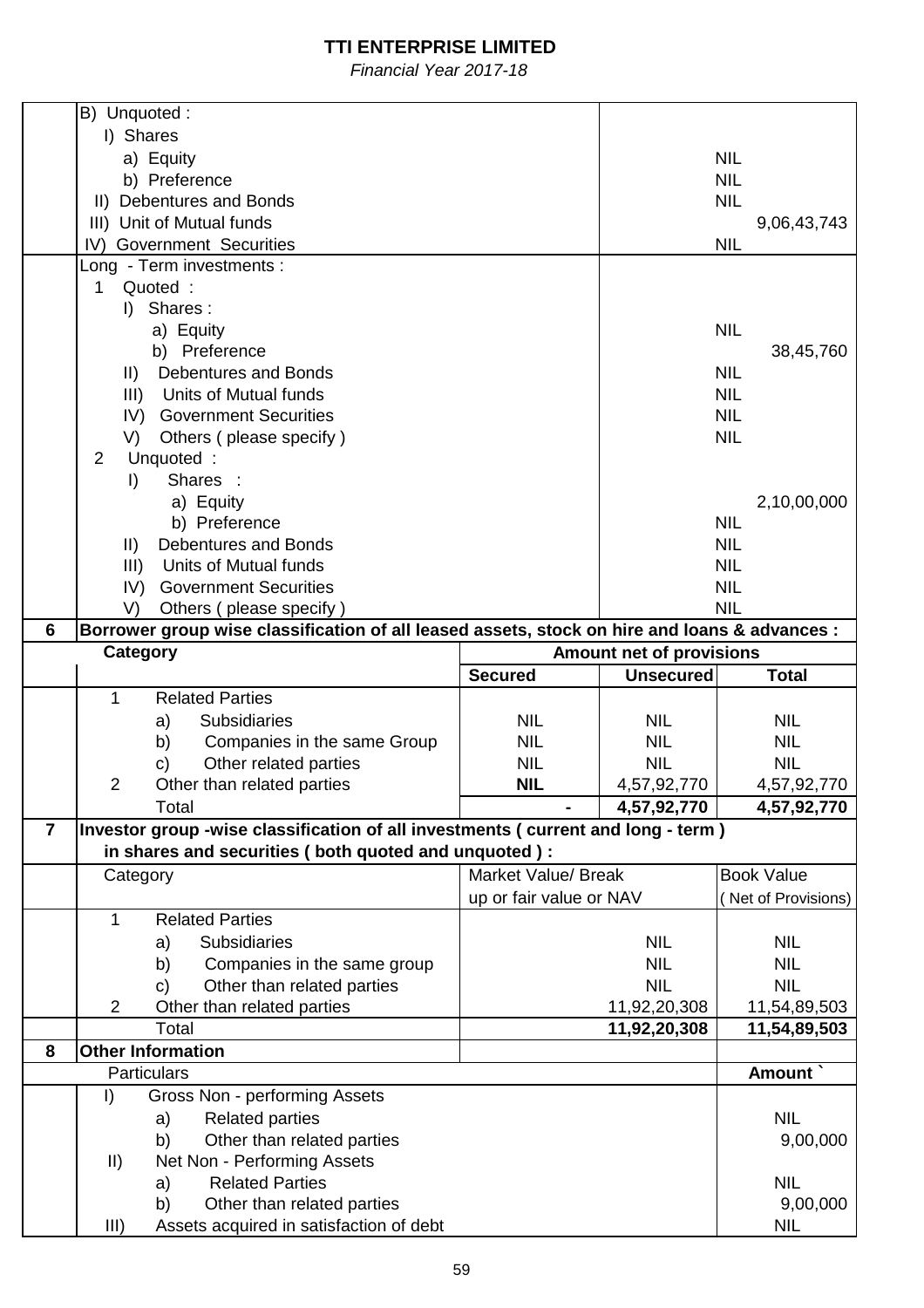# TTI ENTERPRISE LIMITED

*Financial Year 2017-18*

| | | | | |
|---|---|---|---|---|
| | B) Unquoted : | | | |
| | I) Shares | | | |
| | a) Equity | | | NIL |
| | b) Preference | | | NIL |
| | II) Debentures and Bonds | | | NIL |
| | III) Unit of Mutual funds | | | 9,06,43,743 |
| | IV) Government Securities | | | NIL |
| | Long - Term investments : | | | |
| | 1 Quoted : | | | |
| | I) Shares : | | | |
| | a) Equity | | | NIL |
| | b) Preference | | | 38,45,760 |
| | II) Debentures and Bonds | | | NIL |
| | III) Units of Mutual funds | | | NIL |
| | IV) Government Securities | | | NIL |
| | V) Others ( please specify ) | | | NIL |
| | 2 Unquoted : | | | |
| | I) Shares : | | | |
| | a) Equity | | | 2,10,00,000 |
| | b) Preference | | | NIL |
| | II) Debentures and Bonds | | | NIL |
| | III) Units of Mutual funds | | | NIL |
| | IV) Government Securities | | | NIL |
| | V) Others ( please specify ) | | | NIL |
| **6** | **Borrower group wise classification of all leased assets, stock on hire and loans & advances :** | | | |
| | **Category** | **Amount net of provisions** | | |
| | | **Secured** | **Unsecured** | **Total** |
| | 1 Related Parties | | | |
| | a) Subsidiaries | NIL | NIL | NIL |
| | b) Companies in the same Group | NIL | NIL | NIL |
| | c) Other related parties | NIL | NIL | NIL |
| | 2 Other than related parties | **NIL** | 4,57,92,770 | 4,57,92,770 |
| | Total | **-** | **4,57,92,770** | **4,57,92,770** |
| **7** | **Investor group -wise classification of all investments ( current and long - term ) in shares and securities ( both quoted and unquoted ) :** | | | |
| | Category | Market Value/ Break up or fair value or NAV | | Book Value ( Net of Provisions) |
| | 1 Related Parties | | | |
| | a) Subsidiaries | | NIL | NIL |
| | b) Companies in the same group | | NIL | NIL |
| | c) Other than related parties | | NIL | NIL |
| | 2 Other than related parties | | 11,92,20,308 | 11,54,89,503 |
| | Total | | **11,92,20,308** | **11,54,89,503** |
| **8** | **Other Information** | | | |
| | Particulars | | | **Amount `** |
| | I) Gross Non - performing Assets | | | |
| | a) Related parties | | | NIL |
| | b) Other than related parties | | | 9,00,000 |
| | II) Net Non - Performing Assets | | | |
| | a) Related Parties | | | NIL |
| | b) Other than related parties | | | 9,00,000 |
| | III) Assets acquired in satisfaction of debt | | | NIL |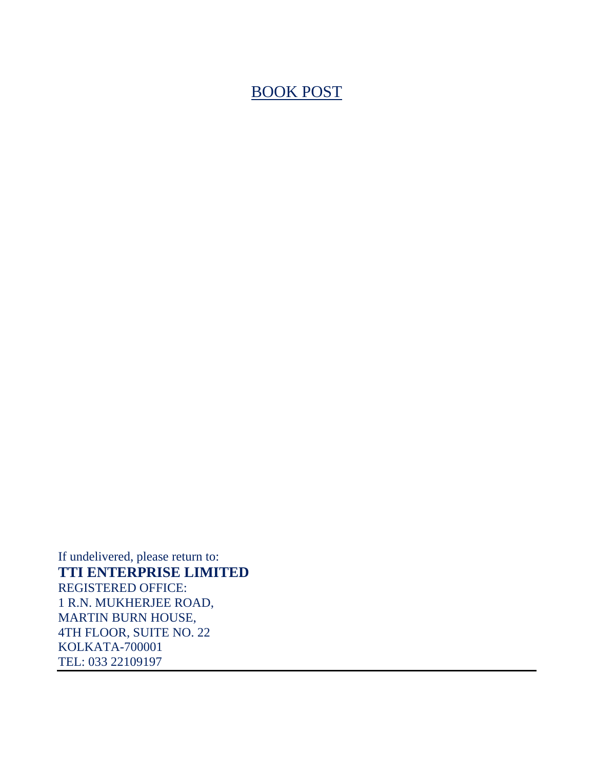BOOK POST

If undelivered, please return to:

**TTI ENTERPRISE LIMITED**

REGISTERED OFFICE:
1 R.N. MUKHERJEE ROAD,
MARTIN BURN HOUSE,
4TH FLOOR, SUITE NO. 22
KOLKATA-700001
TEL: 033 22109197